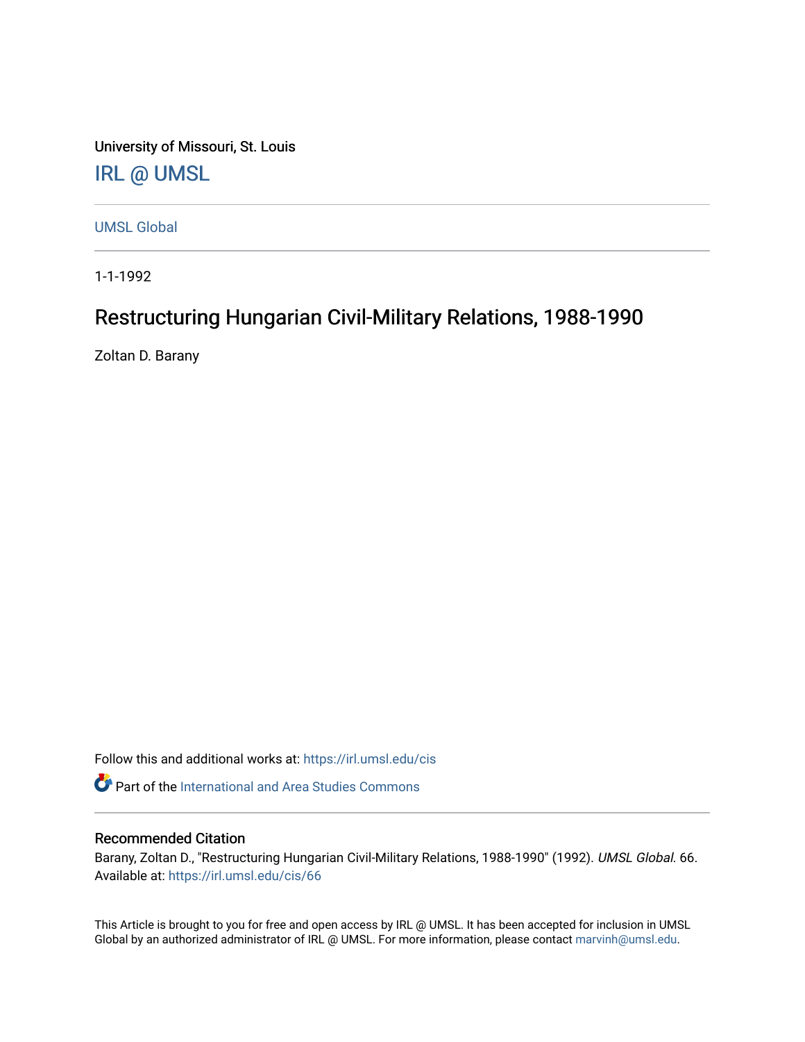University of Missouri, St. Louis

# IRL @ UMSL

UMSL Global

1-1-1992

## Restructuring Hungarian Civil-Military Relations, 1988-1990

Zoltan D. Barany

Follow this and additional works at: https://irl.umsl.edu/cis

Part of the International and Area Studies Commons

### Recommended Citation

Barany, Zoltan D., "Restructuring Hungarian Civil-Military Relations, 1988-1990" (1992). *UMSL Global*. 66. Available at: https://irl.umsl.edu/cis/66

This Article is brought to you for free and open access by IRL @ UMSL. It has been accepted for inclusion in UMSL Global by an authorized administrator of IRL @ UMSL. For more information, please contact marvinh@umsl.edu.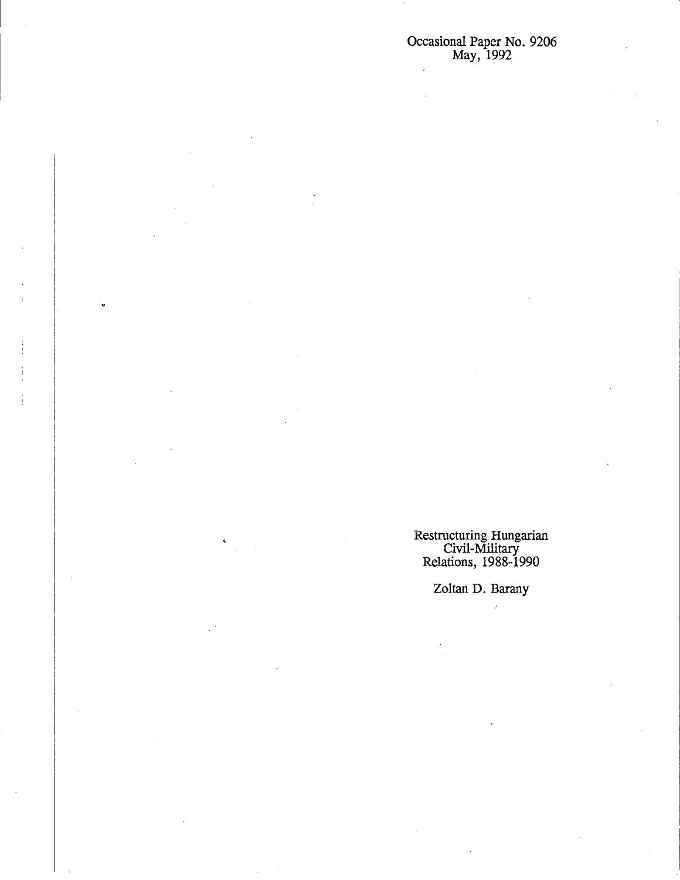Occasional Paper No. 9206
May, 1992

Restructuring Hungarian Civil-Military Relations, 1988-1990

Zoltan D. Barany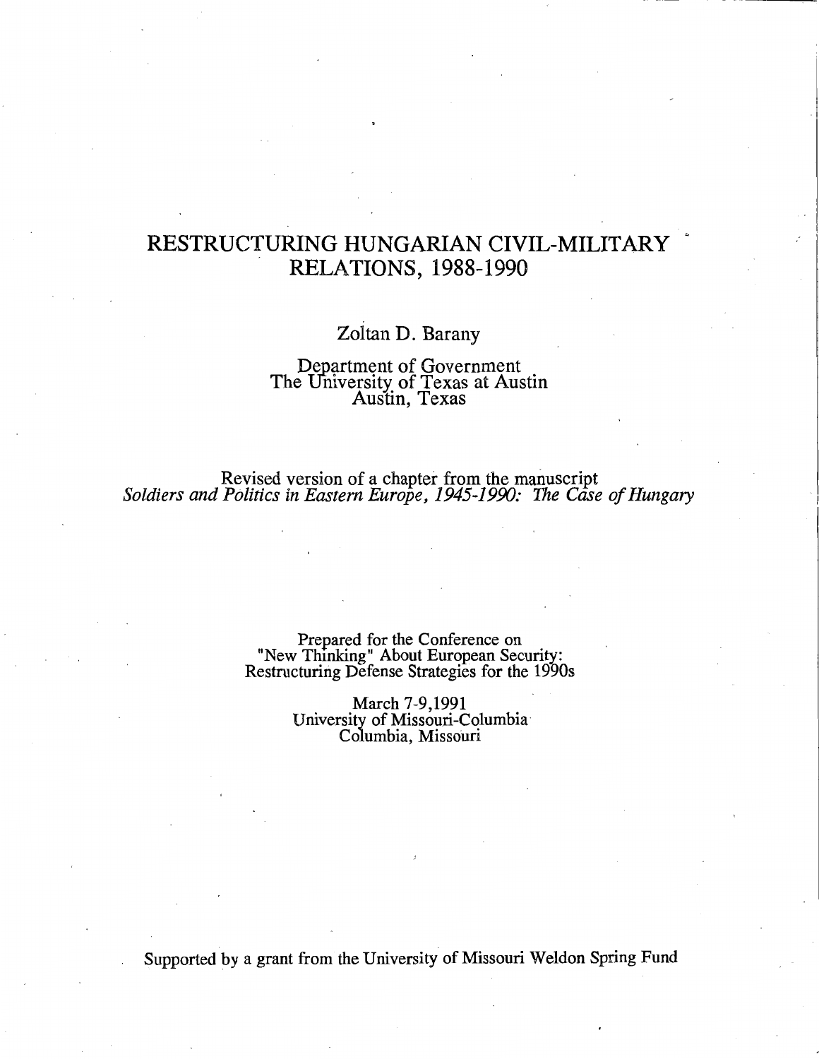# RESTRUCTURING HUNGARIAN CIVIL-MILITARY RELATIONS, 1988-1990

Zoltan D. Barany

Department of Government
The University of Texas at Austin
Austin, Texas

Revised version of a chapter from the manuscript
*Soldiers and Politics in Eastern Europe, 1945-1990: The Case of Hungary*

Prepared for the Conference on
"New Thinking" About European Security:
Restructuring Defense Strategies for the 1990s

March 7-9,1991
University of Missouri-Columbia
Columbia, Missouri

Supported by a grant from the University of Missouri Weldon Spring Fund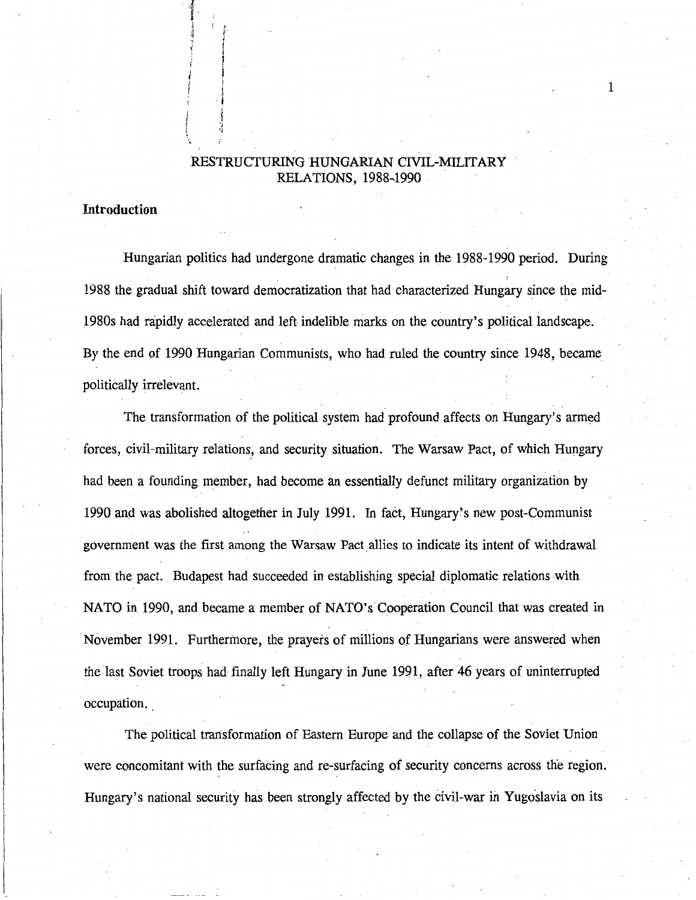# RESTRUCTURING HUNGARIAN CIVIL-MILITARY RELATIONS, 1988-1990

## Introduction

Hungarian politics had undergone dramatic changes in the 1988-1990 period. During 1988 the gradual shift toward democratization that had characterized Hungary since the mid-1980s had rapidly accelerated and left indelible marks on the country's political landscape. By the end of 1990 Hungarian Communists, who had ruled the country since 1948, became politically irrelevant.

The transformation of the political system had profound affects on Hungary's armed forces, civil-military relations, and security situation. The Warsaw Pact, of which Hungary had been a founding member, had become an essentially defunct military organization by 1990 and was abolished altogether in July 1991. In fact, Hungary's new post-Communist government was the first among the Warsaw Pact allies to indicate its intent of withdrawal from the pact. Budapest had succeeded in establishing special diplomatic relations with NATO in 1990, and became a member of NATO's Cooperation Council that was created in November 1991. Furthermore, the prayers of millions of Hungarians were answered when the last Soviet troops had finally left Hungary in June 1991, after 46 years of uninterrupted occupation.

The political transformation of Eastern Europe and the collapse of the Soviet Union were concomitant with the surfacing and re-surfacing of security concerns across the region. Hungary's national security has been strongly affected by the civil-war in Yugoslavia on its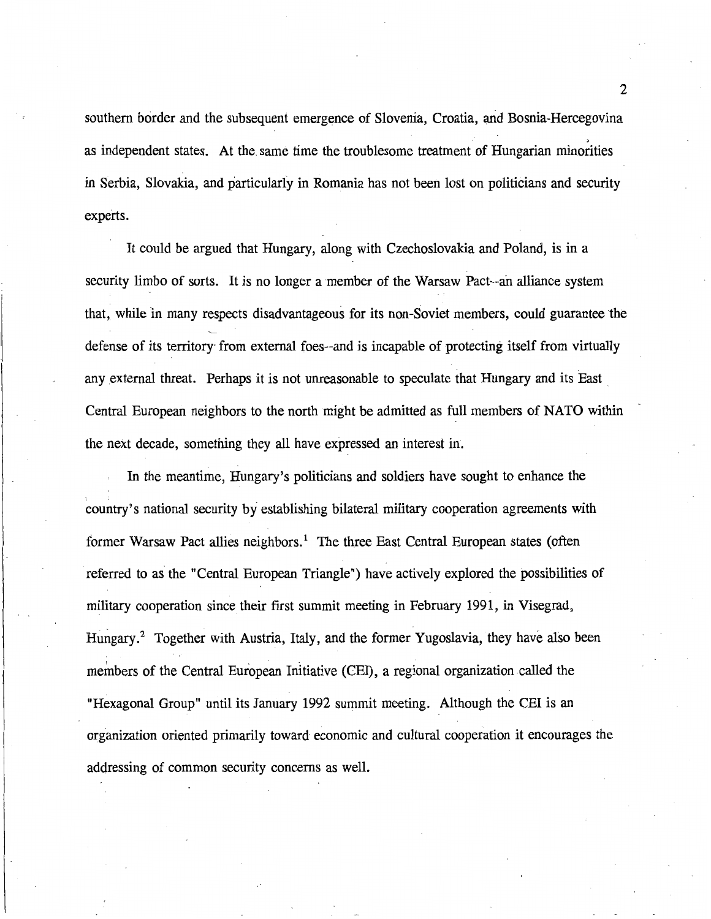southern border and the subsequent emergence of Slovenia, Croatia, and Bosnia-Hercegovina as independent states. At the same time the troublesome treatment of Hungarian minorities in Serbia, Slovakia, and particularly in Romania has not been lost on politicians and security experts.

It could be argued that Hungary, along with Czechoslovakia and Poland, is in a security limbo of sorts. It is no longer a member of the Warsaw Pact--an alliance system that, while in many respects disadvantageous for its non-Soviet members, could guarantee the defense of its territory from external foes--and is incapable of protecting itself from virtually any external threat. Perhaps it is not unreasonable to speculate that Hungary and its East Central European neighbors to the north might be admitted as full members of NATO within the next decade, something they all have expressed an interest in.

In the meantime, Hungary's politicians and soldiers have sought to enhance the country's national security by establishing bilateral military cooperation agreements with former Warsaw Pact allies neighbors.[1] The three East Central European states (often referred to as the "Central European Triangle") have actively explored the possibilities of military cooperation since their first summit meeting in February 1991, in Visegrad, Hungary.[2] Together with Austria, Italy, and the former Yugoslavia, they have also been members of the Central European Initiative (CEI), a regional organization called the "Hexagonal Group" until its January 1992 summit meeting. Although the CEI is an organization oriented primarily toward economic and cultural cooperation it encourages the addressing of common security concerns as well.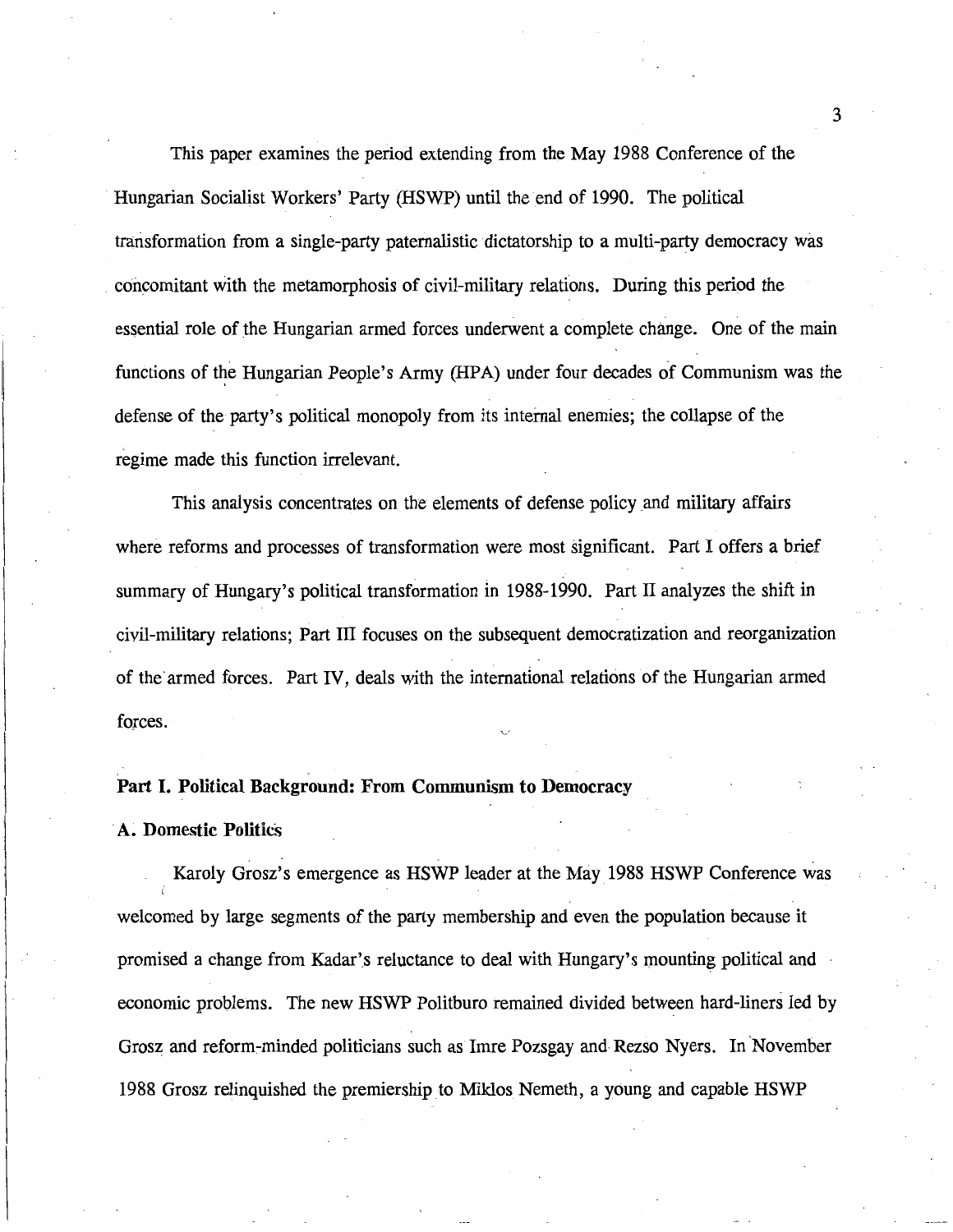This paper examines the period extending from the May 1988 Conference of the Hungarian Socialist Workers' Party (HSWP) until the end of 1990. The political transformation from a single-party paternalistic dictatorship to a multi-party democracy was concomitant with the metamorphosis of civil-military relations. During this period the essential role of the Hungarian armed forces underwent a complete change. One of the main functions of the Hungarian People's Army (HPA) under four decades of Communism was the defense of the party's political monopoly from its internal enemies; the collapse of the regime made this function irrelevant.

This analysis concentrates on the elements of defense policy and military affairs where reforms and processes of transformation were most significant. Part I offers a brief summary of Hungary's political transformation in 1988-1990. Part II analyzes the shift in civil-military relations; Part III focuses on the subsequent democratization and reorganization of the armed forces. Part IV, deals with the international relations of the Hungarian armed forces.

## Part I. Political Background: From Communism to Democracy

### A. Domestic Politics

Karoly Grosz's emergence as HSWP leader at the May 1988 HSWP Conference was welcomed by large segments of the party membership and even the population because it promised a change from Kadar's reluctance to deal with Hungary's mounting political and economic problems. The new HSWP Politburo remained divided between hard-liners led by Grosz and reform-minded politicians such as Imre Pozsgay and Rezso Nyers. In November 1988 Grosz relinquished the premiership to Miklos Nemeth, a young and capable HSWP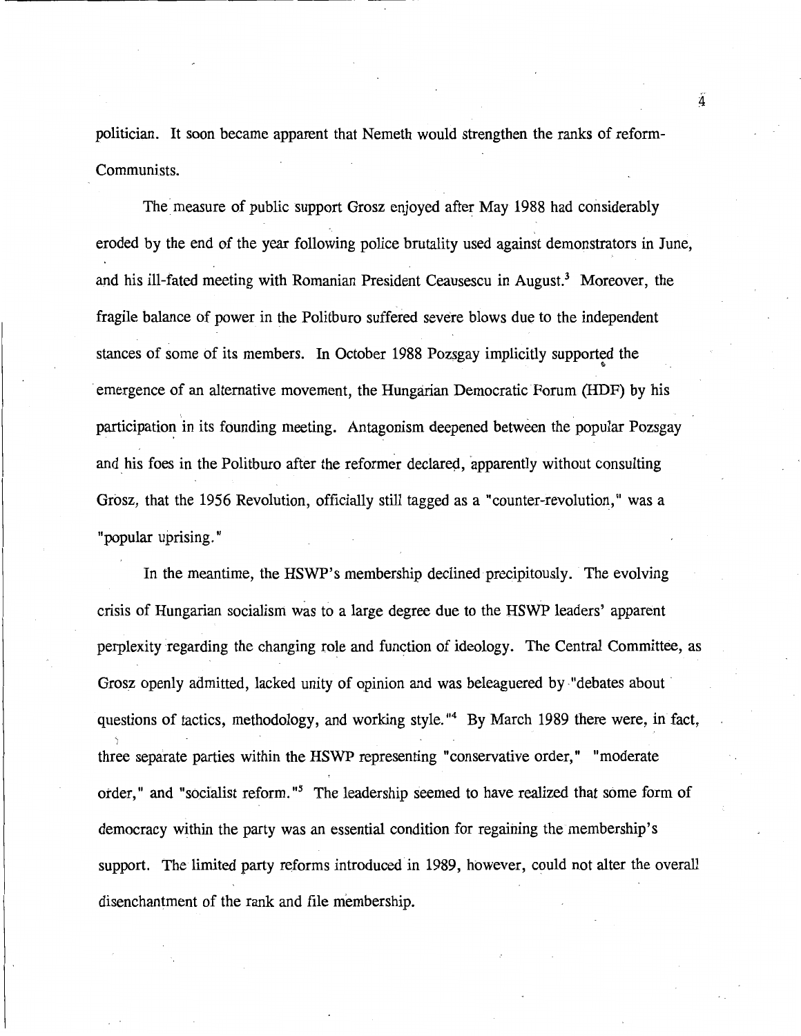politician. It soon became apparent that Nemeth would strengthen the ranks of reform-Communists.

The measure of public support Grosz enjoyed after May 1988 had considerably eroded by the end of the year following police brutality used against demonstrators in June, and his ill-fated meeting with Romanian President Ceausescu in August.[3] Moreover, the fragile balance of power in the Politburo suffered severe blows due to the independent stances of some of its members. In October 1988 Pozsgay implicitly supported the emergence of an alternative movement, the Hungarian Democratic Forum (HDF) by his participation in its founding meeting. Antagonism deepened between the popular Pozsgay and his foes in the Politburo after the reformer declared, apparently without consulting Grosz, that the 1956 Revolution, officially still tagged as a "counter-revolution," was a "popular uprising."

In the meantime, the HSWP's membership declined precipitously. The evolving crisis of Hungarian socialism was to a large degree due to the HSWP leaders' apparent perplexity regarding the changing role and function of ideology. The Central Committee, as Grosz openly admitted, lacked unity of opinion and was beleaguered by "debates about questions of tactics, methodology, and working style."[4] By March 1989 there were, in fact, three separate parties within the HSWP representing "conservative order," "moderate order," and "socialist reform."[5] The leadership seemed to have realized that some form of democracy within the party was an essential condition for regaining the membership's support. The limited party reforms introduced in 1989, however, could not alter the overall disenchantment of the rank and file membership.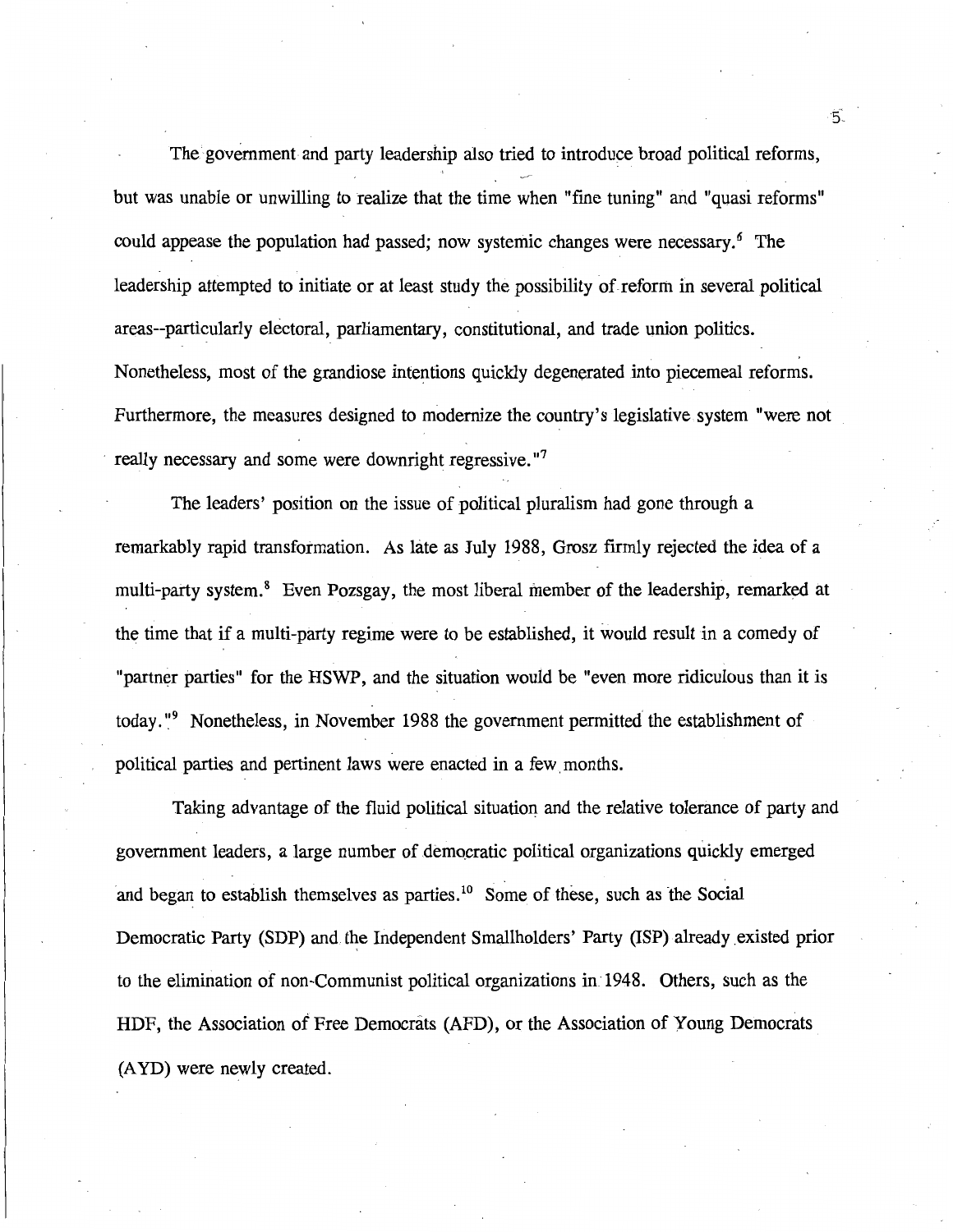The government and party leadership also tried to introduce broad political reforms, but was unable or unwilling to realize that the time when "fine tuning" and "quasi reforms" could appease the population had passed; now systemic changes were necessary.[6] The leadership attempted to initiate or at least study the possibility of reform in several political areas--particularly electoral, parliamentary, constitutional, and trade union politics. Nonetheless, most of the grandiose intentions quickly degenerated into piecemeal reforms. Furthermore, the measures designed to modernize the country's legislative system "were not really necessary and some were downright regressive."[7]

The leaders' position on the issue of political pluralism had gone through a remarkably rapid transformation. As late as July 1988, Grosz firmly rejected the idea of a multi-party system.[8] Even Pozsgay, the most liberal member of the leadership, remarked at the time that if a multi-party regime were to be established, it would result in a comedy of "partner parties" for the HSWP, and the situation would be "even more ridiculous than it is today."[9] Nonetheless, in November 1988 the government permitted the establishment of political parties and pertinent laws were enacted in a few months.

Taking advantage of the fluid political situation and the relative tolerance of party and government leaders, a large number of democratic political organizations quickly emerged and began to establish themselves as parties.[10] Some of these, such as the Social Democratic Party (SDP) and the Independent Smallholders' Party (ISP) already existed prior to the elimination of non-Communist political organizations in 1948. Others, such as the HDF, the Association of Free Democrats (AFD), or the Association of Young Democrats (AYD) were newly created.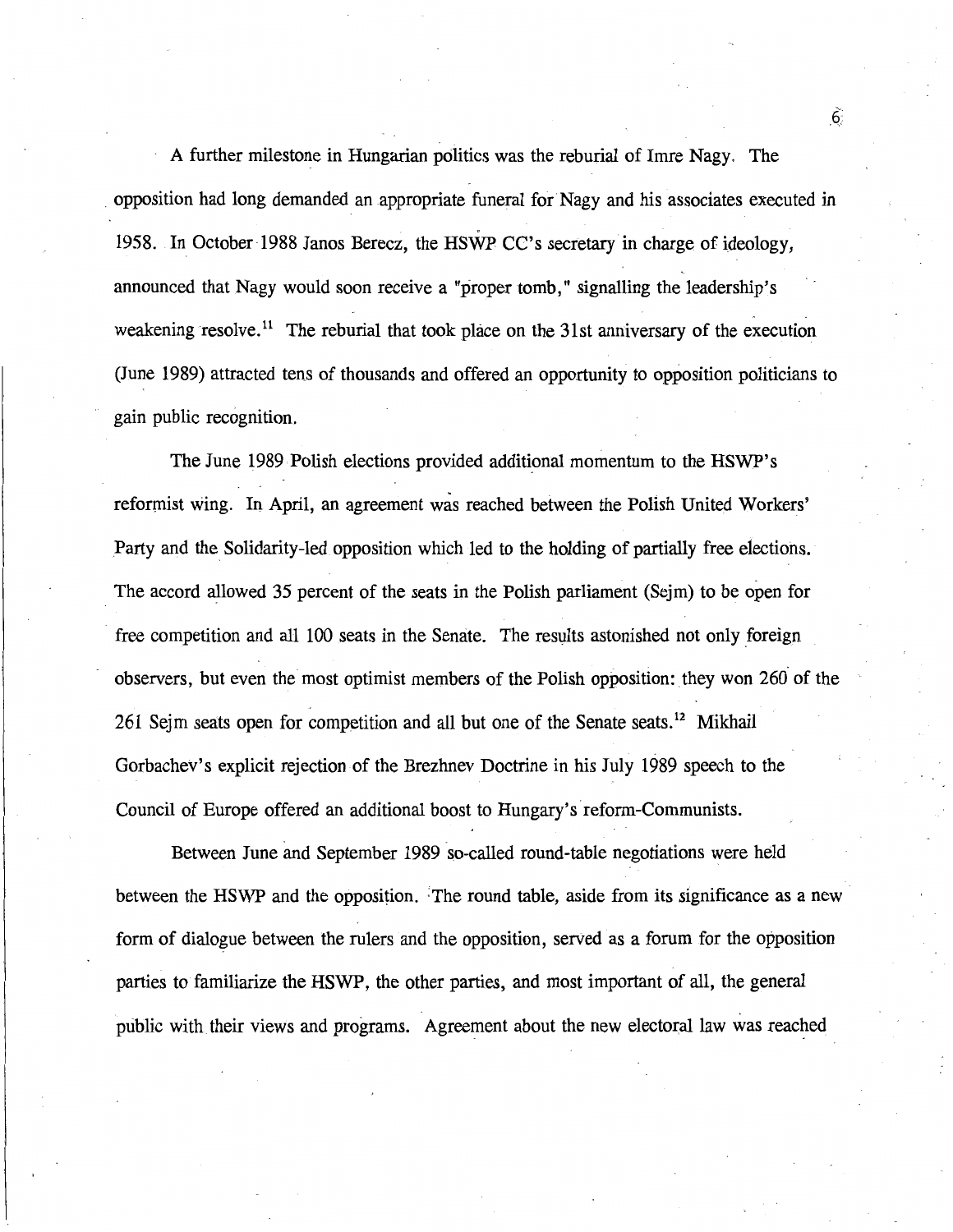A further milestone in Hungarian politics was the reburial of Imre Nagy. The opposition had long demanded an appropriate funeral for Nagy and his associates executed in 1958. In October 1988 Janos Berecz, the HSWP CC's secretary in charge of ideology, announced that Nagy would soon receive a "proper tomb," signalling the leadership's weakening resolve.[11] The reburial that took place on the 31st anniversary of the execution (June 1989) attracted tens of thousands and offered an opportunity to opposition politicians to gain public recognition.

The June 1989 Polish elections provided additional momentum to the HSWP's reformist wing. In April, an agreement was reached between the Polish United Workers' Party and the Solidarity-led opposition which led to the holding of partially free elections. The accord allowed 35 percent of the seats in the Polish parliament (Sejm) to be open for free competition and all 100 seats in the Senate. The results astonished not only foreign observers, but even the most optimist members of the Polish opposition: they won 260 of the 261 Sejm seats open for competition and all but one of the Senate seats.[12] Mikhail Gorbachev's explicit rejection of the Brezhnev Doctrine in his July 1989 speech to the Council of Europe offered an additional boost to Hungary's reform-Communists.

Between June and September 1989 so-called round-table negotiations were held between the HSWP and the opposition. The round table, aside from its significance as a new form of dialogue between the rulers and the opposition, served as a forum for the opposition parties to familiarize the HSWP, the other parties, and most important of all, the general public with their views and programs. Agreement about the new electoral law was reached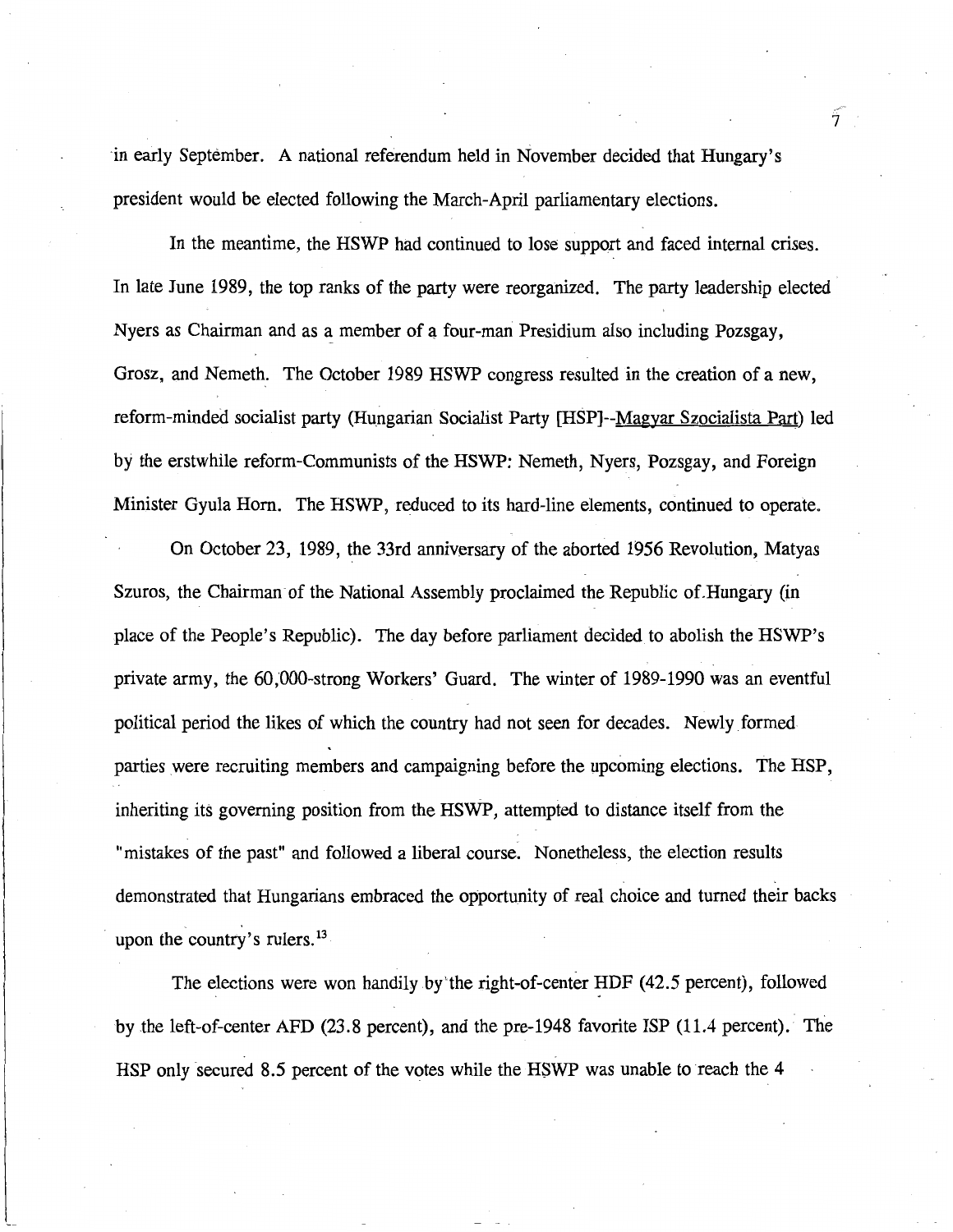in early September. A national referendum held in November decided that Hungary's president would be elected following the March-April parliamentary elections.

In the meantime, the HSWP had continued to lose support and faced internal crises. In late June 1989, the top ranks of the party were reorganized. The party leadership elected Nyers as Chairman and as a member of a four-man Presidium also including Pozsgay, Grosz, and Nemeth. The October 1989 HSWP congress resulted in the creation of a new, reform-minded socialist party (Hungarian Socialist Party [HSP]--Magyar Szocialista Part) led by the erstwhile reform-Communists of the HSWP: Nemeth, Nyers, Pozsgay, and Foreign Minister Gyula Horn. The HSWP, reduced to its hard-line elements, continued to operate.

On October 23, 1989, the 33rd anniversary of the aborted 1956 Revolution, Matyas Szuros, the Chairman of the National Assembly proclaimed the Republic of Hungary (in place of the People's Republic). The day before parliament decided to abolish the HSWP's private army, the 60,000-strong Workers' Guard. The winter of 1989-1990 was an eventful political period the likes of which the country had not seen for decades. Newly formed parties were recruiting members and campaigning before the upcoming elections. The HSP, inheriting its governing position from the HSWP, attempted to distance itself from the "mistakes of the past" and followed a liberal course. Nonetheless, the election results demonstrated that Hungarians embraced the opportunity of real choice and turned their backs upon the country's rulers.[13]

The elections were won handily by the right-of-center HDF (42.5 percent), followed by the left-of-center AFD (23.8 percent), and the pre-1948 favorite ISP (11.4 percent). The HSP only secured 8.5 percent of the votes while the HSWP was unable to reach the 4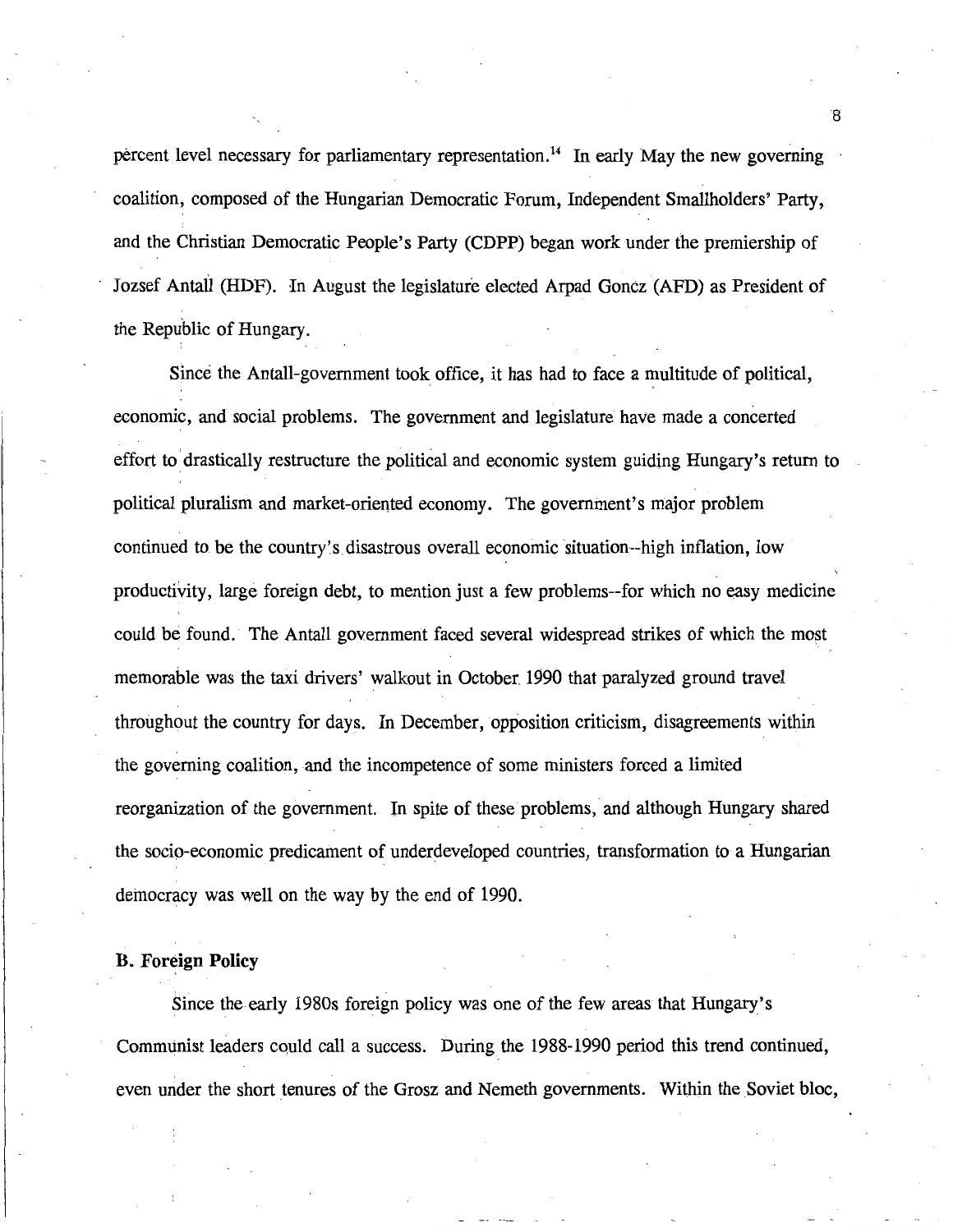percent level necessary for parliamentary representation.[14] In early May the new governing coalition, composed of the Hungarian Democratic Forum, Independent Smallholders' Party, and the Christian Democratic People's Party (CDPP) began work under the premiership of Jozsef Antall (HDF). In August the legislature elected Arpad Goncz (AFD) as President of the Republic of Hungary.

Since the Antall-government took office, it has had to face a multitude of political, economic, and social problems. The government and legislature have made a concerted effort to drastically restructure the political and economic system guiding Hungary's return to political pluralism and market-oriented economy. The government's major problem continued to be the country's disastrous overall economic situation--high inflation, low productivity, large foreign debt, to mention just a few problems--for which no easy medicine could be found. The Antall government faced several widespread strikes of which the most memorable was the taxi drivers' walkout in October 1990 that paralyzed ground travel throughout the country for days. In December, opposition criticism, disagreements within the governing coalition, and the incompetence of some ministers forced a limited reorganization of the government. In spite of these problems, and although Hungary shared the socio-economic predicament of underdeveloped countries, transformation to a Hungarian democracy was well on the way by the end of 1990.

**B. Foreign Policy**

Since the early 1980s foreign policy was one of the few areas that Hungary's Communist leaders could call a success. During the 1988-1990 period this trend continued, even under the short tenures of the Grosz and Nemeth governments. Within the Soviet bloc,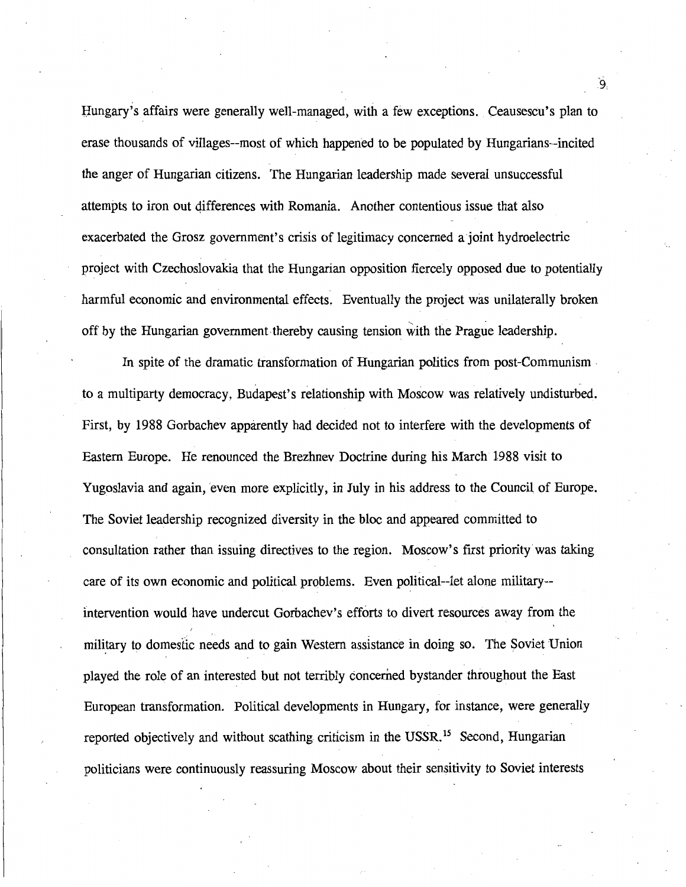Hungary's affairs were generally well-managed, with a few exceptions. Ceausescu's plan to erase thousands of villages--most of which happened to be populated by Hungarians--incited the anger of Hungarian citizens. The Hungarian leadership made several unsuccessful attempts to iron out differences with Romania. Another contentious issue that also exacerbated the Grosz government's crisis of legitimacy concerned a joint hydroelectric project with Czechoslovakia that the Hungarian opposition fiercely opposed due to potentially harmful economic and environmental effects. Eventually the project was unilaterally broken off by the Hungarian government thereby causing tension with the Prague leadership.

In spite of the dramatic transformation of Hungarian politics from post-Communism to a multiparty democracy, Budapest's relationship with Moscow was relatively undisturbed. First, by 1988 Gorbachev apparently had decided not to interfere with the developments of Eastern Europe. He renounced the Brezhnev Doctrine during his March 1988 visit to Yugoslavia and again, even more explicitly, in July in his address to the Council of Europe. The Soviet leadership recognized diversity in the bloc and appeared committed to consultation rather than issuing directives to the region. Moscow's first priority was taking care of its own economic and political problems. Even political--let alone military--intervention would have undercut Gorbachev's efforts to divert resources away from the military to domestic needs and to gain Western assistance in doing so. The Soviet Union played the role of an interested but not terribly concerned bystander throughout the East European transformation. Political developments in Hungary, for instance, were generally reported objectively and without scathing criticism in the USSR.[15] Second, Hungarian politicians were continuously reassuring Moscow about their sensitivity to Soviet interests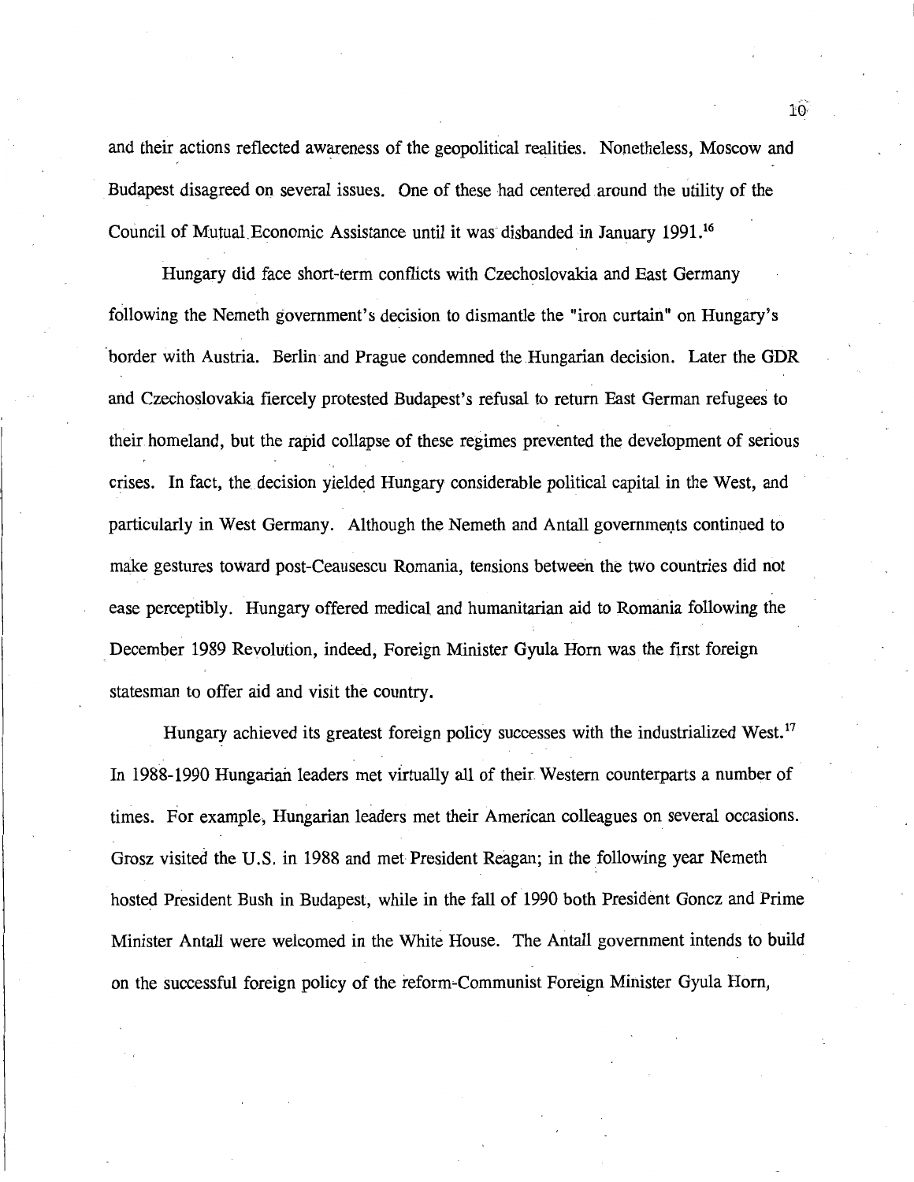and their actions reflected awareness of the geopolitical realities. Nonetheless, Moscow and Budapest disagreed on several issues. One of these had centered around the utility of the Council of Mutual Economic Assistance until it was disbanded in January 1991.[16]

Hungary did face short-term conflicts with Czechoslovakia and East Germany following the Nemeth government's decision to dismantle the "iron curtain" on Hungary's border with Austria. Berlin and Prague condemned the Hungarian decision. Later the GDR and Czechoslovakia fiercely protested Budapest's refusal to return East German refugees to their homeland, but the rapid collapse of these regimes prevented the development of serious crises. In fact, the decision yielded Hungary considerable political capital in the West, and particularly in West Germany. Although the Nemeth and Antall governments continued to make gestures toward post-Ceausescu Romania, tensions between the two countries did not ease perceptibly. Hungary offered medical and humanitarian aid to Romania following the December 1989 Revolution, indeed, Foreign Minister Gyula Horn was the first foreign statesman to offer aid and visit the country.

Hungary achieved its greatest foreign policy successes with the industrialized West.[17] In 1988-1990 Hungarian leaders met virtually all of their Western counterparts a number of times. For example, Hungarian leaders met their American colleagues on several occasions. Grosz visited the U.S. in 1988 and met President Reagan; in the following year Nemeth hosted President Bush in Budapest, while in the fall of 1990 both President Goncz and Prime Minister Antall were welcomed in the White House. The Antall government intends to build on the successful foreign policy of the reform-Communist Foreign Minister Gyula Horn,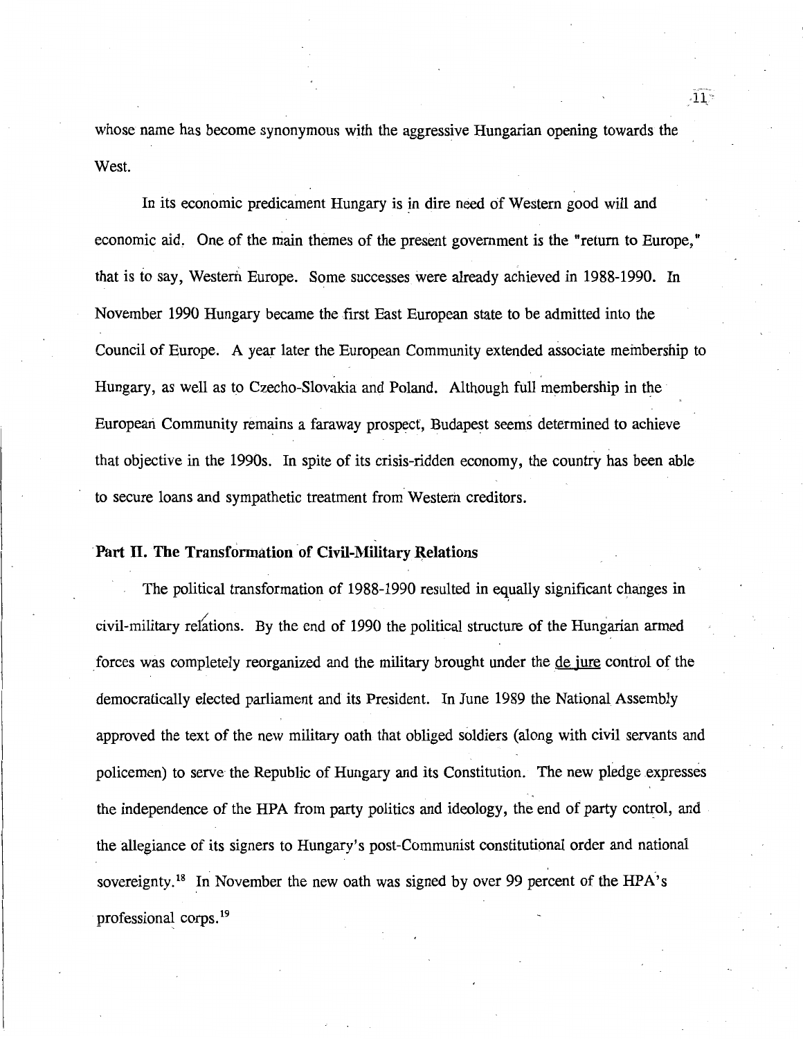whose name has become synonymous with the aggressive Hungarian opening towards the West.

In its economic predicament Hungary is in dire need of Western good will and economic aid. One of the main themes of the present government is the "return to Europe," that is to say, Western Europe. Some successes were already achieved in 1988-1990. In November 1990 Hungary became the first East European state to be admitted into the Council of Europe. A year later the European Community extended associate membership to Hungary, as well as to Czecho-Slovakia and Poland. Although full membership in the European Community remains a faraway prospect, Budapest seems determined to achieve that objective in the 1990s. In spite of its crisis-ridden economy, the country has been able to secure loans and sympathetic treatment from Western creditors.

## Part II. The Transformation of Civil-Military Relations

The political transformation of 1988-1990 resulted in equally significant changes in civil-military relations. By the end of 1990 the political structure of the Hungarian armed forces was completely reorganized and the military brought under the de jure control of the democratically elected parliament and its President. In June 1989 the National Assembly approved the text of the new military oath that obliged soldiers (along with civil servants and policemen) to serve the Republic of Hungary and its Constitution. The new pledge expresses the independence of the HPA from party politics and ideology, the end of party control, and the allegiance of its signers to Hungary's post-Communist constitutional order and national sovereignty.[18] In November the new oath was signed by over 99 percent of the HPA's professional corps.[19]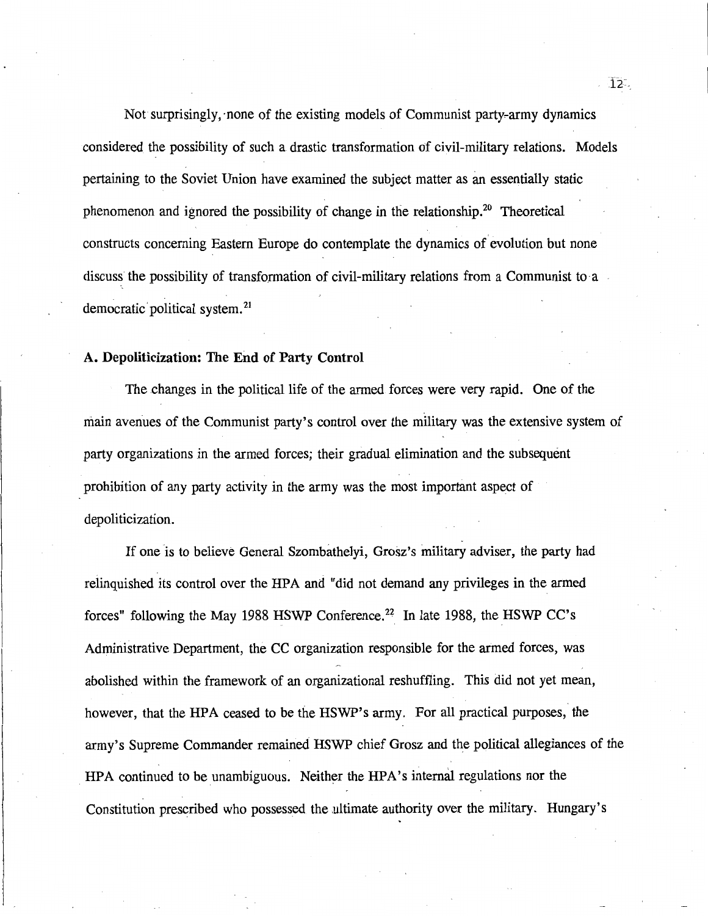Not surprisingly, none of the existing models of Communist party-army dynamics considered the possibility of such a drastic transformation of civil-military relations. Models pertaining to the Soviet Union have examined the subject matter as an essentially static phenomenon and ignored the possibility of change in the relationship.[20] Theoretical constructs concerning Eastern Europe do contemplate the dynamics of evolution but none discuss the possibility of transformation of civil-military relations from a Communist to a democratic political system.[21]

### A. Depoliticization: The End of Party Control

The changes in the political life of the armed forces were very rapid. One of the main avenues of the Communist party's control over the military was the extensive system of party organizations in the armed forces; their gradual elimination and the subsequent prohibition of any party activity in the army was the most important aspect of depoliticization.

If one is to believe General Szombathelyi, Grosz's military adviser, the party had relinquished its control over the HPA and "did not demand any privileges in the armed forces" following the May 1988 HSWP Conference.[22] In late 1988, the HSWP CC's Administrative Department, the CC organization responsible for the armed forces, was abolished within the framework of an organizational reshuffling. This did not yet mean, however, that the HPA ceased to be the HSWP's army. For all practical purposes, the army's Supreme Commander remained HSWP chief Grosz and the political allegiances of the HPA continued to be unambiguous. Neither the HPA's internal regulations nor the Constitution prescribed who possessed the ultimate authority over the military. Hungary's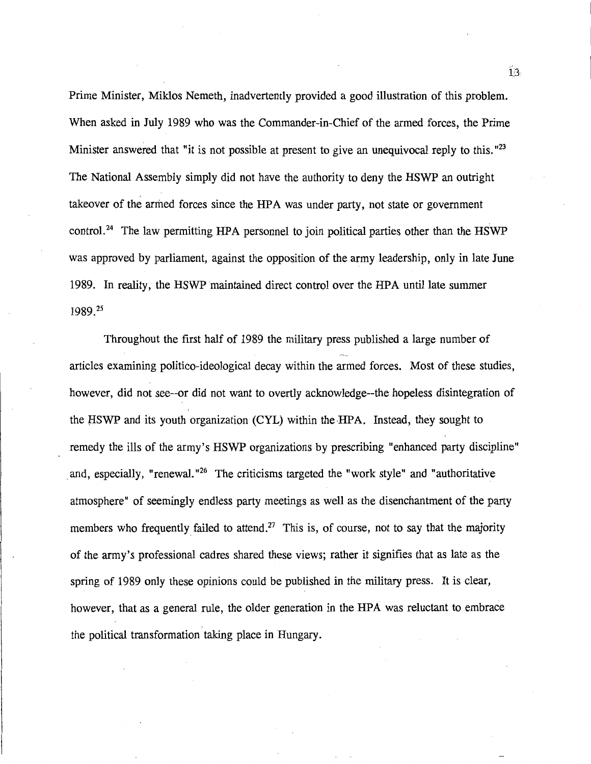Prime Minister, Miklos Nemeth, inadvertently provided a good illustration of this problem. When asked in July 1989 who was the Commander-in-Chief of the armed forces, the Prime Minister answered that "it is not possible at present to give an unequivocal reply to this."[23] The National Assembly simply did not have the authority to deny the HSWP an outright takeover of the armed forces since the HPA was under party, not state or government control.[24] The law permitting HPA personnel to join political parties other than the HSWP was approved by parliament, against the opposition of the army leadership, only in late June 1989. In reality, the HSWP maintained direct control over the HPA until late summer 1989.[25]

Throughout the first half of 1989 the military press published a large number of articles examining politico-ideological decay within the armed forces. Most of these studies, however, did not see--or did not want to overtly acknowledge--the hopeless disintegration of the HSWP and its youth organization (CYL) within the HPA. Instead, they sought to remedy the ills of the army's HSWP organizations by prescribing "enhanced party discipline" and, especially, "renewal."[26] The criticisms targeted the "work style" and "authoritative atmosphere" of seemingly endless party meetings as well as the disenchantment of the party members who frequently failed to attend.[27] This is, of course, not to say that the majority of the army's professional cadres shared these views; rather it signifies that as late as the spring of 1989 only these opinions could be published in the military press. It is clear, however, that as a general rule, the older generation in the HPA was reluctant to embrace the political transformation taking place in Hungary.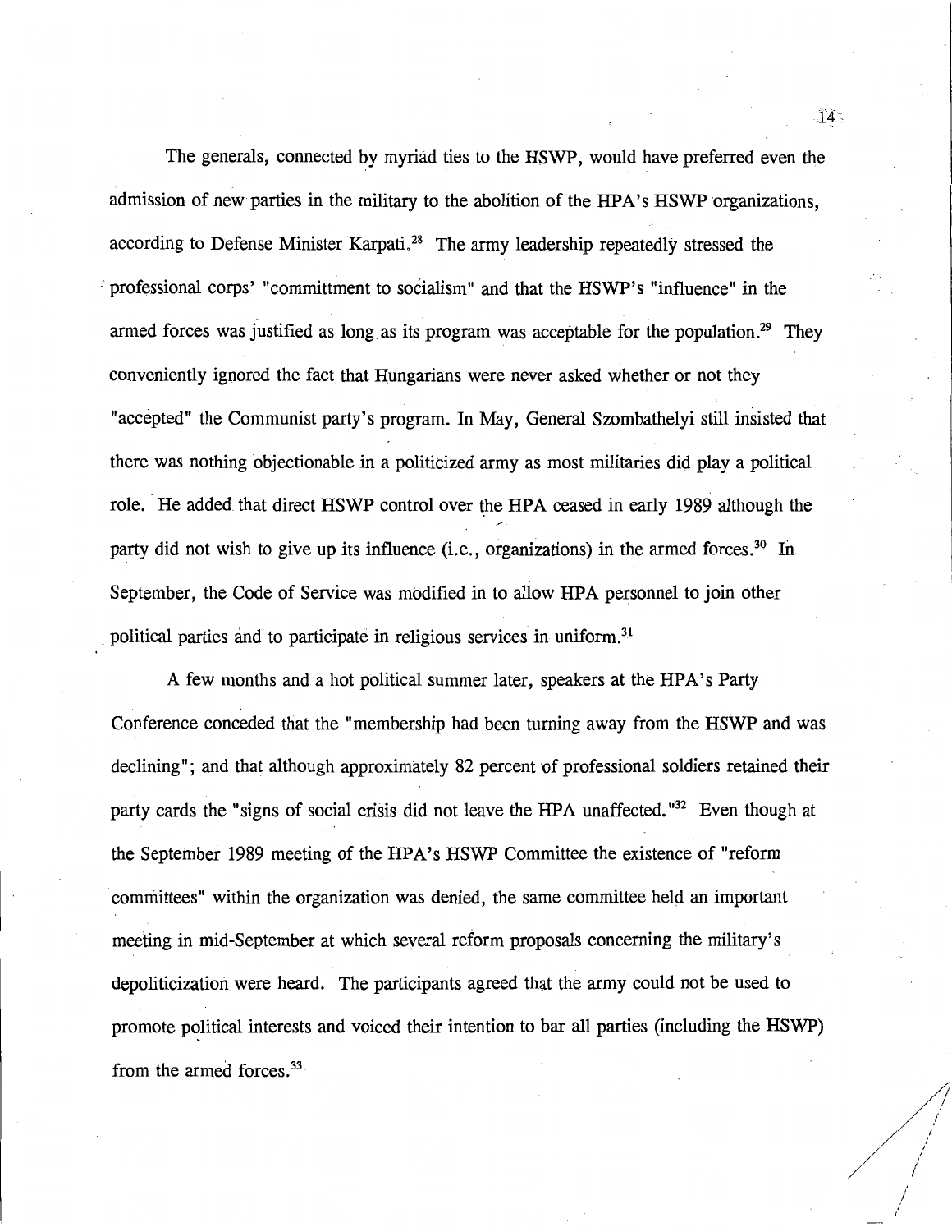The generals, connected by myriad ties to the HSWP, would have preferred even the admission of new parties in the military to the abolition of the HPA's HSWP organizations, according to Defense Minister Karpati.[28] The army leadership repeatedly stressed the professional corps' "committment to socialism" and that the HSWP's "influence" in the armed forces was justified as long as its program was acceptable for the population.[29] They conveniently ignored the fact that Hungarians were never asked whether or not they "accepted" the Communist party's program. In May, General Szombathelyi still insisted that there was nothing objectionable in a politicized army as most militaries did play a political role. He added that direct HSWP control over the HPA ceased in early 1989 although the party did not wish to give up its influence (i.e., organizations) in the armed forces.[30] In September, the Code of Service was modified in to allow HPA personnel to join other political parties and to participate in religious services in uniform.[31]

A few months and a hot political summer later, speakers at the HPA's Party Conference conceded that the "membership had been turning away from the HSWP and was declining"; and that although approximately 82 percent of professional soldiers retained their party cards the "signs of social crisis did not leave the HPA unaffected."[32] Even though at the September 1989 meeting of the HPA's HSWP Committee the existence of "reform committees" within the organization was denied, the same committee held an important meeting in mid-September at which several reform proposals concerning the military's depoliticization were heard. The participants agreed that the army could not be used to promote political interests and voiced their intention to bar all parties (including the HSWP) from the armed forces.[33]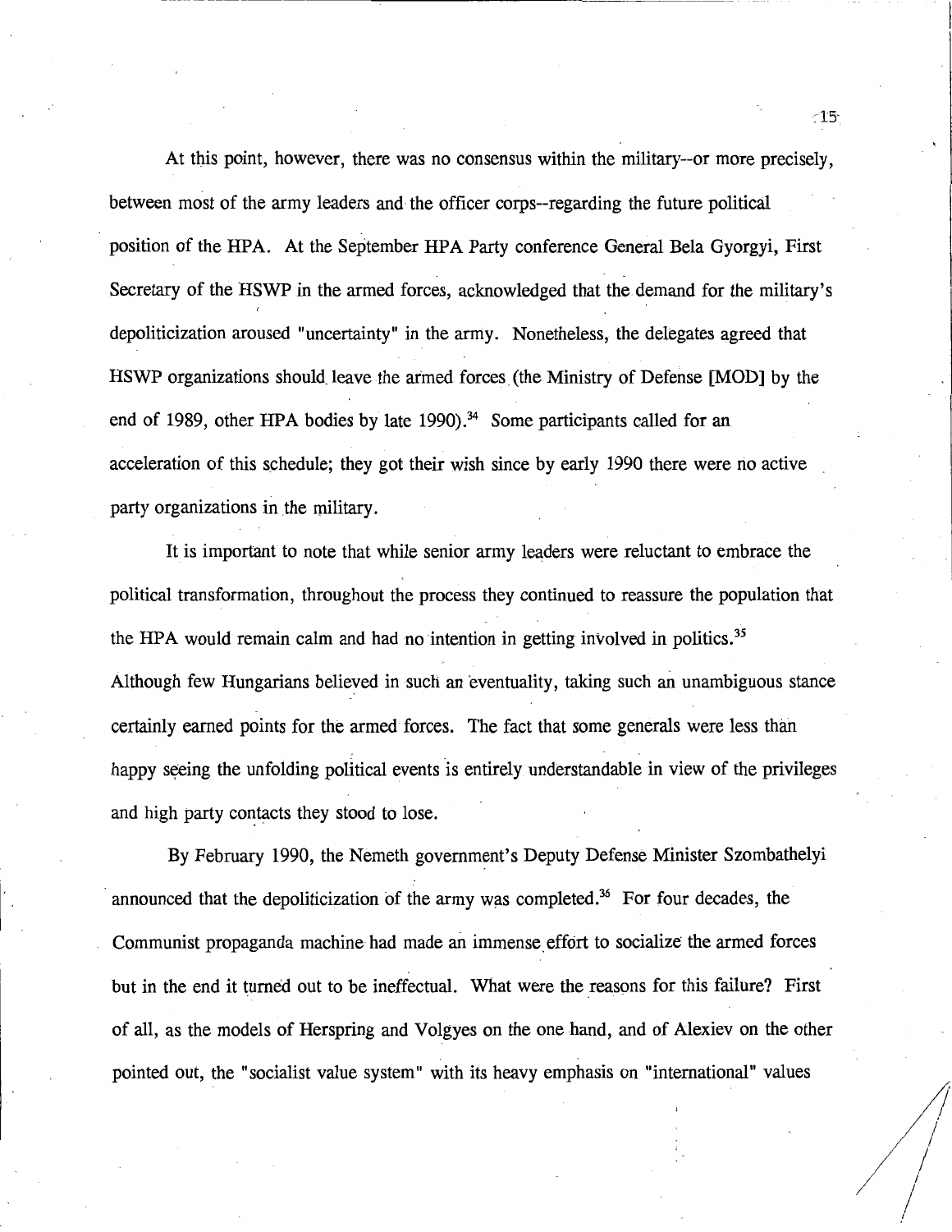At this point, however, there was no consensus within the military--or more precisely, between most of the army leaders and the officer corps--regarding the future political position of the HPA. At the September HPA Party conference General Bela Gyorgyi, First Secretary of the HSWP in the armed forces, acknowledged that the demand for the military's depoliticization aroused "uncertainty" in the army. Nonetheless, the delegates agreed that HSWP organizations should leave the armed forces (the Ministry of Defense [MOD] by the end of 1989, other HPA bodies by late 1990).[34] Some participants called for an acceleration of this schedule; they got their wish since by early 1990 there were no active party organizations in the military.

It is important to note that while senior army leaders were reluctant to embrace the political transformation, throughout the process they continued to reassure the population that the HPA would remain calm and had no intention in getting involved in politics.[35] Although few Hungarians believed in such an eventuality, taking such an unambiguous stance certainly earned points for the armed forces. The fact that some generals were less than happy seeing the unfolding political events is entirely understandable in view of the privileges and high party contacts they stood to lose.

By February 1990, the Nemeth government's Deputy Defense Minister Szombathelyi announced that the depoliticization of the army was completed.[36] For four decades, the Communist propaganda machine had made an immense effort to socialize the armed forces but in the end it turned out to be ineffectual. What were the reasons for this failure? First of all, as the models of Herspring and Volgyes on the one hand, and of Alexiev on the other pointed out, the "socialist value system" with its heavy emphasis on "international" values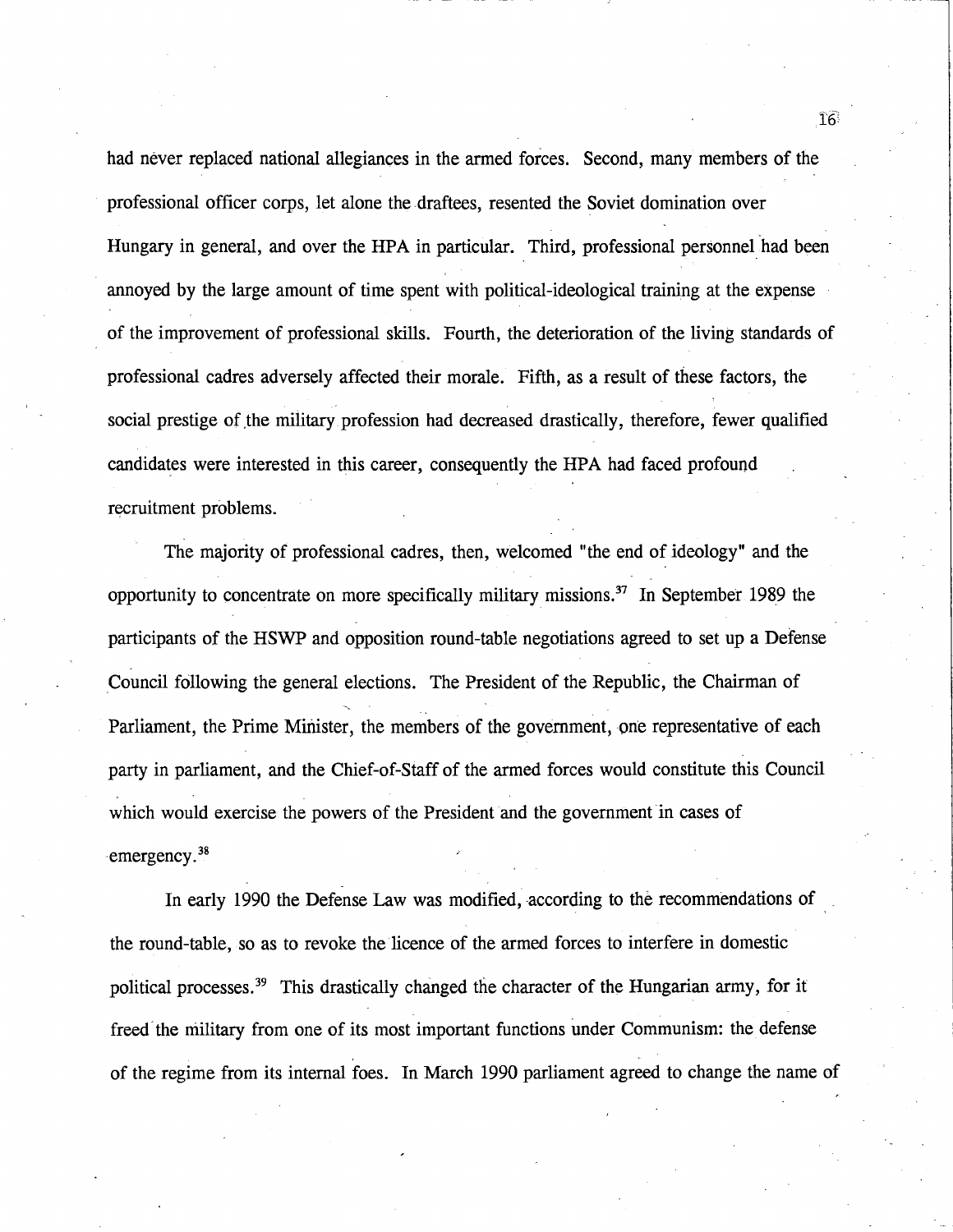had never replaced national allegiances in the armed forces. Second, many members of the professional officer corps, let alone the draftees, resented the Soviet domination over Hungary in general, and over the HPA in particular. Third, professional personnel had been annoyed by the large amount of time spent with political-ideological training at the expense of the improvement of professional skills. Fourth, the deterioration of the living standards of professional cadres adversely affected their morale. Fifth, as a result of these factors, the social prestige of the military profession had decreased drastically, therefore, fewer qualified candidates were interested in this career, consequently the HPA had faced profound recruitment problems.

The majority of professional cadres, then, welcomed "the end of ideology" and the opportunity to concentrate on more specifically military missions.[37] In September 1989 the participants of the HSWP and opposition round-table negotiations agreed to set up a Defense Council following the general elections. The President of the Republic, the Chairman of Parliament, the Prime Minister, the members of the government, one representative of each party in parliament, and the Chief-of-Staff of the armed forces would constitute this Council which would exercise the powers of the President and the government in cases of emergency.[38]

In early 1990 the Defense Law was modified, according to the recommendations of the round-table, so as to revoke the licence of the armed forces to interfere in domestic political processes.[39] This drastically changed the character of the Hungarian army, for it freed the military from one of its most important functions under Communism: the defense of the regime from its internal foes. In March 1990 parliament agreed to change the name of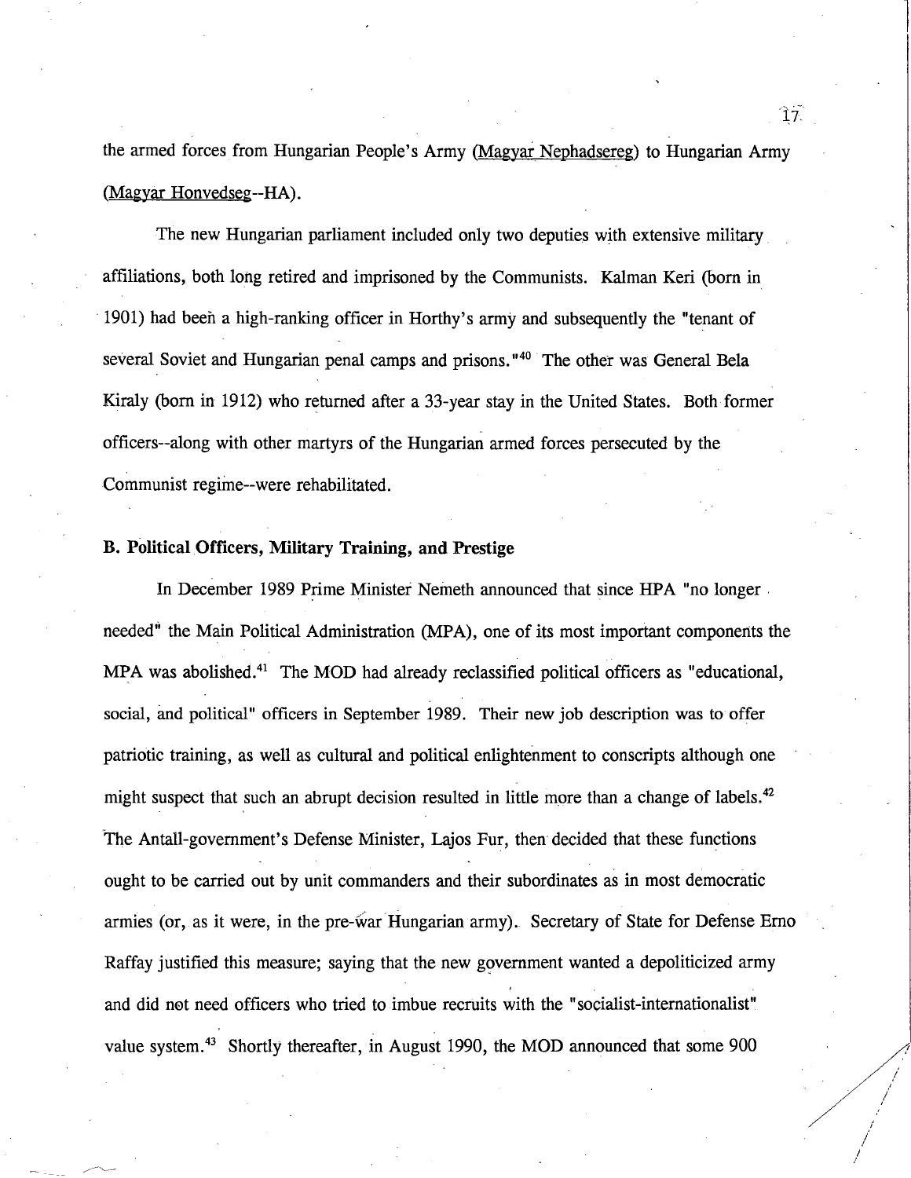the armed forces from Hungarian People's Army (Magyar Nephadsereg) to Hungarian Army (Magyar Honvedseg--HA).

The new Hungarian parliament included only two deputies with extensive military affiliations, both long retired and imprisoned by the Communists. Kalman Keri (born in 1901) had been a high-ranking officer in Horthy's army and subsequently the "tenant of several Soviet and Hungarian penal camps and prisons."[40] The other was General Bela Kiraly (born in 1912) who returned after a 33-year stay in the United States. Both former officers--along with other martyrs of the Hungarian armed forces persecuted by the Communist regime--were rehabilitated.

### B. Political Officers, Military Training, and Prestige

In December 1989 Prime Minister Nemeth announced that since HPA "no longer needed" the Main Political Administration (MPA), one of its most important components the MPA was abolished.[41] The MOD had already reclassified political officers as "educational, social, and political" officers in September 1989. Their new job description was to offer patriotic training, as well as cultural and political enlightenment to conscripts although one might suspect that such an abrupt decision resulted in little more than a change of labels.[42] The Antall-government's Defense Minister, Lajos Fur, then decided that these functions ought to be carried out by unit commanders and their subordinates as in most democratic armies (or, as it were, in the pre-war Hungarian army). Secretary of State for Defense Erno Raffay justified this measure; saying that the new government wanted a depoliticized army and did not need officers who tried to imbue recruits with the "socialist-internationalist" value system.[43] Shortly thereafter, in August 1990, the MOD announced that some 900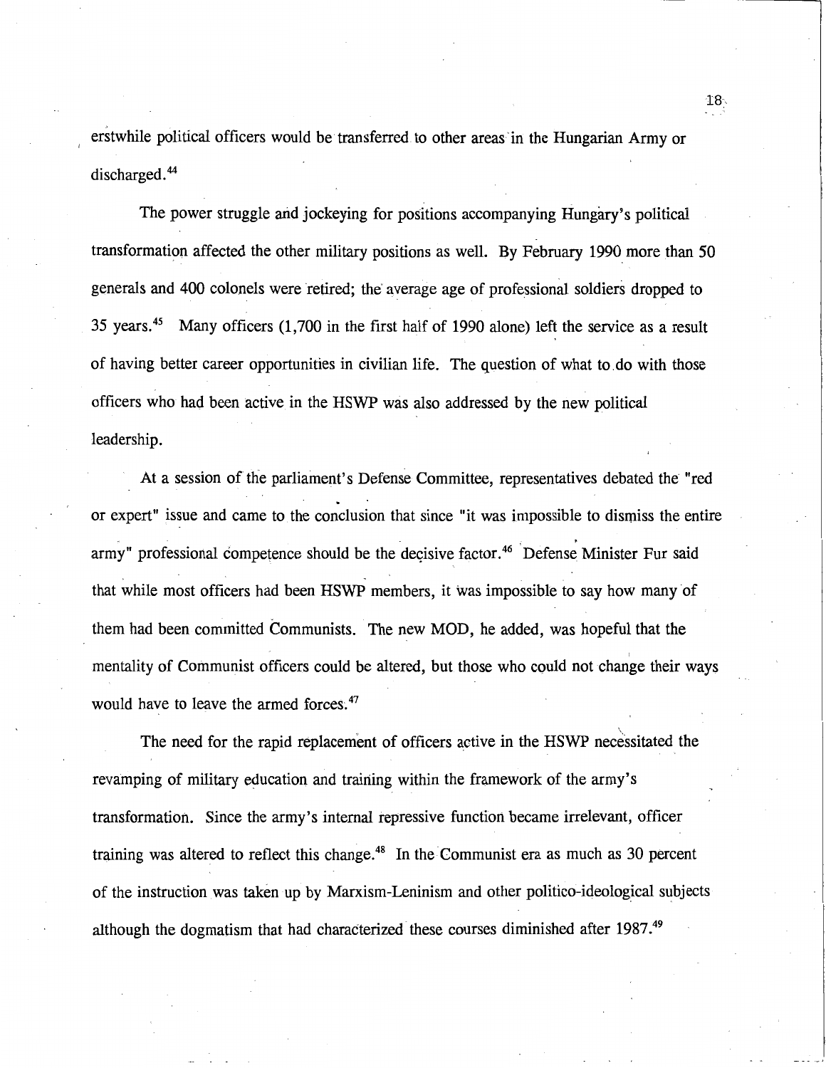erstwhile political officers would be transferred to other areas in the Hungarian Army or discharged.[44]

The power struggle and jockeying for positions accompanying Hungary's political transformation affected the other military positions as well. By February 1990 more than 50 generals and 400 colonels were retired; the average age of professional soldiers dropped to 35 years.[45] Many officers (1,700 in the first half of 1990 alone) left the service as a result of having better career opportunities in civilian life. The question of what to do with those officers who had been active in the HSWP was also addressed by the new political leadership.

At a session of the parliament's Defense Committee, representatives debated the "red or expert" issue and came to the conclusion that since "it was impossible to dismiss the entire army" professional competence should be the decisive factor.[46] Defense Minister Fur said that while most officers had been HSWP members, it was impossible to say how many of them had been committed Communists. The new MOD, he added, was hopeful that the mentality of Communist officers could be altered, but those who could not change their ways would have to leave the armed forces.[47]

The need for the rapid replacement of officers active in the HSWP necessitated the revamping of military education and training within the framework of the army's transformation. Since the army's internal repressive function became irrelevant, officer training was altered to reflect this change.[48] In the Communist era as much as 30 percent of the instruction was taken up by Marxism-Leninism and other politico-ideological subjects although the dogmatism that had characterized these courses diminished after 1987.[49]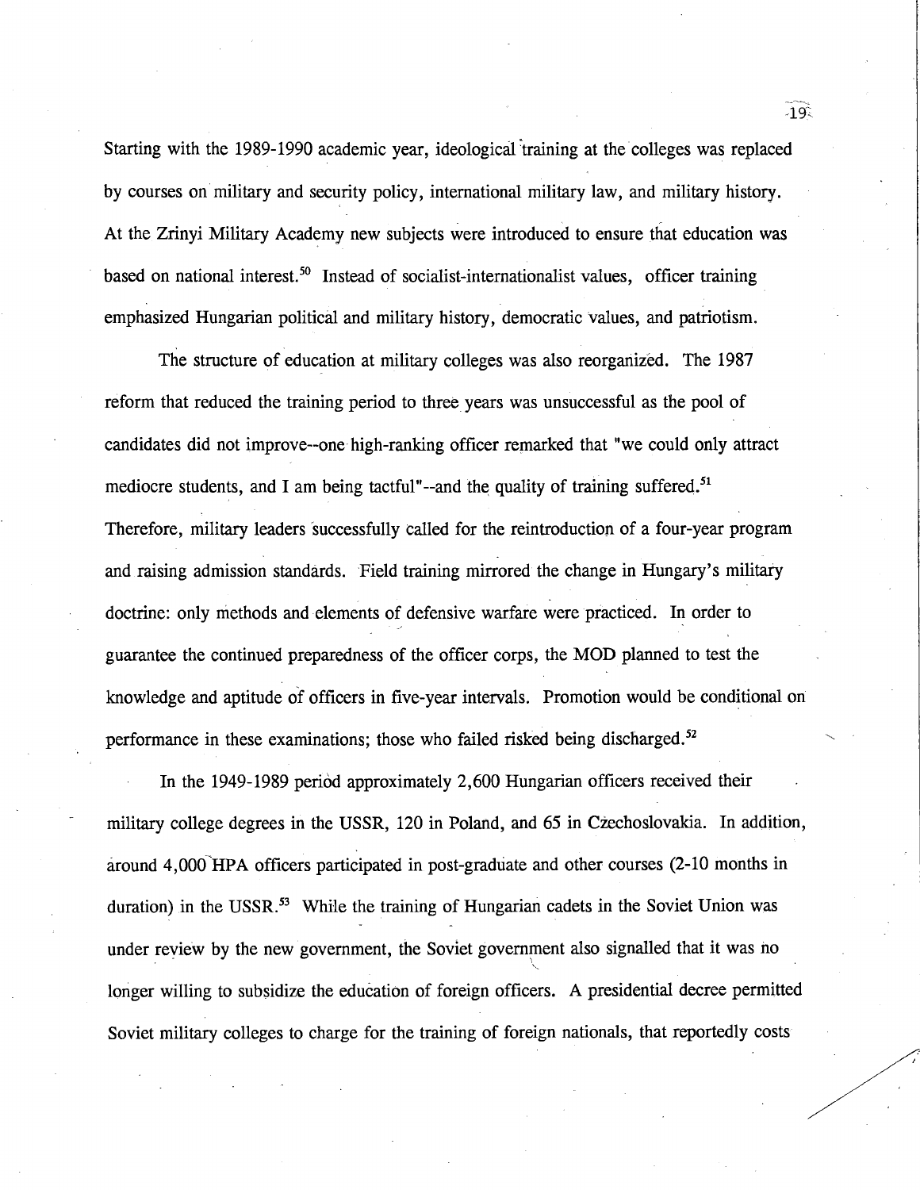Starting with the 1989-1990 academic year, ideological training at the colleges was replaced by courses on military and security policy, international military law, and military history. At the Zrinyi Military Academy new subjects were introduced to ensure that education was based on national interest.[50] Instead of socialist-internationalist values, officer training emphasized Hungarian political and military history, democratic values, and patriotism.

The structure of education at military colleges was also reorganized. The 1987 reform that reduced the training period to three years was unsuccessful as the pool of candidates did not improve--one high-ranking officer remarked that "we could only attract mediocre students, and I am being tactful"--and the quality of training suffered.[51] Therefore, military leaders successfully called for the reintroduction of a four-year program and raising admission standards. Field training mirrored the change in Hungary's military doctrine: only methods and elements of defensive warfare were practiced. In order to guarantee the continued preparedness of the officer corps, the MOD planned to test the knowledge and aptitude of officers in five-year intervals. Promotion would be conditional on performance in these examinations; those who failed risked being discharged.[52]

In the 1949-1989 period approximately 2,600 Hungarian officers received their military college degrees in the USSR, 120 in Poland, and 65 in Czechoslovakia. In addition, around 4,000 HPA officers participated in post-graduate and other courses (2-10 months in duration) in the USSR.[53] While the training of Hungarian cadets in the Soviet Union was under review by the new government, the Soviet government also signalled that it was no longer willing to subsidize the education of foreign officers. A presidential decree permitted Soviet military colleges to charge for the training of foreign nationals, that reportedly costs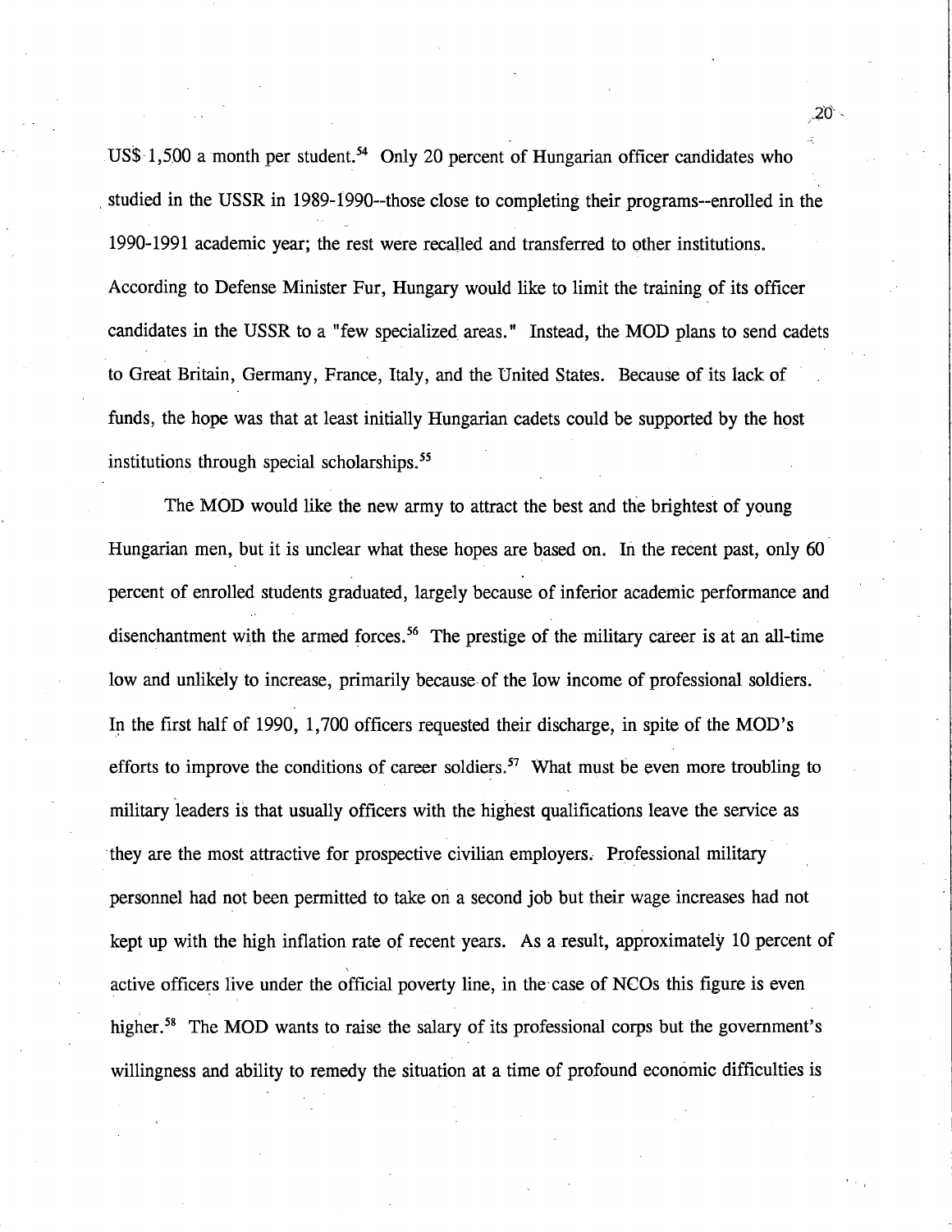US$ 1,500 a month per student.[54] Only 20 percent of Hungarian officer candidates who studied in the USSR in 1989-1990--those close to completing their programs--enrolled in the 1990-1991 academic year; the rest were recalled and transferred to other institutions. According to Defense Minister Fur, Hungary would like to limit the training of its officer candidates in the USSR to a "few specialized areas." Instead, the MOD plans to send cadets to Great Britain, Germany, France, Italy, and the United States. Because of its lack of funds, the hope was that at least initially Hungarian cadets could be supported by the host institutions through special scholarships.[55]

The MOD would like the new army to attract the best and the brightest of young Hungarian men, but it is unclear what these hopes are based on. In the recent past, only 60 percent of enrolled students graduated, largely because of inferior academic performance and disenchantment with the armed forces.[56] The prestige of the military career is at an all-time low and unlikely to increase, primarily because of the low income of professional soldiers. In the first half of 1990, 1,700 officers requested their discharge, in spite of the MOD's efforts to improve the conditions of career soldiers.[57] What must be even more troubling to military leaders is that usually officers with the highest qualifications leave the service as they are the most attractive for prospective civilian employers. Professional military personnel had not been permitted to take on a second job but their wage increases had not kept up with the high inflation rate of recent years. As a result, approximately 10 percent of active officers live under the official poverty line, in the case of NCOs this figure is even higher.[58] The MOD wants to raise the salary of its professional corps but the government's willingness and ability to remedy the situation at a time of profound economic difficulties is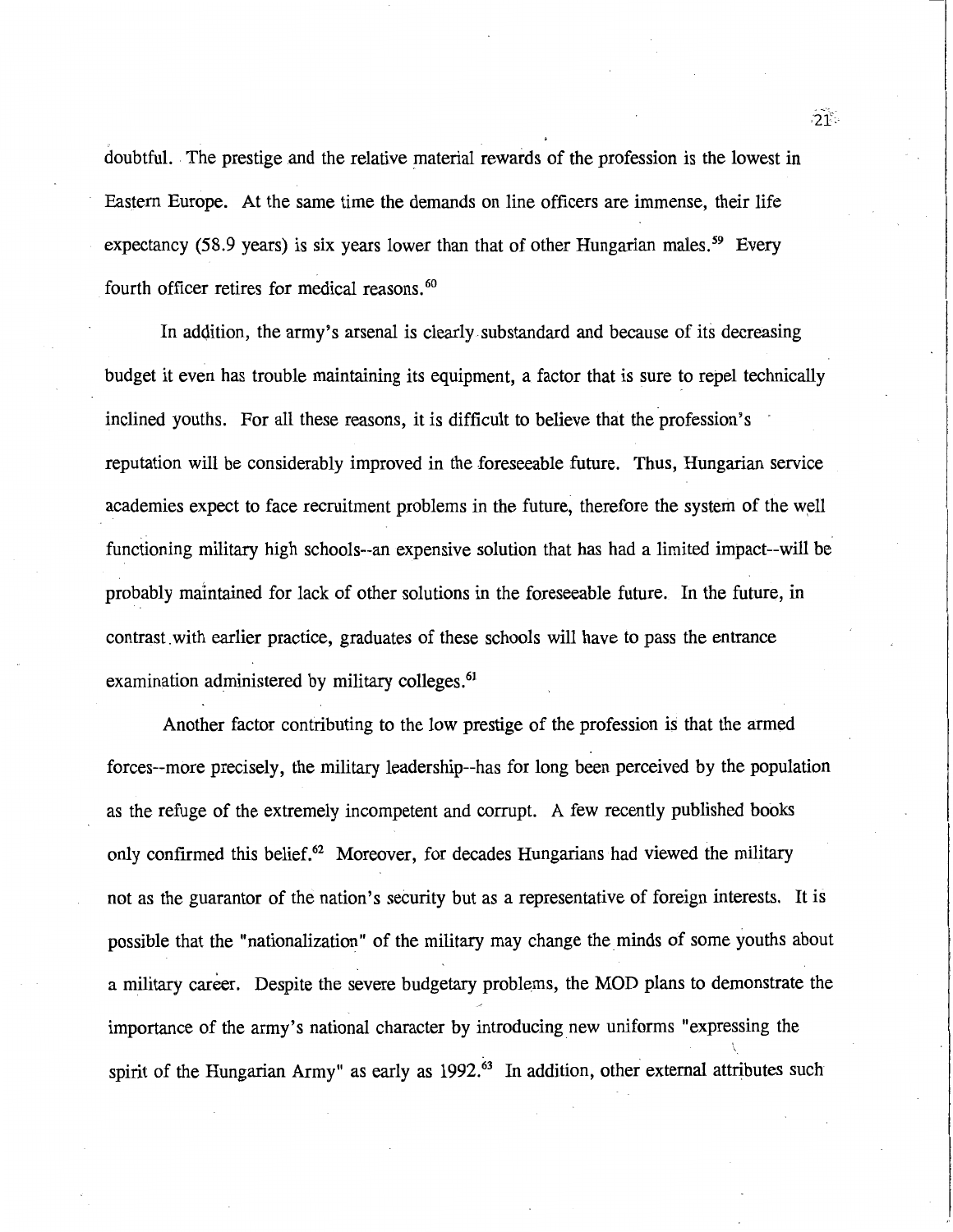doubtful. The prestige and the relative material rewards of the profession is the lowest in Eastern Europe. At the same time the demands on line officers are immense, their life expectancy (58.9 years) is six years lower than that of other Hungarian males.[59] Every fourth officer retires for medical reasons.[60]

In addition, the army's arsenal is clearly substandard and because of its decreasing budget it even has trouble maintaining its equipment, a factor that is sure to repel technically inclined youths. For all these reasons, it is difficult to believe that the profession's reputation will be considerably improved in the foreseeable future. Thus, Hungarian service academies expect to face recruitment problems in the future, therefore the system of the well functioning military high schools--an expensive solution that has had a limited impact--will be probably maintained for lack of other solutions in the foreseeable future. In the future, in contrast with earlier practice, graduates of these schools will have to pass the entrance examination administered by military colleges.[61]

Another factor contributing to the low prestige of the profession is that the armed forces--more precisely, the military leadership--has for long been perceived by the population as the refuge of the extremely incompetent and corrupt. A few recently published books only confirmed this belief.[62] Moreover, for decades Hungarians had viewed the military not as the guarantor of the nation's security but as a representative of foreign interests. It is possible that the "nationalization" of the military may change the minds of some youths about a military career. Despite the severe budgetary problems, the MOD plans to demonstrate the importance of the army's national character by introducing new uniforms "expressing the spirit of the Hungarian Army" as early as 1992.[63] In addition, other external attributes such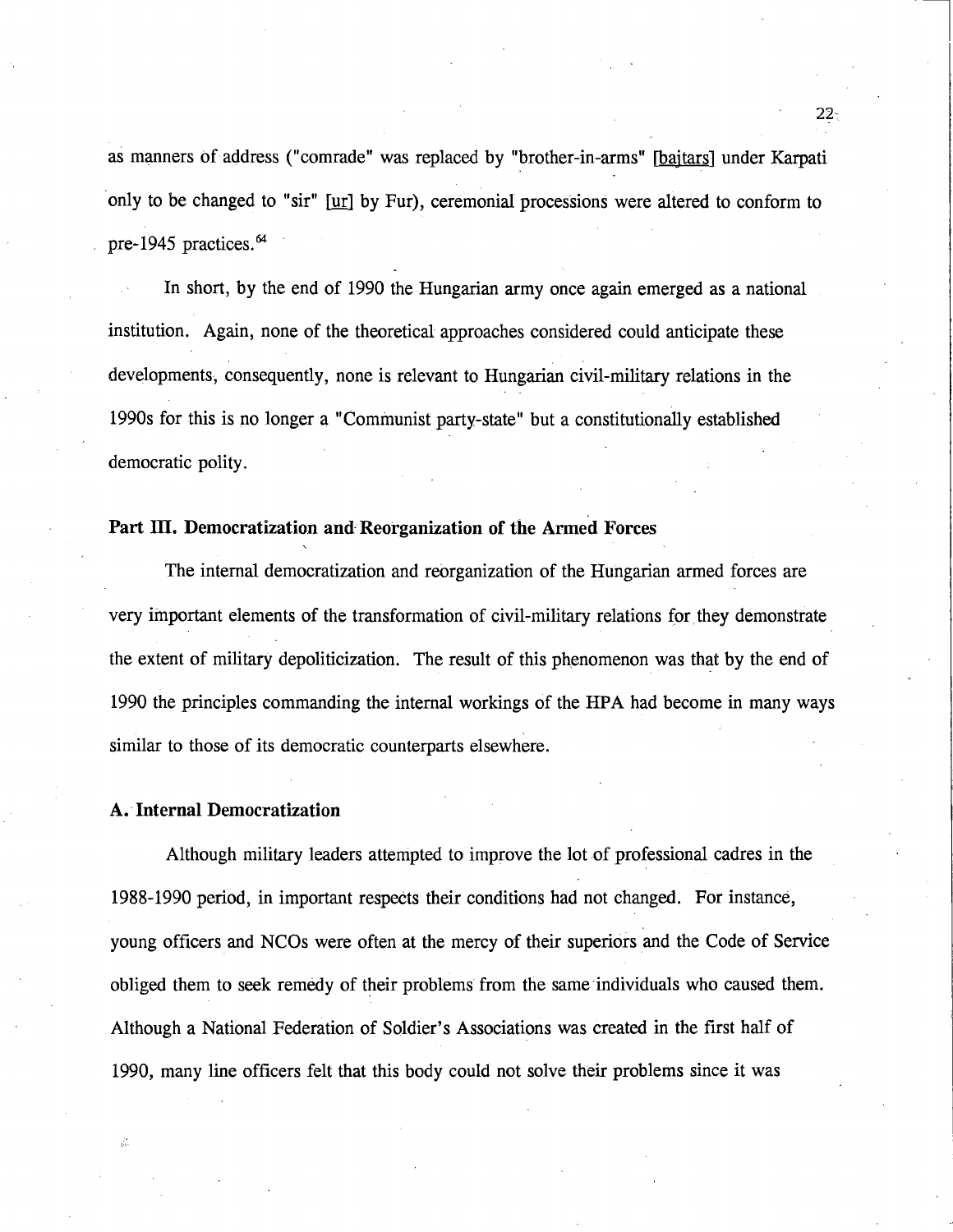as manners of address ("comrade" was replaced by "brother-in-arms" [bajtars] under Karpati only to be changed to "sir" [ur] by Fur), ceremonial processions were altered to conform to pre-1945 practices.[64]

In short, by the end of 1990 the Hungarian army once again emerged as a national institution. Again, none of the theoretical approaches considered could anticipate these developments, consequently, none is relevant to Hungarian civil-military relations in the 1990s for this is no longer a "Communist party-state" but a constitutionally established democratic polity.

## Part III. Democratization and Reorganization of the Armed Forces

The internal democratization and reorganization of the Hungarian armed forces are very important elements of the transformation of civil-military relations for they demonstrate the extent of military depoliticization. The result of this phenomenon was that by the end of 1990 the principles commanding the internal workings of the HPA had become in many ways similar to those of its democratic counterparts elsewhere.

### A. Internal Democratization

Although military leaders attempted to improve the lot of professional cadres in the 1988-1990 period, in important respects their conditions had not changed. For instance, young officers and NCOs were often at the mercy of their superiors and the Code of Service obliged them to seek remedy of their problems from the same individuals who caused them. Although a National Federation of Soldier's Associations was created in the first half of 1990, many line officers felt that this body could not solve their problems since it was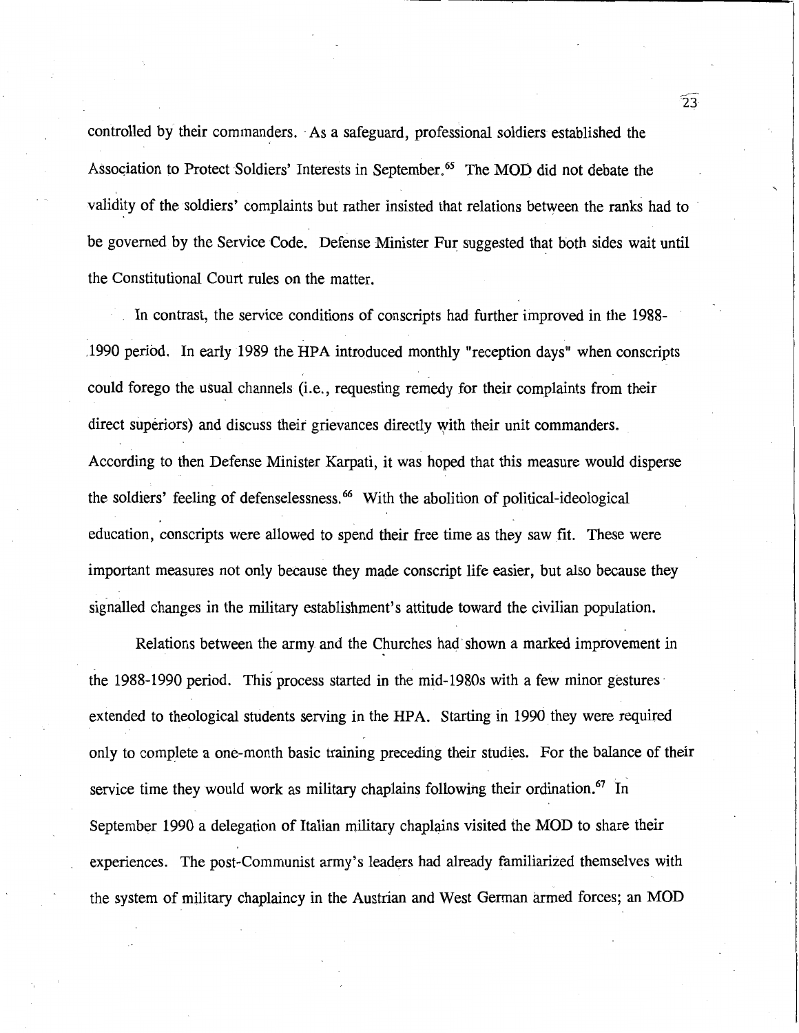controlled by their commanders. As a safeguard, professional soldiers established the Association to Protect Soldiers' Interests in September.[65] The MOD did not debate the validity of the soldiers' complaints but rather insisted that relations between the ranks had to be governed by the Service Code. Defense Minister Fur suggested that both sides wait until the Constitutional Court rules on the matter.

In contrast, the service conditions of conscripts had further improved in the 1988-1990 period. In early 1989 the HPA introduced monthly "reception days" when conscripts could forego the usual channels (i.e., requesting remedy for their complaints from their direct superiors) and discuss their grievances directly with their unit commanders. According to then Defense Minister Karpati, it was hoped that this measure would disperse the soldiers' feeling of defenselessness.[66] With the abolition of political-ideological education, conscripts were allowed to spend their free time as they saw fit. These were important measures not only because they made conscript life easier, but also because they signalled changes in the military establishment's attitude toward the civilian population.

Relations between the army and the Churches had shown a marked improvement in the 1988-1990 period. This process started in the mid-1980s with a few minor gestures extended to theological students serving in the HPA. Starting in 1990 they were required only to complete a one-month basic training preceding their studies. For the balance of their service time they would work as military chaplains following their ordination.[67] In September 1990 a delegation of Italian military chaplains visited the MOD to share their experiences. The post-Communist army's leaders had already familiarized themselves with the system of military chaplaincy in the Austrian and West German armed forces; an MOD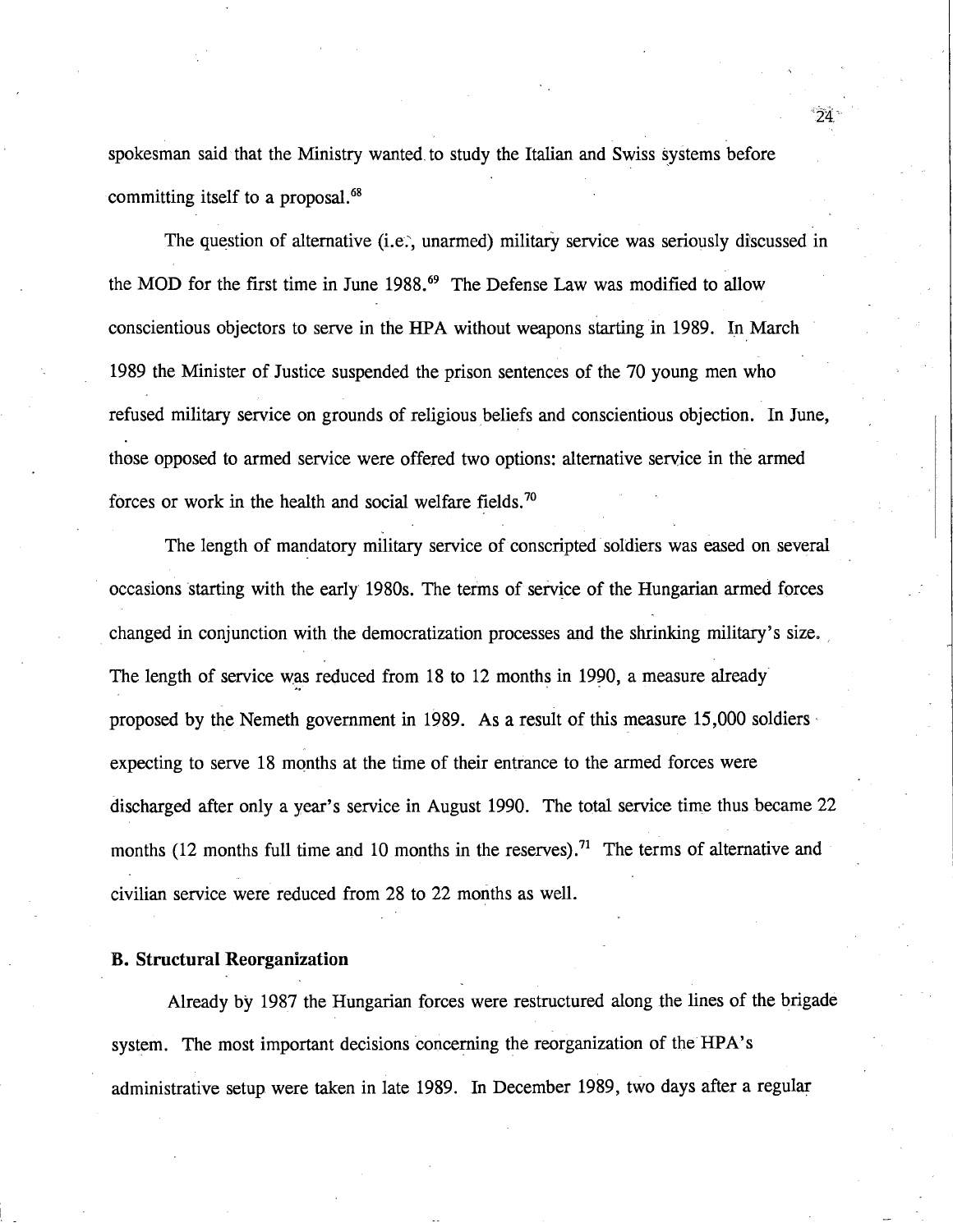spokesman said that the Ministry wanted to study the Italian and Swiss systems before committing itself to a proposal.[68]

The question of alternative (i.e., unarmed) military service was seriously discussed in the MOD for the first time in June 1988.[69] The Defense Law was modified to allow conscientious objectors to serve in the HPA without weapons starting in 1989. In March 1989 the Minister of Justice suspended the prison sentences of the 70 young men who refused military service on grounds of religious beliefs and conscientious objection. In June, those opposed to armed service were offered two options: alternative service in the armed forces or work in the health and social welfare fields.[70]

The length of mandatory military service of conscripted soldiers was eased on several occasions starting with the early 1980s. The terms of service of the Hungarian armed forces changed in conjunction with the democratization processes and the shrinking military's size. The length of service was reduced from 18 to 12 months in 1990, a measure already proposed by the Nemeth government in 1989. As a result of this measure 15,000 soldiers expecting to serve 18 months at the time of their entrance to the armed forces were discharged after only a year's service in August 1990. The total service time thus became 22 months (12 months full time and 10 months in the reserves).[71] The terms of alternative and civilian service were reduced from 28 to 22 months as well.

**B. Structural Reorganization**

Already by 1987 the Hungarian forces were restructured along the lines of the brigade system. The most important decisions concerning the reorganization of the HPA's administrative setup were taken in late 1989. In December 1989, two days after a regular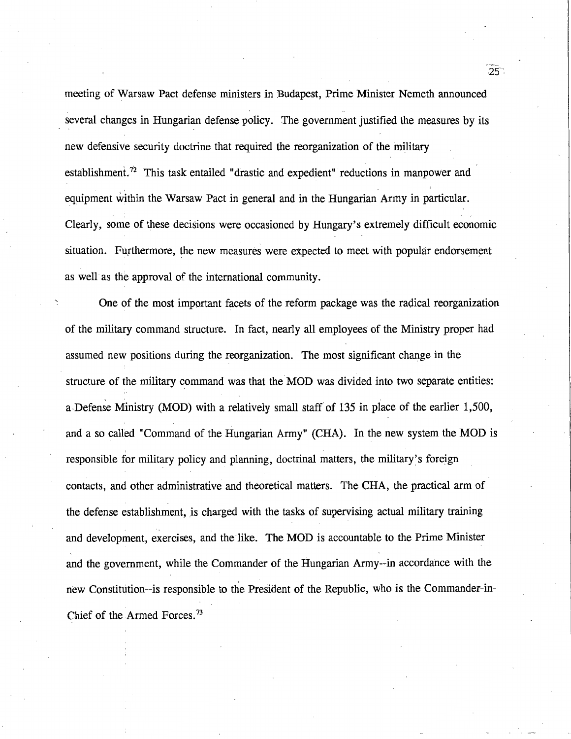meeting of Warsaw Pact defense ministers in Budapest, Prime Minister Nemeth announced several changes in Hungarian defense policy. The government justified the measures by its new defensive security doctrine that required the reorganization of the military establishment.[72] This task entailed "drastic and expedient" reductions in manpower and equipment within the Warsaw Pact in general and in the Hungarian Army in particular. Clearly, some of these decisions were occasioned by Hungary's extremely difficult economic situation. Furthermore, the new measures were expected to meet with popular endorsement as well as the approval of the international community.

One of the most important facets of the reform package was the radical reorganization of the military command structure. In fact, nearly all employees of the Ministry proper had assumed new positions during the reorganization. The most significant change in the structure of the military command was that the MOD was divided into two separate entities: a Defense Ministry (MOD) with a relatively small staff of 135 in place of the earlier 1,500, and a so called "Command of the Hungarian Army" (CHA). In the new system the MOD is responsible for military policy and planning, doctrinal matters, the military's foreign contacts, and other administrative and theoretical matters. The CHA, the practical arm of the defense establishment, is charged with the tasks of supervising actual military training and development, exercises, and the like. The MOD is accountable to the Prime Minister and the government, while the Commander of the Hungarian Army--in accordance with the new Constitution--is responsible to the President of the Republic, who is the Commander-in-Chief of the Armed Forces.[73]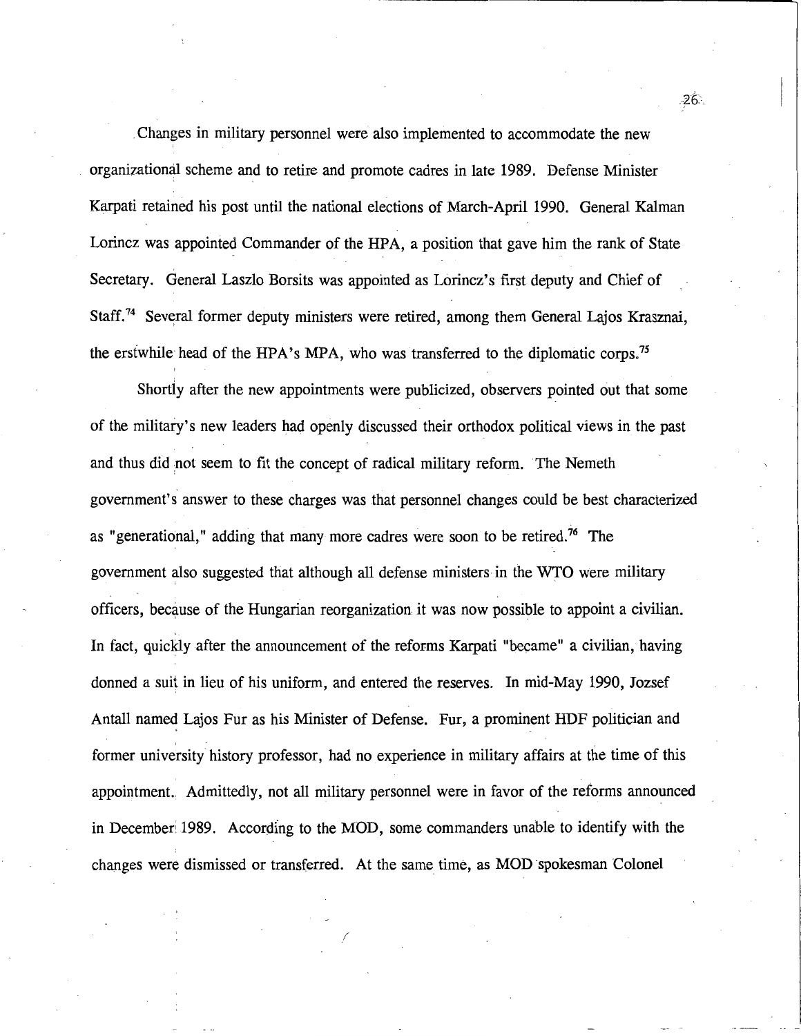Changes in military personnel were also implemented to accommodate the new organizational scheme and to retire and promote cadres in late 1989. Defense Minister Karpati retained his post until the national elections of March-April 1990. General Kalman Lorincz was appointed Commander of the HPA, a position that gave him the rank of State Secretary. General Laszlo Borsits was appointed as Lorincz's first deputy and Chief of Staff.[74] Several former deputy ministers were retired, among them General Lajos Krasznai, the erstwhile head of the HPA's MPA, who was transferred to the diplomatic corps.[75]

Shortly after the new appointments were publicized, observers pointed out that some of the military's new leaders had openly discussed their orthodox political views in the past and thus did not seem to fit the concept of radical military reform. The Nemeth government's answer to these charges was that personnel changes could be best characterized as "generational," adding that many more cadres were soon to be retired.[76] The government also suggested that although all defense ministers in the WTO were military officers, because of the Hungarian reorganization it was now possible to appoint a civilian. In fact, quickly after the announcement of the reforms Karpati "became" a civilian, having donned a suit in lieu of his uniform, and entered the reserves. In mid-May 1990, Jozsef Antall named Lajos Fur as his Minister of Defense. Fur, a prominent HDF politician and former university history professor, had no experience in military affairs at the time of this appointment. Admittedly, not all military personnel were in favor of the reforms announced in December 1989. According to the MOD, some commanders unable to identify with the changes were dismissed or transferred. At the same time, as MOD spokesman Colonel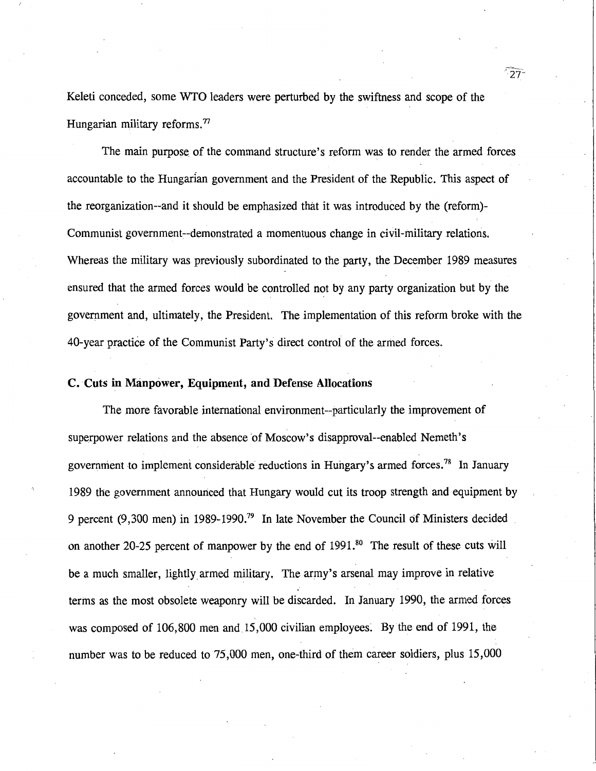Keleti conceded, some WTO leaders were perturbed by the swiftness and scope of the Hungarian military reforms.[77]

The main purpose of the command structure's reform was to render the armed forces accountable to the Hungarian government and the President of the Republic. This aspect of the reorganization--and it should be emphasized that it was introduced by the (reform)-Communist government--demonstrated a momentuous change in civil-military relations. Whereas the military was previously subordinated to the party, the December 1989 measures ensured that the armed forces would be controlled not by any party organization but by the government and, ultimately, the President. The implementation of this reform broke with the 40-year practice of the Communist Party's direct control of the armed forces.

### C. Cuts in Manpower, Equipment, and Defense Allocations

The more favorable international environment--particularly the improvement of superpower relations and the absence of Moscow's disapproval--enabled Nemeth's government to implement considerable reductions in Hungary's armed forces.[78] In January 1989 the government announced that Hungary would cut its troop strength and equipment by 9 percent (9,300 men) in 1989-1990.[79] In late November the Council of Ministers decided on another 20-25 percent of manpower by the end of 1991.[80] The result of these cuts will be a much smaller, lightly armed military. The army's arsenal may improve in relative terms as the most obsolete weaponry will be discarded. In January 1990, the armed forces was composed of 106,800 men and 15,000 civilian employees. By the end of 1991, the number was to be reduced to 75,000 men, one-third of them career soldiers, plus 15,000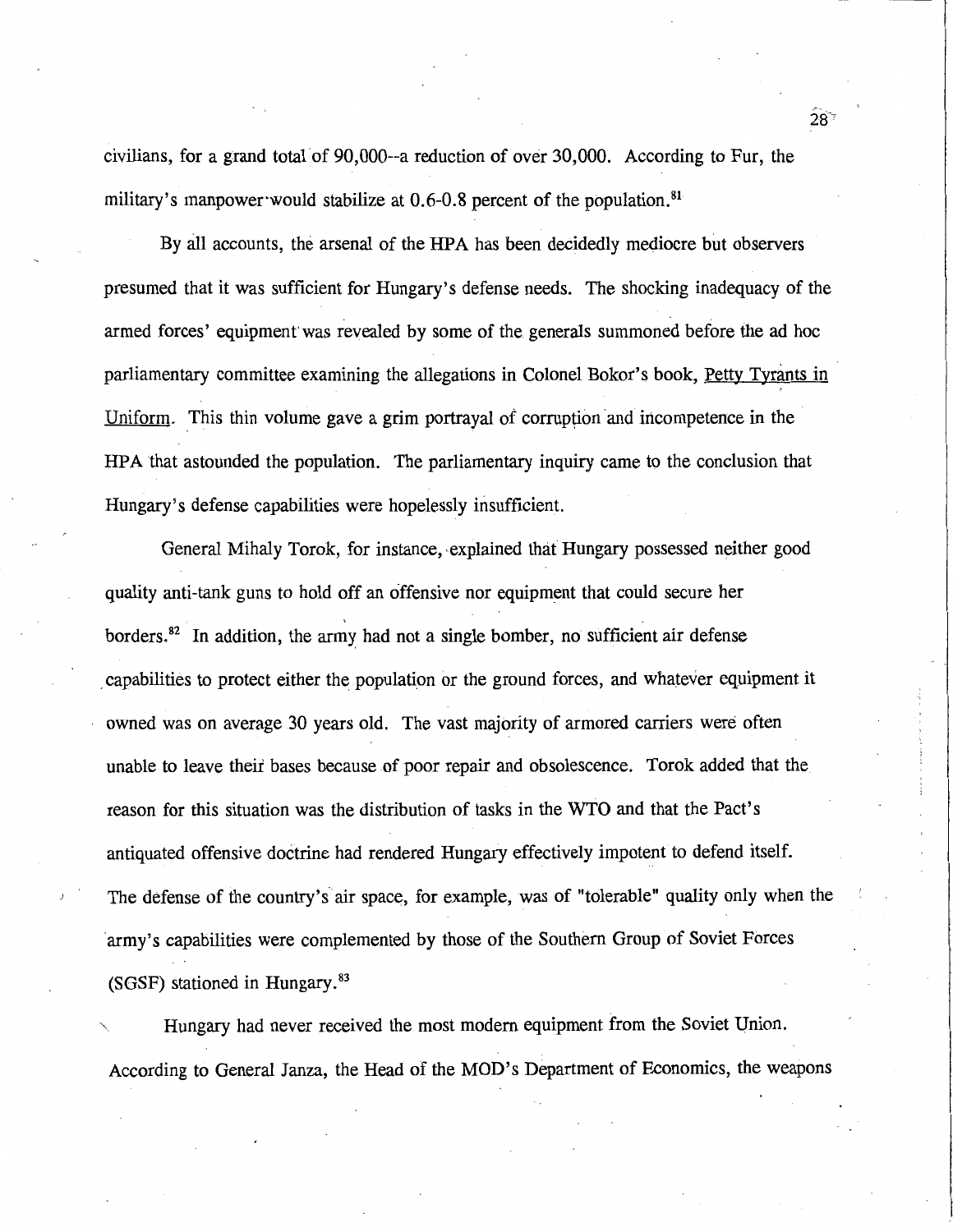civilians, for a grand total of 90,000--a reduction of over 30,000. According to Fur, the military's manpower would stabilize at 0.6-0.8 percent of the population.[81]

By all accounts, the arsenal of the HPA has been decidedly mediocre but observers presumed that it was sufficient for Hungary's defense needs. The shocking inadequacy of the armed forces' equipment was revealed by some of the generals summoned before the ad hoc parliamentary committee examining the allegations in Colonel Bokor's book, Petty Tyrants in Uniform. This thin volume gave a grim portrayal of corruption and incompetence in the HPA that astounded the population. The parliamentary inquiry came to the conclusion that Hungary's defense capabilities were hopelessly insufficient.

General Mihaly Torok, for instance, explained that Hungary possessed neither good quality anti-tank guns to hold off an offensive nor equipment that could secure her borders.[82] In addition, the army had not a single bomber, no sufficient air defense capabilities to protect either the population or the ground forces, and whatever equipment it owned was on average 30 years old. The vast majority of armored carriers were often unable to leave their bases because of poor repair and obsolescence. Torok added that the reason for this situation was the distribution of tasks in the WTO and that the Pact's antiquated offensive doctrine had rendered Hungary effectively impotent to defend itself. The defense of the country's air space, for example, was of "tolerable" quality only when the army's capabilities were complemented by those of the Southern Group of Soviet Forces (SGSF) stationed in Hungary.[83]

Hungary had never received the most modern equipment from the Soviet Union. According to General Janza, the Head of the MOD's Department of Economics, the weapons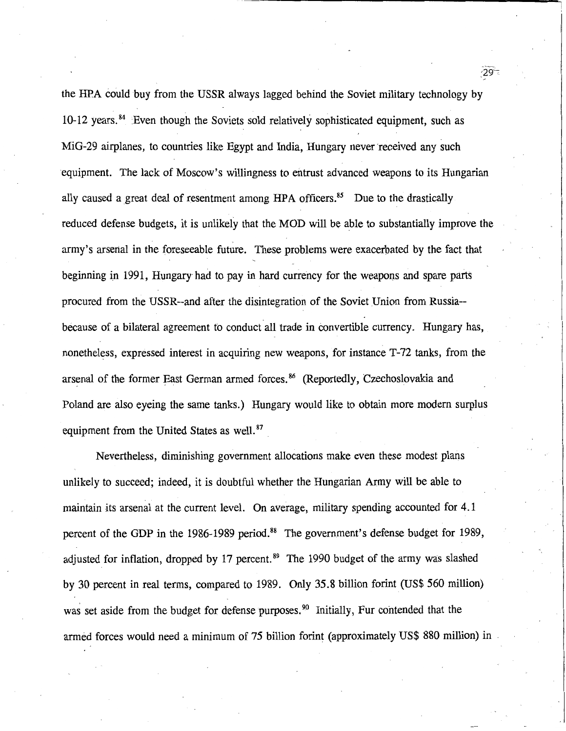the HPA could buy from the USSR always lagged behind the Soviet military technology by 10-12 years.[84] Even though the Soviets sold relatively sophisticated equipment, such as MiG-29 airplanes, to countries like Egypt and India, Hungary never received any such equipment. The lack of Moscow's willingness to entrust advanced weapons to its Hungarian ally caused a great deal of resentment among HPA officers.[85] Due to the drastically reduced defense budgets, it is unlikely that the MOD will be able to substantially improve the army's arsenal in the foreseeable future. These problems were exacerbated by the fact that beginning in 1991, Hungary had to pay in hard currency for the weapons and spare parts procured from the USSR--and after the disintegration of the Soviet Union from Russia--because of a bilateral agreement to conduct all trade in convertible currency. Hungary has, nonetheless, expressed interest in acquiring new weapons, for instance T-72 tanks, from the arsenal of the former East German armed forces.[86] (Reportedly, Czechoslovakia and Poland are also eyeing the same tanks.) Hungary would like to obtain more modern surplus equipment from the United States as well.[87]

Nevertheless, diminishing government allocations make even these modest plans unlikely to succeed; indeed, it is doubtful whether the Hungarian Army will be able to maintain its arsenal at the current level. On average, military spending accounted for 4.1 percent of the GDP in the 1986-1989 period.[88] The government's defense budget for 1989, adjusted for inflation, dropped by 17 percent.[89] The 1990 budget of the army was slashed by 30 percent in real terms, compared to 1989. Only 35.8 billion forint (US$ 560 million) was set aside from the budget for defense purposes.[90] Initially, Fur contended that the armed forces would need a minimum of 75 billion forint (approximately US$ 880 million) in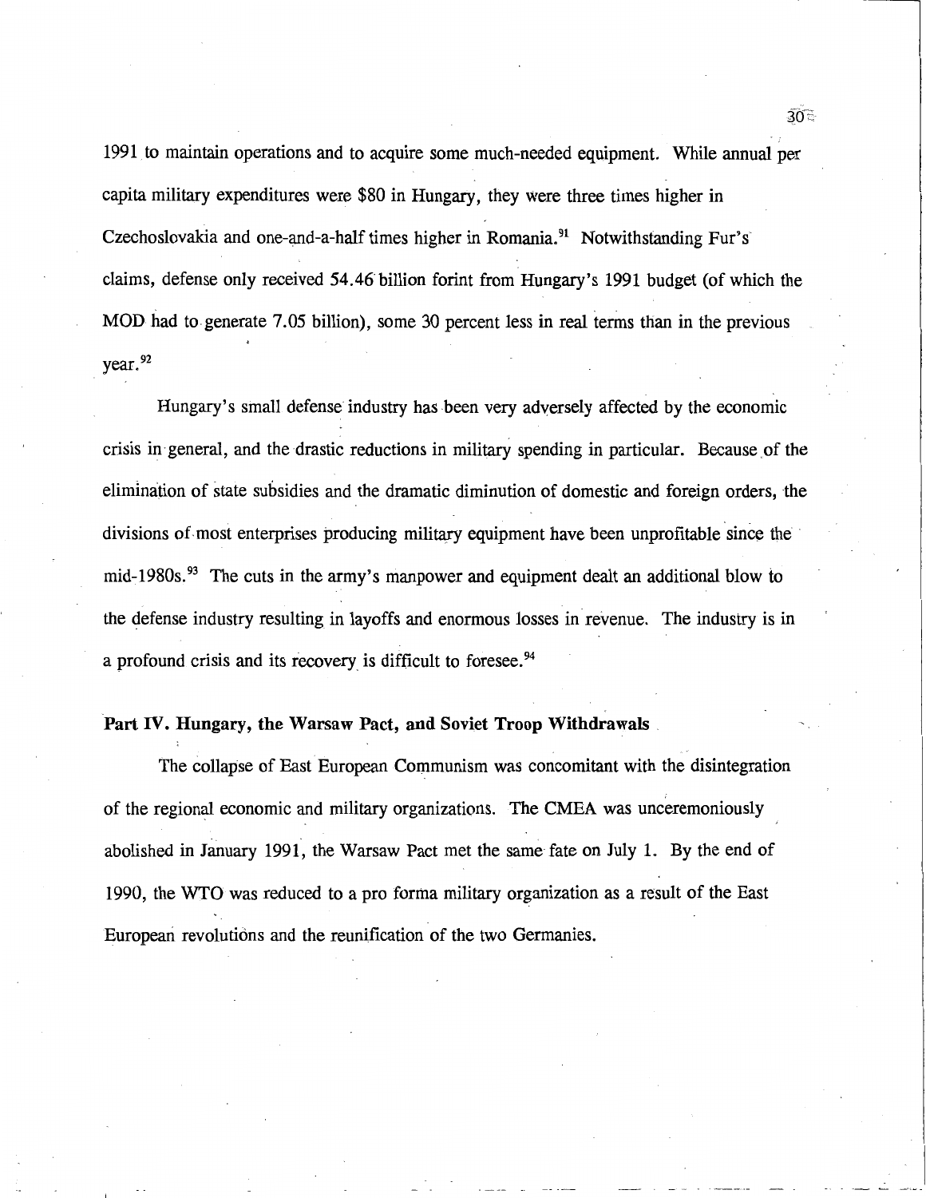1991 to maintain operations and to acquire some much-needed equipment. While annual per capita military expenditures were $80 in Hungary, they were three times higher in Czechoslovakia and one-and-a-half times higher in Romania.[91] Notwithstanding Fur's claims, defense only received 54.46 billion forint from Hungary's 1991 budget (of which the MOD had to generate 7.05 billion), some 30 percent less in real terms than in the previous year.[92]

Hungary's small defense industry has been very adversely affected by the economic crisis in general, and the drastic reductions in military spending in particular. Because of the elimination of state subsidies and the dramatic diminution of domestic and foreign orders, the divisions of most enterprises producing military equipment have been unprofitable since the mid-1980s.[93] The cuts in the army's manpower and equipment dealt an additional blow to the defense industry resulting in layoffs and enormous losses in revenue. The industry is in a profound crisis and its recovery is difficult to foresee.[94]

## Part IV. Hungary, the Warsaw Pact, and Soviet Troop Withdrawals

The collapse of East European Communism was concomitant with the disintegration of the regional economic and military organizations. The CMEA was unceremoniously abolished in January 1991, the Warsaw Pact met the same fate on July 1. By the end of 1990, the WTO was reduced to a pro forma military organization as a result of the East European revolutions and the reunification of the two Germanies.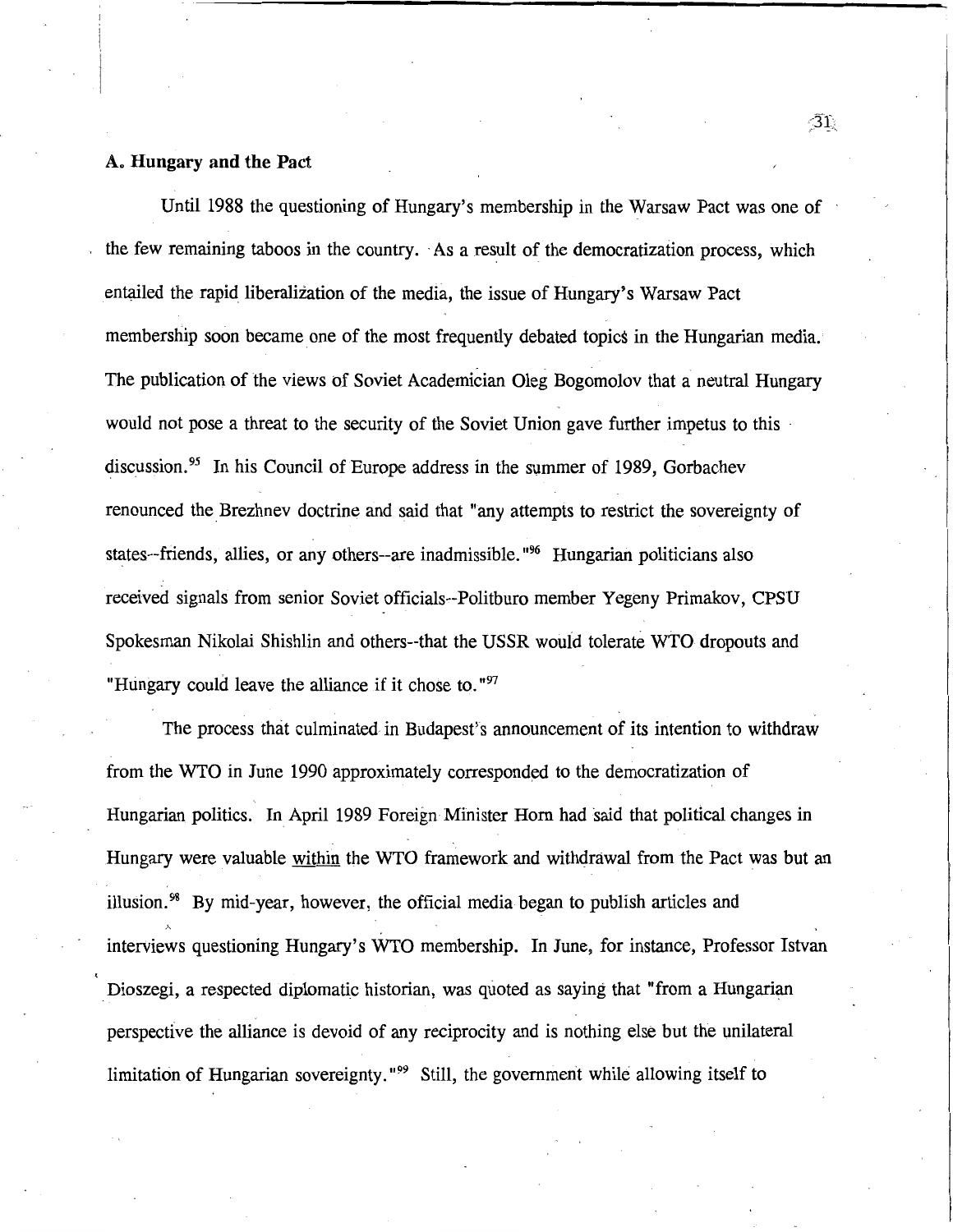### A. Hungary and the Pact

Until 1988 the questioning of Hungary's membership in the Warsaw Pact was one of the few remaining taboos in the country. As a result of the democratization process, which entailed the rapid liberalization of the media, the issue of Hungary's Warsaw Pact membership soon became one of the most frequently debated topics in the Hungarian media. The publication of the views of Soviet Academician Oleg Bogomolov that a neutral Hungary would not pose a threat to the security of the Soviet Union gave further impetus to this discussion.[95] In his Council of Europe address in the summer of 1989, Gorbachev renounced the Brezhnev doctrine and said that "any attempts to restrict the sovereignty of states--friends, allies, or any others--are inadmissible."[96] Hungarian politicians also received signals from senior Soviet officials--Politburo member Yegeny Primakov, CPSU Spokesman Nikolai Shishlin and others--that the USSR would tolerate WTO dropouts and "Hungary could leave the alliance if it chose to."[97]

The process that culminated in Budapest's announcement of its intention to withdraw from the WTO in June 1990 approximately corresponded to the democratization of Hungarian politics. In April 1989 Foreign Minister Horn had said that political changes in Hungary were valuable <u>within</u> the WTO framework and withdrawal from the Pact was but an illusion.[98] By mid-year, however, the official media began to publish articles and interviews questioning Hungary's WTO membership. In June, for instance, Professor Istvan Dioszegi, a respected diplomatic historian, was quoted as saying that "from a Hungarian perspective the alliance is devoid of any reciprocity and is nothing else but the unilateral limitation of Hungarian sovereignty."[99] Still, the government while allowing itself to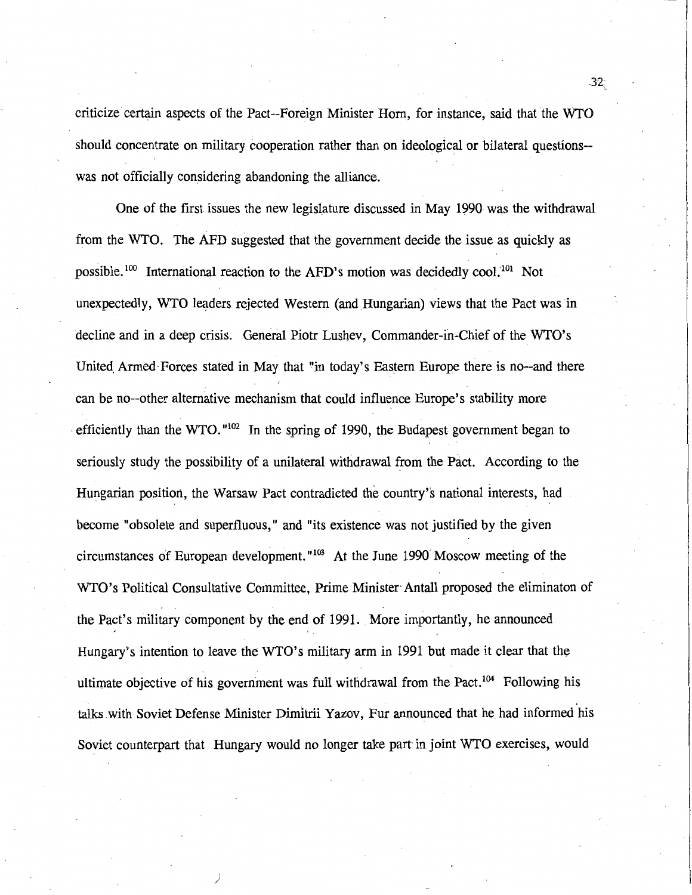criticize certain aspects of the Pact--Foreign Minister Horn, for instance, said that the WTO should concentrate on military cooperation rather than on ideological or bilateral questions--was not officially considering abandoning the alliance.

One of the first issues the new legislature discussed in May 1990 was the withdrawal from the WTO. The AFD suggested that the government decide the issue as quickly as possible.[100] International reaction to the AFD's motion was decidedly cool.[101] Not unexpectedly, WTO leaders rejected Western (and Hungarian) views that the Pact was in decline and in a deep crisis. General Piotr Lushev, Commander-in-Chief of the WTO's United Armed Forces stated in May that "in today's Eastern Europe there is no--and there can be no--other alternative mechanism that could influence Europe's stability more efficiently than the WTO."[102] In the spring of 1990, the Budapest government began to seriously study the possibility of a unilateral withdrawal from the Pact. According to the Hungarian position, the Warsaw Pact contradicted the country's national interests, had become "obsolete and superfluous," and "its existence was not justified by the given circumstances of European development."[103] At the June 1990 Moscow meeting of the WTO's Political Consultative Committee, Prime Minister Antall proposed the eliminaton of the Pact's military component by the end of 1991. More importantly, he announced Hungary's intention to leave the WTO's military arm in 1991 but made it clear that the ultimate objective of his government was full withdrawal from the Pact.[104] Following his talks with Soviet Defense Minister Dimitrii Yazov, Fur announced that he had informed his Soviet counterpart that Hungary would no longer take part in joint WTO exercises, would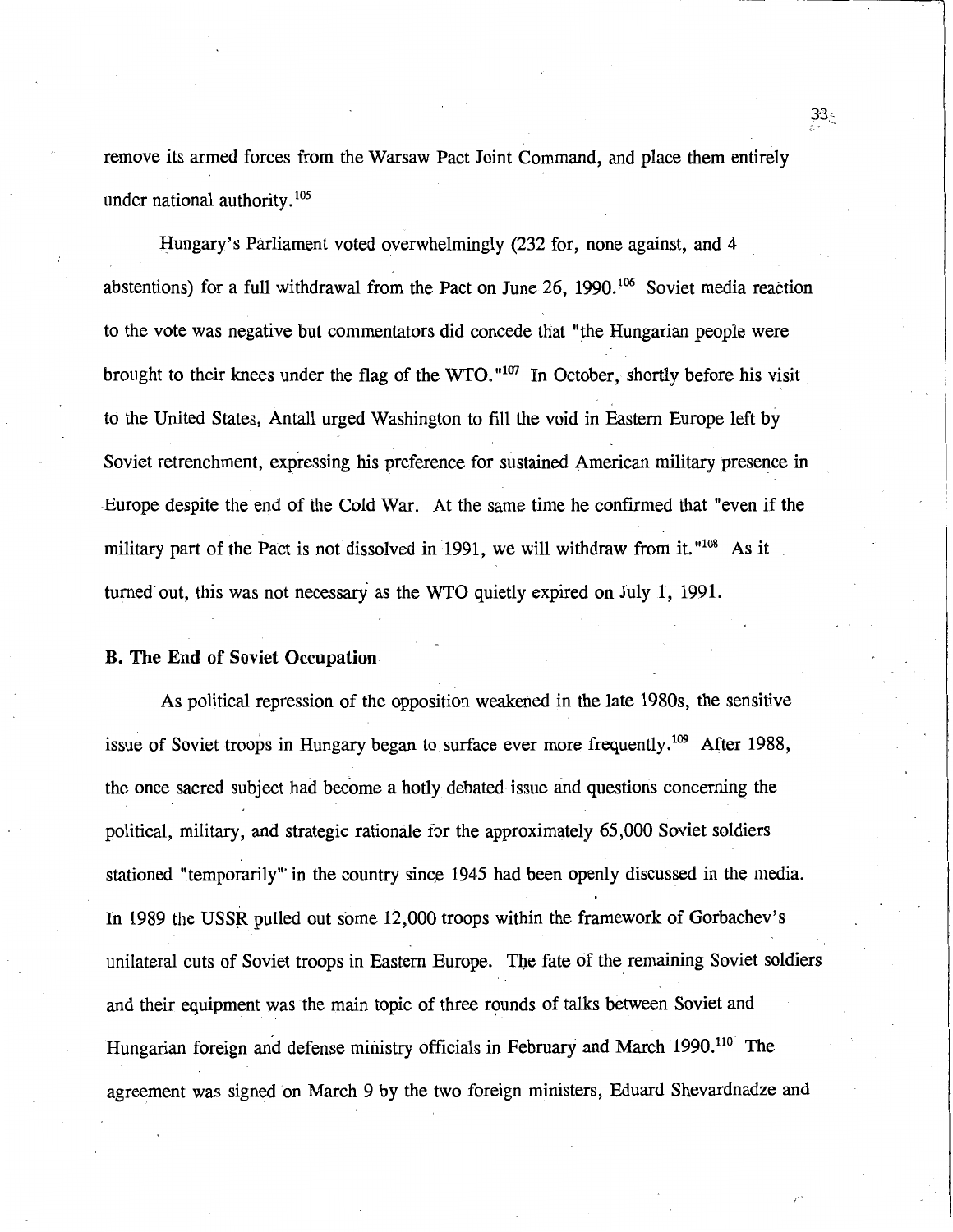remove its armed forces from the Warsaw Pact Joint Command, and place them entirely under national authority.[105]

Hungary's Parliament voted overwhelmingly (232 for, none against, and 4 abstentions) for a full withdrawal from the Pact on June 26, 1990.[106] Soviet media reaction to the vote was negative but commentators did concede that "the Hungarian people were brought to their knees under the flag of the WTO."[107] In October, shortly before his visit to the United States, Antall urged Washington to fill the void in Eastern Europe left by Soviet retrenchment, expressing his preference for sustained American military presence in Europe despite the end of the Cold War. At the same time he confirmed that "even if the military part of the Pact is not dissolved in 1991, we will withdraw from it."[108] As it turned out, this was not necessary as the WTO quietly expired on July 1, 1991.

**B. The End of Soviet Occupation**

As political repression of the opposition weakened in the late 1980s, the sensitive issue of Soviet troops in Hungary began to surface ever more frequently.[109] After 1988, the once sacred subject had become a hotly debated issue and questions concerning the political, military, and strategic rationale for the approximately 65,000 Soviet soldiers stationed "temporarily" in the country since 1945 had been openly discussed in the media. In 1989 the USSR pulled out some 12,000 troops within the framework of Gorbachev's unilateral cuts of Soviet troops in Eastern Europe. The fate of the remaining Soviet soldiers and their equipment was the main topic of three rounds of talks between Soviet and Hungarian foreign and defense ministry officials in February and March 1990.[110] The agreement was signed on March 9 by the two foreign ministers, Eduard Shevardnadze and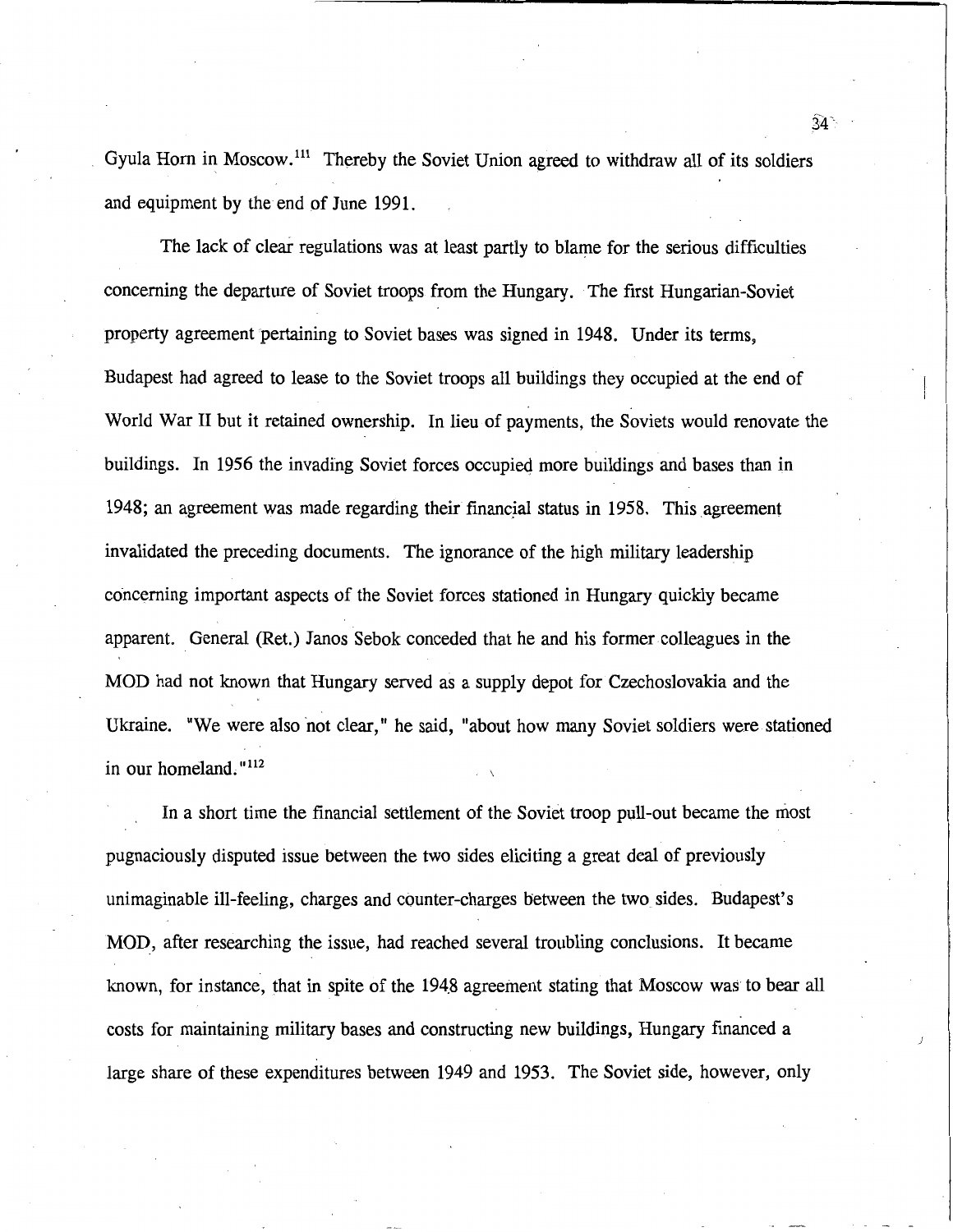Gyula Horn in Moscow.[111] Thereby the Soviet Union agreed to withdraw all of its soldiers and equipment by the end of June 1991.

The lack of clear regulations was at least partly to blame for the serious difficulties concerning the departure of Soviet troops from the Hungary. The first Hungarian-Soviet property agreement pertaining to Soviet bases was signed in 1948. Under its terms, Budapest had agreed to lease to the Soviet troops all buildings they occupied at the end of World War II but it retained ownership. In lieu of payments, the Soviets would renovate the buildings. In 1956 the invading Soviet forces occupied more buildings and bases than in 1948; an agreement was made regarding their financial status in 1958. This agreement invalidated the preceding documents. The ignorance of the high military leadership concerning important aspects of the Soviet forces stationed in Hungary quickly became apparent. General (Ret.) Janos Sebok conceded that he and his former colleagues in the MOD had not known that Hungary served as a supply depot for Czechoslovakia and the Ukraine. "We were also not clear," he said, "about how many Soviet soldiers were stationed in our homeland."[112]

In a short time the financial settlement of the Soviet troop pull-out became the most pugnaciously disputed issue between the two sides eliciting a great deal of previously unimaginable ill-feeling, charges and counter-charges between the two sides. Budapest's MOD, after researching the issue, had reached several troubling conclusions. It became known, for instance, that in spite of the 1948 agreement stating that Moscow was to bear all costs for maintaining military bases and constructing new buildings, Hungary financed a large share of these expenditures between 1949 and 1953. The Soviet side, however, only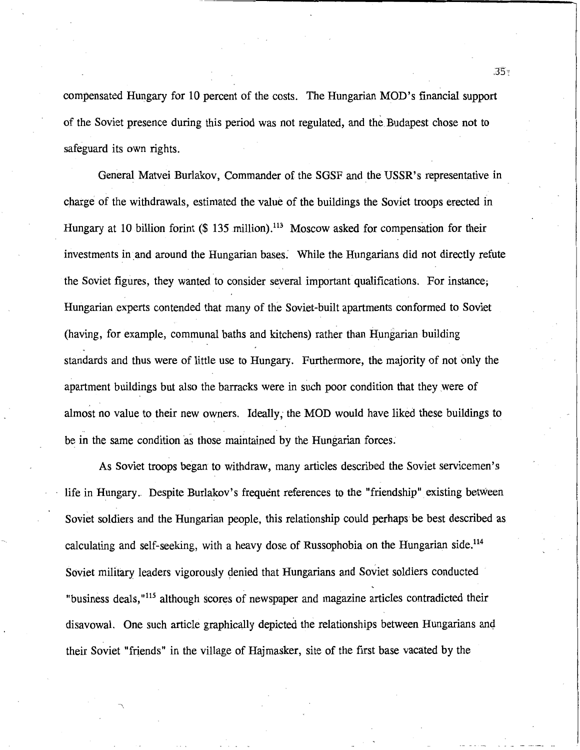compensated Hungary for 10 percent of the costs. The Hungarian MOD's financial support of the Soviet presence during this period was not regulated, and the Budapest chose not to safeguard its own rights.

General Matvei Burlakov, Commander of the SGSF and the USSR's representative in charge of the withdrawals, estimated the value of the buildings the Soviet troops erected in Hungary at 10 billion forint ($ 135 million).[113] Moscow asked for compensation for their investments in and around the Hungarian bases. While the Hungarians did not directly refute the Soviet figures, they wanted to consider several important qualifications. For instance, Hungarian experts contended that many of the Soviet-built apartments conformed to Soviet (having, for example, communal baths and kitchens) rather than Hungarian building standards and thus were of little use to Hungary. Furthermore, the majority of not only the apartment buildings but also the barracks were in such poor condition that they were of almost no value to their new owners. Ideally, the MOD would have liked these buildings to be in the same condition as those maintained by the Hungarian forces.

As Soviet troops began to withdraw, many articles described the Soviet servicemen's life in Hungary. Despite Burlakov's frequent references to the "friendship" existing between Soviet soldiers and the Hungarian people, this relationship could perhaps be best described as calculating and self-seeking, with a heavy dose of Russophobia on the Hungarian side.[114] Soviet military leaders vigorously denied that Hungarians and Soviet soldiers conducted "business deals,"[115] although scores of newspaper and magazine articles contradicted their disavowal. One such article graphically depicted the relationships between Hungarians and their Soviet "friends" in the village of Hajmasker, site of the first base vacated by the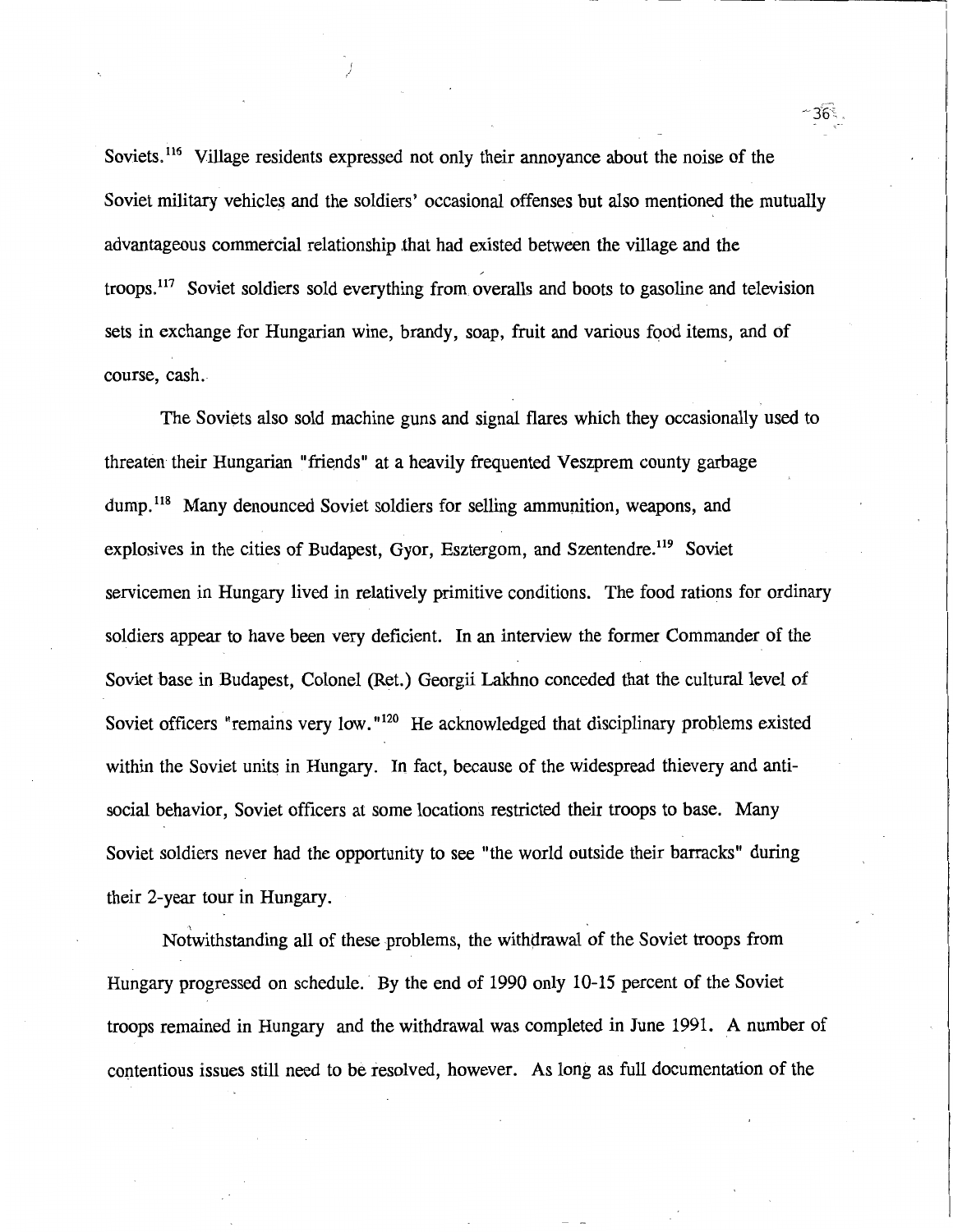Soviets.[116] Village residents expressed not only their annoyance about the noise of the Soviet military vehicles and the soldiers' occasional offenses but also mentioned the mutually advantageous commercial relationship that had existed between the village and the troops.[117] Soviet soldiers sold everything from overalls and boots to gasoline and television sets in exchange for Hungarian wine, brandy, soap, fruit and various food items, and of course, cash.

The Soviets also sold machine guns and signal flares which they occasionally used to threaten their Hungarian "friends" at a heavily frequented Veszprem county garbage dump.[118] Many denounced Soviet soldiers for selling ammunition, weapons, and explosives in the cities of Budapest, Gyor, Esztergom, and Szentendre.[119] Soviet servicemen in Hungary lived in relatively primitive conditions. The food rations for ordinary soldiers appear to have been very deficient. In an interview the former Commander of the Soviet base in Budapest, Colonel (Ret.) Georgii Lakhno conceded that the cultural level of Soviet officers "remains very low."[120] He acknowledged that disciplinary problems existed within the Soviet units in Hungary. In fact, because of the widespread thievery and anti-social behavior, Soviet officers at some locations restricted their troops to base. Many Soviet soldiers never had the opportunity to see "the world outside their barracks" during their 2-year tour in Hungary.

Notwithstanding all of these problems, the withdrawal of the Soviet troops from Hungary progressed on schedule. By the end of 1990 only 10-15 percent of the Soviet troops remained in Hungary and the withdrawal was completed in June 1991. A number of contentious issues still need to be resolved, however. As long as full documentation of the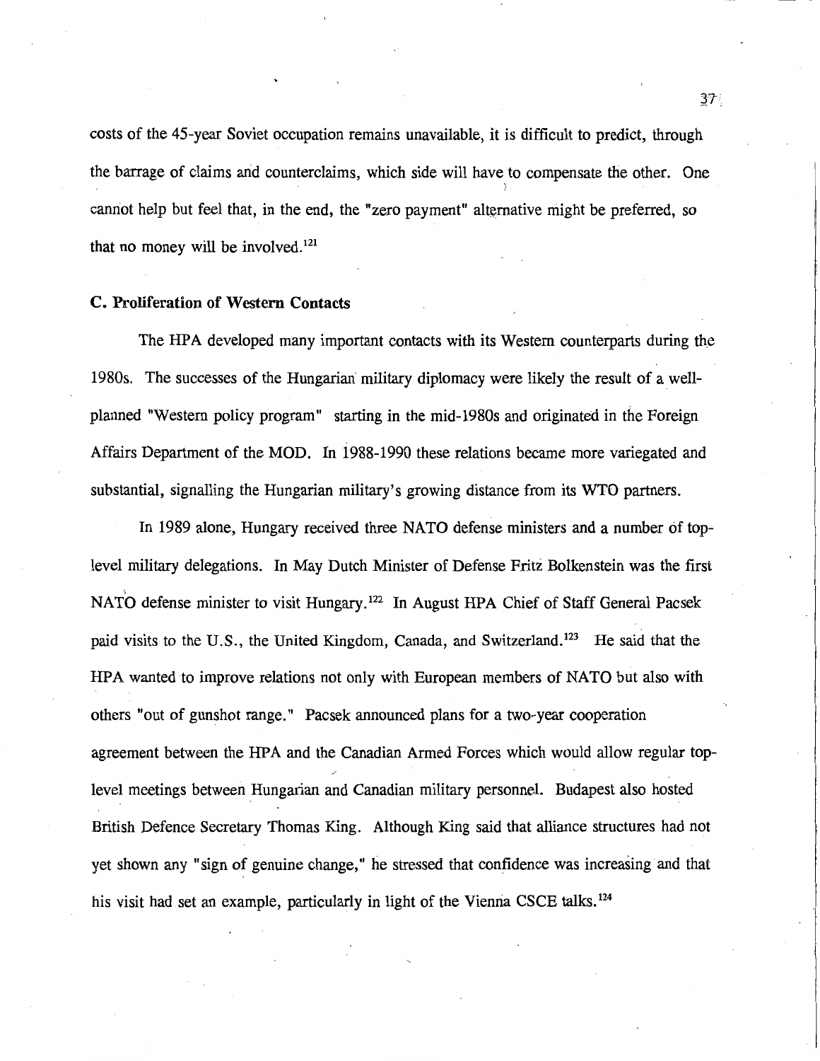costs of the 45-year Soviet occupation remains unavailable, it is difficult to predict, through the barrage of claims and counterclaims, which side will have to compensate the other. One cannot help but feel that, in the end, the "zero payment" alternative might be preferred, so that no money will be involved.[121]

### C. Proliferation of Western Contacts

The HPA developed many important contacts with its Western counterparts during the 1980s. The successes of the Hungarian military diplomacy were likely the result of a well-planned "Western policy program" starting in the mid-1980s and originated in the Foreign Affairs Department of the MOD. In 1988-1990 these relations became more variegated and substantial, signalling the Hungarian military's growing distance from its WTO partners.

In 1989 alone, Hungary received three NATO defense ministers and a number of top-level military delegations. In May Dutch Minister of Defense Fritz Bolkenstein was the first NATO defense minister to visit Hungary.[122] In August HPA Chief of Staff General Pacsek paid visits to the U.S., the United Kingdom, Canada, and Switzerland.[123] He said that the HPA wanted to improve relations not only with European members of NATO but also with others "out of gunshot range." Pacsek announced plans for a two-year cooperation agreement between the HPA and the Canadian Armed Forces which would allow regular top-level meetings between Hungarian and Canadian military personnel. Budapest also hosted British Defence Secretary Thomas King. Although King said that alliance structures had not yet shown any "sign of genuine change," he stressed that confidence was increasing and that his visit had set an example, particularly in light of the Vienna CSCE talks.[124]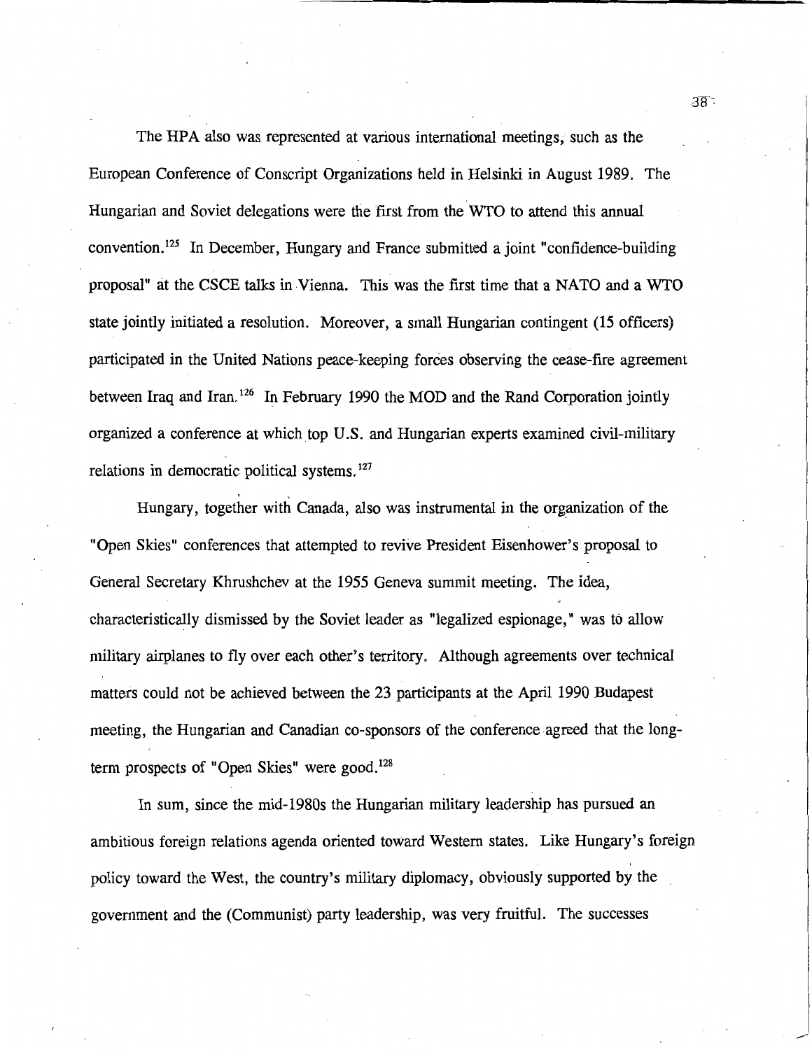The HPA also was represented at various international meetings, such as the European Conference of Conscript Organizations held in Helsinki in August 1989. The Hungarian and Soviet delegations were the first from the WTO to attend this annual convention.[125] In December, Hungary and France submitted a joint "confidence-building proposal" at the CSCE talks in Vienna. This was the first time that a NATO and a WTO state jointly initiated a resolution. Moreover, a small Hungarian contingent (15 officers) participated in the United Nations peace-keeping forces observing the cease-fire agreement between Iraq and Iran.[126] In February 1990 the MOD and the Rand Corporation jointly organized a conference at which top U.S. and Hungarian experts examined civil-military relations in democratic political systems.[127]

Hungary, together with Canada, also was instrumental in the organization of the "Open Skies" conferences that attempted to revive President Eisenhower's proposal to General Secretary Khrushchev at the 1955 Geneva summit meeting. The idea, characteristically dismissed by the Soviet leader as "legalized espionage," was to allow military airplanes to fly over each other's territory. Although agreements over technical matters could not be achieved between the 23 participants at the April 1990 Budapest meeting, the Hungarian and Canadian co-sponsors of the conference agreed that the long-term prospects of "Open Skies" were good.[128]

In sum, since the mid-1980s the Hungarian military leadership has pursued an ambitious foreign relations agenda oriented toward Western states. Like Hungary's foreign policy toward the West, the country's military diplomacy, obviously supported by the government and the (Communist) party leadership, was very fruitful. The successes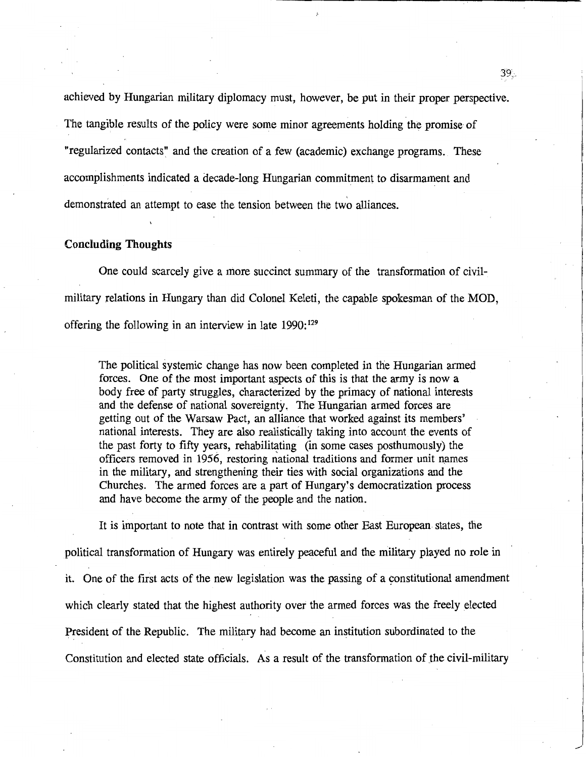achieved by Hungarian military diplomacy must, however, be put in their proper perspective. The tangible results of the policy were some minor agreements holding the promise of "regularized contacts" and the creation of a few (academic) exchange programs. These accomplishments indicated a decade-long Hungarian commitment to disarmament and demonstrated an attempt to ease the tension between the two alliances.

### Concluding Thoughts

One could scarcely give a more succinct summary of the transformation of civil-military relations in Hungary than did Colonel Keleti, the capable spokesman of the MOD, offering the following in an interview in late 1990:[129]

> The political systemic change has now been completed in the Hungarian armed forces. One of the most important aspects of this is that the army is now a body free of party struggles, characterized by the primacy of national interests and the defense of national sovereignty. The Hungarian armed forces are getting out of the Warsaw Pact, an alliance that worked against its members' national interests. They are also realistically taking into account the events of the past forty to fifty years, rehabilitating (in some cases posthumously) the officers removed in 1956, restoring national traditions and former unit names in the military, and strengthening their ties with social organizations and the Churches. The armed forces are a part of Hungary's democratization process and have become the army of the people and the nation.

It is important to note that in contrast with some other East European states, the political transformation of Hungary was entirely peaceful and the military played no role in it. One of the first acts of the new legislation was the passing of a constitutional amendment which clearly stated that the highest authority over the armed forces was the freely elected President of the Republic. The military had become an institution subordinated to the Constitution and elected state officials. As a result of the transformation of the civil-military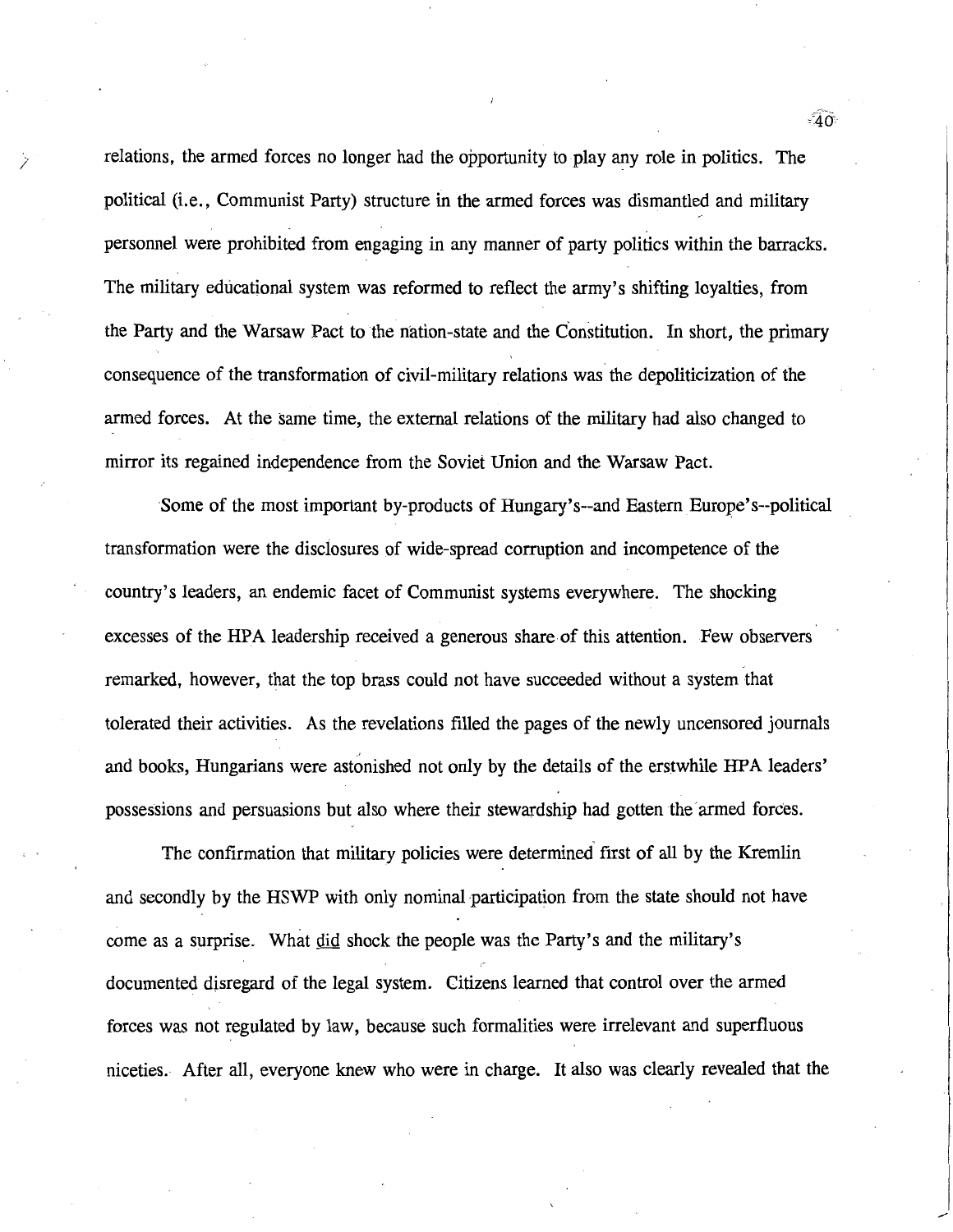relations, the armed forces no longer had the opportunity to play any role in politics. The political (i.e., Communist Party) structure in the armed forces was dismantled and military personnel were prohibited from engaging in any manner of party politics within the barracks. The military educational system was reformed to reflect the army's shifting loyalties, from the Party and the Warsaw Pact to the nation-state and the Constitution. In short, the primary consequence of the transformation of civil-military relations was the depoliticization of the armed forces. At the same time, the external relations of the military had also changed to mirror its regained independence from the Soviet Union and the Warsaw Pact.

Some of the most important by-products of Hungary's--and Eastern Europe's--political transformation were the disclosures of wide-spread corruption and incompetence of the country's leaders, an endemic facet of Communist systems everywhere. The shocking excesses of the HPA leadership received a generous share of this attention. Few observers remarked, however, that the top brass could not have succeeded without a system that tolerated their activities. As the revelations filled the pages of the newly uncensored journals and books, Hungarians were astonished not only by the details of the erstwhile HPA leaders' possessions and persuasions but also where their stewardship had gotten the armed forces.

The confirmation that military policies were determined first of all by the Kremlin and secondly by the HSWP with only nominal participation from the state should not have come as a surprise. What did shock the people was the Party's and the military's documented disregard of the legal system. Citizens learned that control over the armed forces was not regulated by law, because such formalities were irrelevant and superfluous niceties. After all, everyone knew who were in charge. It also was clearly revealed that the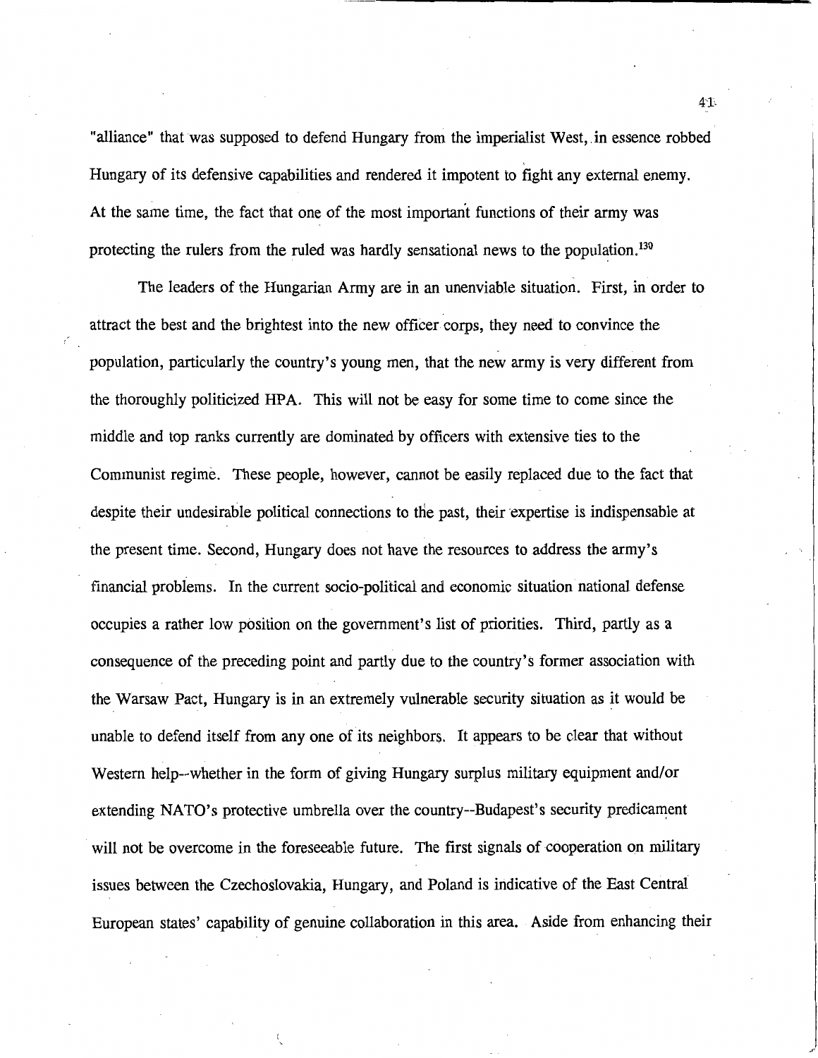"alliance" that was supposed to defend Hungary from the imperialist West, in essence robbed Hungary of its defensive capabilities and rendered it impotent to fight any external enemy. At the same time, the fact that one of the most important functions of their army was protecting the rulers from the ruled was hardly sensational news to the population.[130]

The leaders of the Hungarian Army are in an unenviable situation. First, in order to attract the best and the brightest into the new officer corps, they need to convince the population, particularly the country's young men, that the new army is very different from the thoroughly politicized HPA. This will not be easy for some time to come since the middle and top ranks currently are dominated by officers with extensive ties to the Communist regime. These people, however, cannot be easily replaced due to the fact that despite their undesirable political connections to the past, their expertise is indispensable at the present time. Second, Hungary does not have the resources to address the army's financial problems. In the current socio-political and economic situation national defense occupies a rather low position on the government's list of priorities. Third, partly as a consequence of the preceding point and partly due to the country's former association with the Warsaw Pact, Hungary is in an extremely vulnerable security situation as it would be unable to defend itself from any one of its neighbors. It appears to be clear that without Western help--whether in the form of giving Hungary surplus military equipment and/or extending NATO's protective umbrella over the country--Budapest's security predicament will not be overcome in the foreseeable future. The first signals of cooperation on military issues between the Czechoslovakia, Hungary, and Poland is indicative of the East Central European states' capability of genuine collaboration in this area. Aside from enhancing their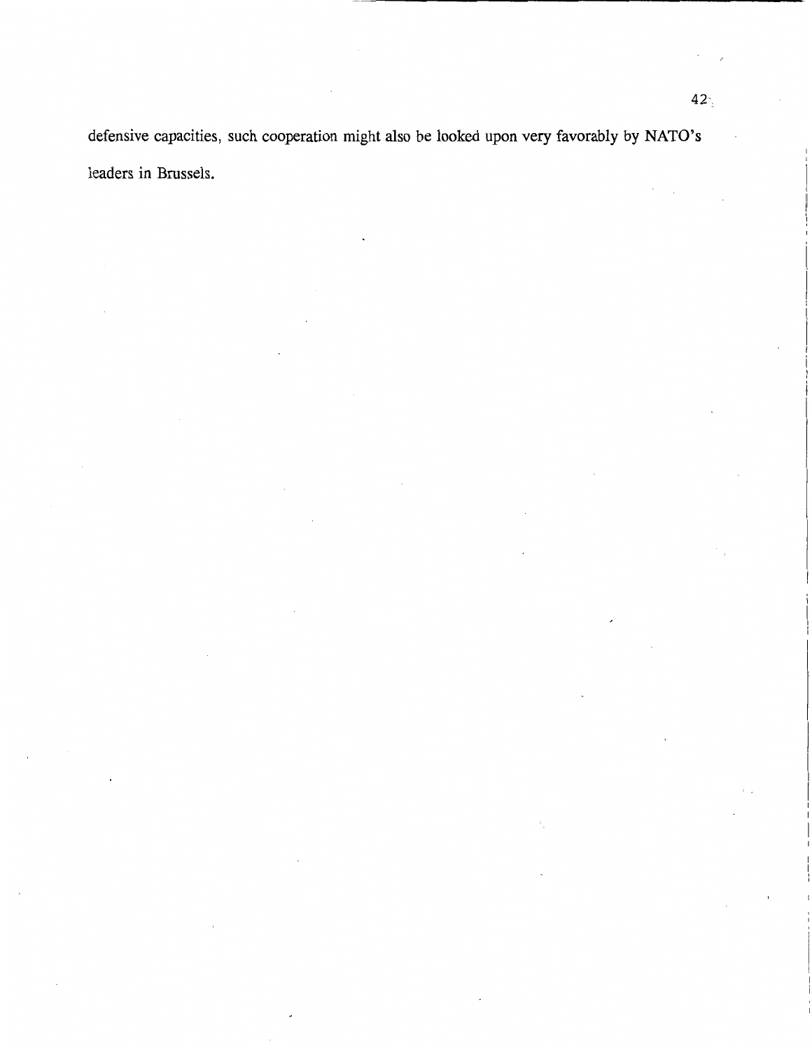defensive capacities, such cooperation might also be looked upon very favorably by NATO's leaders in Brussels.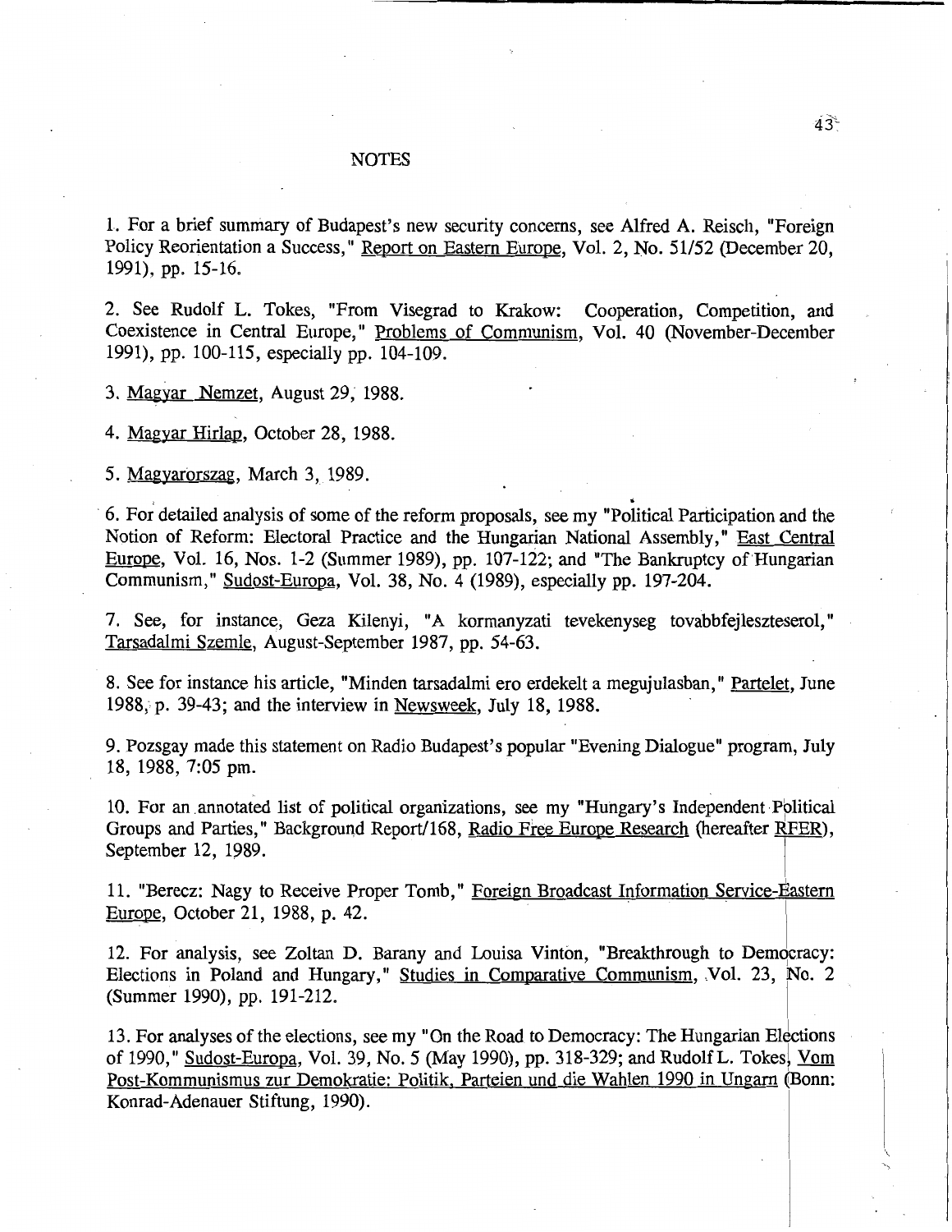## NOTES

1. For a brief summary of Budapest's new security concerns, see Alfred A. Reisch, "Foreign Policy Reorientation a Success," Report on Eastern Europe, Vol. 2, No. 51/52 (December 20, 1991), pp. 15-16.

2. See Rudolf L. Tokes, "From Visegrad to Krakow: Cooperation, Competition, and Coexistence in Central Europe," Problems of Communism, Vol. 40 (November-December 1991), pp. 100-115, especially pp. 104-109.

3. Magyar Nemzet, August 29, 1988.

4. Magyar Hirlap, October 28, 1988.

5. Magyarorszag, March 3, 1989.

6. For detailed analysis of some of the reform proposals, see my "Political Participation and the Notion of Reform: Electoral Practice and the Hungarian National Assembly," East Central Europe, Vol. 16, Nos. 1-2 (Summer 1989), pp. 107-122; and "The Bankruptcy of Hungarian Communism," Sudost-Europa, Vol. 38, No. 4 (1989), especially pp. 197-204.

7. See, for instance, Geza Kilenyi, "A kormanyzati tevekenyseg tovabbfejleszteserol," Tarsadalmi Szemle, August-September 1987, pp. 54-63.

8. See for instance his article, "Minden tarsadalmi ero erdekelt a megujulasban," Partelet, June 1988, p. 39-43; and the interview in Newsweek, July 18, 1988.

9. Pozsgay made this statement on Radio Budapest's popular "Evening Dialogue" program, July 18, 1988, 7:05 pm.

10. For an annotated list of political organizations, see my "Hungary's Independent Political Groups and Parties," Background Report/168, Radio Free Europe Research (hereafter RFER), September 12, 1989.

11. "Berecz: Nagy to Receive Proper Tomb," Foreign Broadcast Information Service-Eastern Europe, October 21, 1988, p. 42.

12. For analysis, see Zoltan D. Barany and Louisa Vinton, "Breakthrough to Democracy: Elections in Poland and Hungary," Studies in Comparative Communism, Vol. 23, No. 2 (Summer 1990), pp. 191-212.

13. For analyses of the elections, see my "On the Road to Democracy: The Hungarian Elections of 1990," Sudost-Europa, Vol. 39, No. 5 (May 1990), pp. 318-329; and Rudolf L. Tokes, Vom Post-Kommunismus zur Demokratie: Politik, Parteien und die Wahlen 1990 in Ungarn (Bonn: Konrad-Adenauer Stiftung, 1990).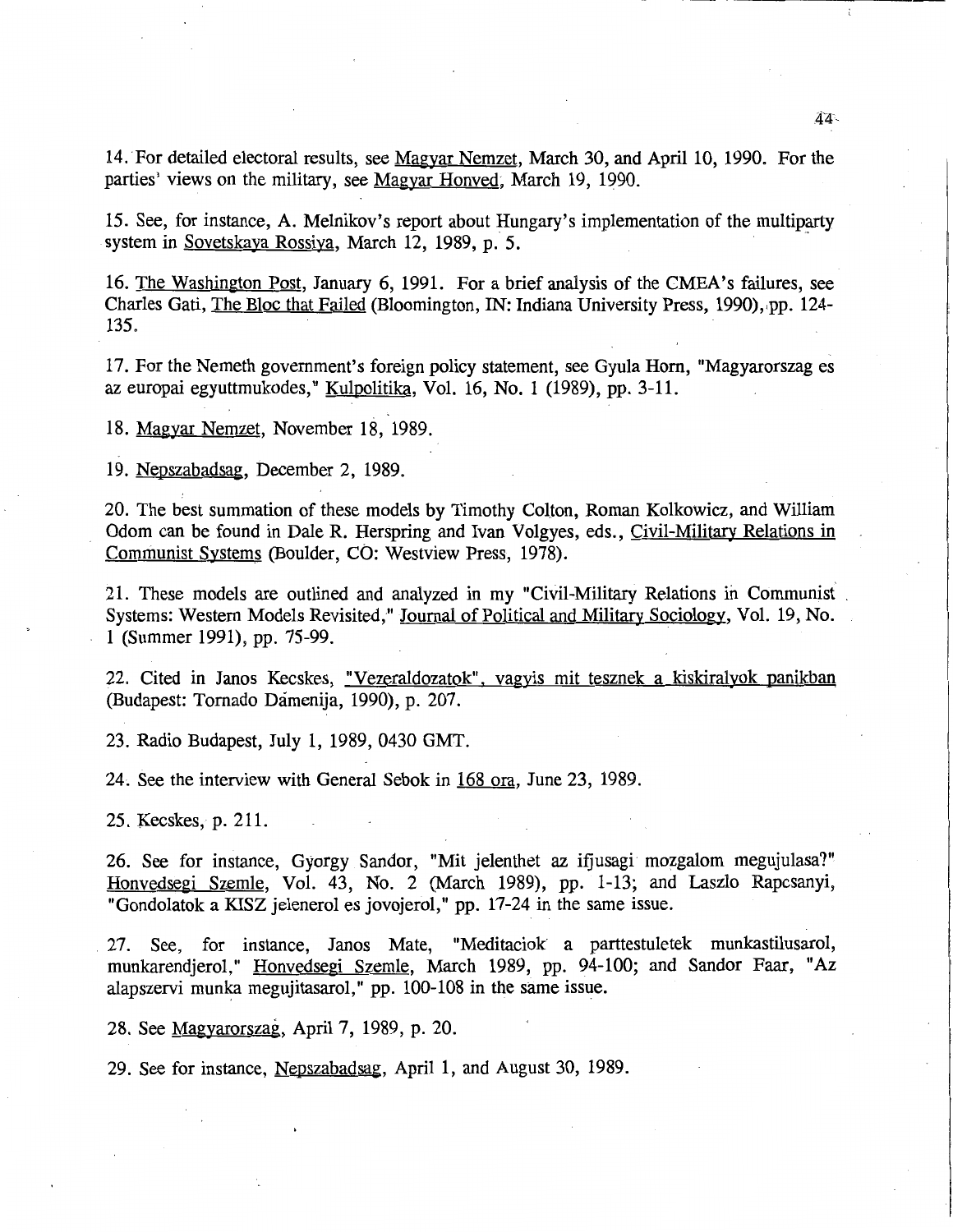14. For detailed electoral results, see Magyar Nemzet, March 30, and April 10, 1990. For the parties' views on the military, see Magyar Honved, March 19, 1990.

15. See, for instance, A. Melnikov's report about Hungary's implementation of the multiparty system in Sovetskaya Rossiya, March 12, 1989, p. 5.

16. The Washington Post, January 6, 1991. For a brief analysis of the CMEA's failures, see Charles Gati, The Bloc that Failed (Bloomington, IN: Indiana University Press, 1990), pp. 124-135.

17. For the Nemeth government's foreign policy statement, see Gyula Horn, "Magyarorszag es az europai egyuttmukodes," Kulpolitika, Vol. 16, No. 1 (1989), pp. 3-11.

18. Magyar Nemzet, November 18, 1989.

19. Nepszabadsag, December 2, 1989.

20. The best summation of these models by Timothy Colton, Roman Kolkowicz, and William Odom can be found in Dale R. Herspring and Ivan Volgyes, eds., Civil-Military Relations in Communist Systems (Boulder, CO: Westview Press, 1978).

21. These models are outlined and analyzed in my "Civil-Military Relations in Communist Systems: Western Models Revisited," Journal of Political and Military Sociology, Vol. 19, No. 1 (Summer 1991), pp. 75-99.

22. Cited in Janos Kecskes, "Vezeraldozatok", vagyis mit tesznek a kiskiralyok panikban (Budapest: Tornado Damenija, 1990), p. 207.

23. Radio Budapest, July 1, 1989, 0430 GMT.

24. See the interview with General Sebok in 168 ora, June 23, 1989.

25. Kecskes, p. 211.

26. See for instance, Gyorgy Sandor, "Mit jelenthet az ifjusagi mozgalom megujulasa?" Honvedsegi Szemle, Vol. 43, No. 2 (March 1989), pp. 1-13; and Laszlo Rapcsanyi, "Gondolatok a KISZ jelenerol es jovojerol," pp. 17-24 in the same issue.

27. See, for instance, Janos Mate, "Meditaciok a parttestuletek munkastilusarol, munkarendjerol," Honvedsegi Szemle, March 1989, pp. 94-100; and Sandor Faar, "Az alapszervi munka megujitasarol," pp. 100-108 in the same issue.

28. See Magyarorszag, April 7, 1989, p. 20.

29. See for instance, Nepszabadsag, April 1, and August 30, 1989.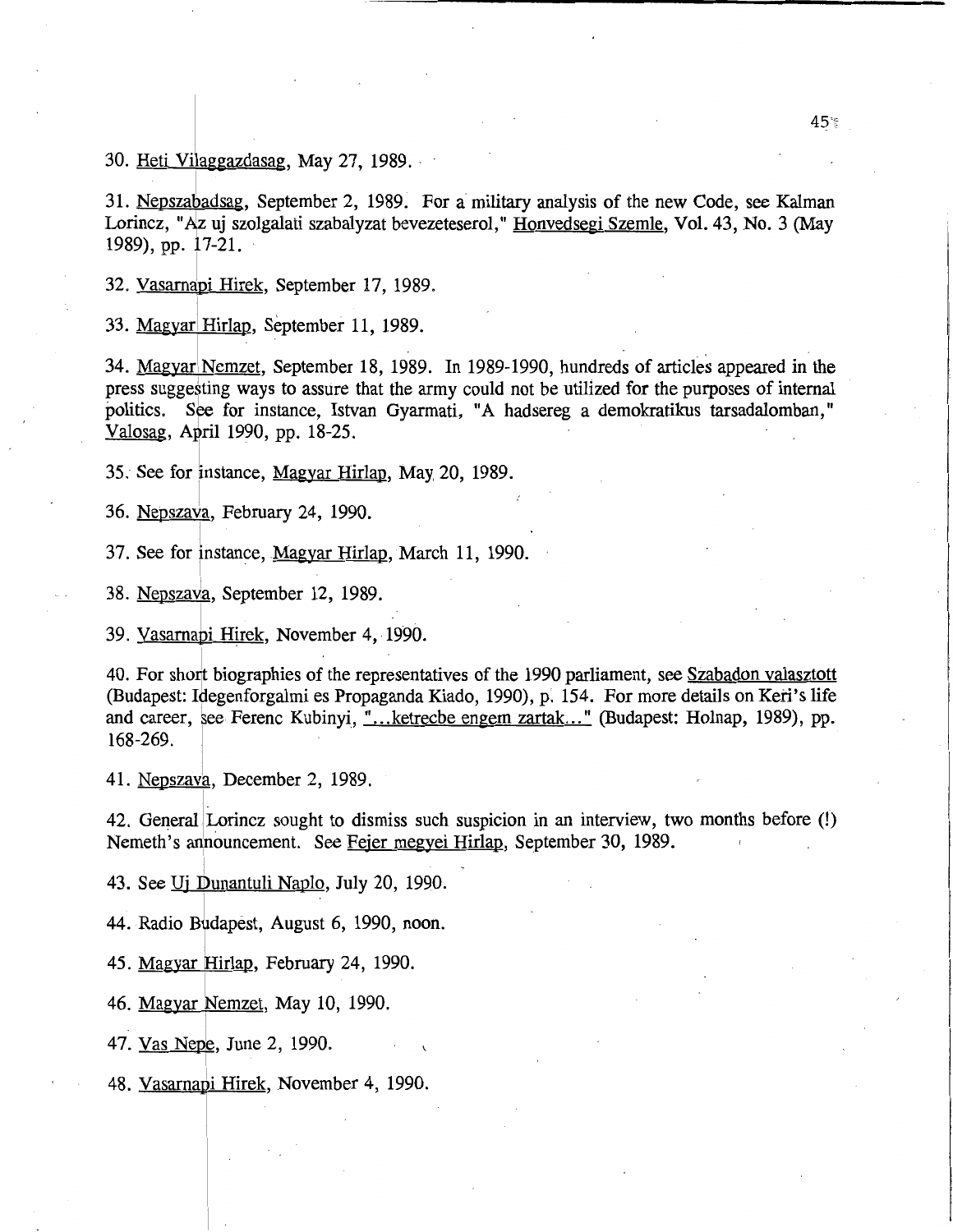30. Heti Vilaggazdasag, May 27, 1989.

31. Nepszabadsag, September 2, 1989. For a military analysis of the new Code, see Kalman Lorincz, "Az uj szolgalati szabalyzat bevezeteserol," Honvedsegi Szemle, Vol. 43, No. 3 (May 1989), pp. 17-21.

32. Vasarnapi Hirek, September 17, 1989.

33. Magyar Hirlap, September 11, 1989.

34. Magyar Nemzet, September 18, 1989. In 1989-1990, hundreds of articles appeared in the press suggesting ways to assure that the army could not be utilized for the purposes of internal politics. See for instance, Istvan Gyarmati, "A hadsereg a demokratikus tarsadalomban," Valosag, April 1990, pp. 18-25.

35. See for instance, Magyar Hirlap, May 20, 1989.

36. Nepszava, February 24, 1990.

37. See for instance, Magyar Hirlap, March 11, 1990.

38. Nepszava, September 12, 1989.

39. Vasarnapi Hirek, November 4, 1990.

40. For short biographies of the representatives of the 1990 parliament, see Szabadon valasztott (Budapest: Idegenforgalmi es Propaganda Kiado, 1990), p. 154. For more details on Keri's life and career, see Ferenc Kubinyi, "...ketrecbe engem zartak..." (Budapest: Holnap, 1989), pp. 168-269.

41. Nepszava, December 2, 1989.

42. General Lorincz sought to dismiss such suspicion in an interview, two months before (!) Nemeth's announcement. See Fejer megyei Hirlap, September 30, 1989.

43. See Uj Dunantuli Naplo, July 20, 1990.

44. Radio Budapest, August 6, 1990, noon.

45. Magyar Hirlap, February 24, 1990.

46. Magyar Nemzet, May 10, 1990.

47. Vas Nepe, June 2, 1990.

48. Vasarnapi Hirek, November 4, 1990.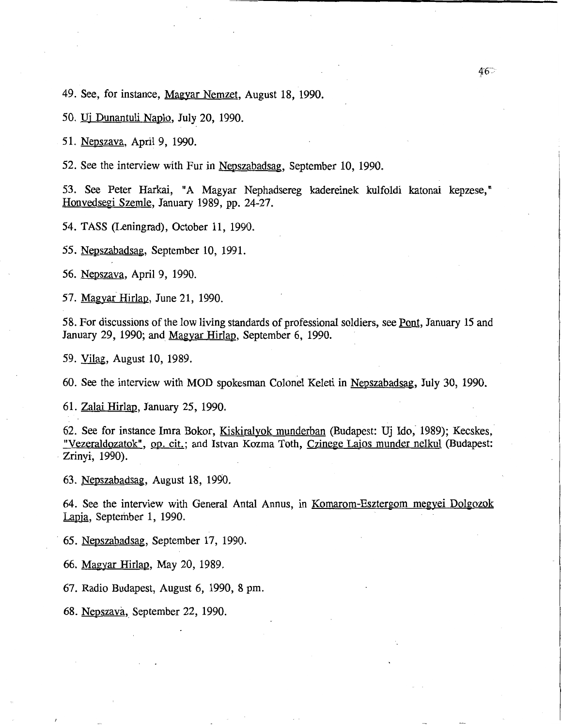49. See, for instance, Magyar Nemzet, August 18, 1990.

50. Uj Dunantuli Naplo, July 20, 1990.

51. Nepszava, April 9, 1990.

52. See the interview with Fur in Nepszabadsag, September 10, 1990.

53. See Peter Harkai, "A Magyar Nephadsereg kadereinek kulfoldi katonai kepzese," Honvedsegi Szemle, January 1989, pp. 24-27.

54. TASS (Leningrad), October 11, 1990.

55. Nepszabadsag, September 10, 1991.

56. Nepszava, April 9, 1990.

57. Magyar Hirlap, June 21, 1990.

58. For discussions of the low living standards of professional soldiers, see Pont, January 15 and January 29, 1990; and Magyar Hirlap, September 6, 1990.

59. Vilag, August 10, 1989.

60. See the interview with MOD spokesman Colonel Keleti in Nepszabadsag, July 30, 1990.

61. Zalai Hirlap, January 25, 1990.

62. See for instance Imra Bokor, Kiskiralyok munderban (Budapest: Uj Ido, 1989); Kecskes, "Vezeraldozatok", op. cit.; and Istvan Kozma Toth, Czinege Lajos munder nelkul (Budapest: Zrinyi, 1990).

63. Nepszabadsag, August 18, 1990.

64. See the interview with General Antal Annus, in Komarom-Esztergom megyei Dolgozok Lapja, September 1, 1990.

65. Nepszabadsag, September 17, 1990.

66. Magyar Hirlap, May 20, 1989.

67. Radio Budapest, August 6, 1990, 8 pm.

68. Nepszava, September 22, 1990.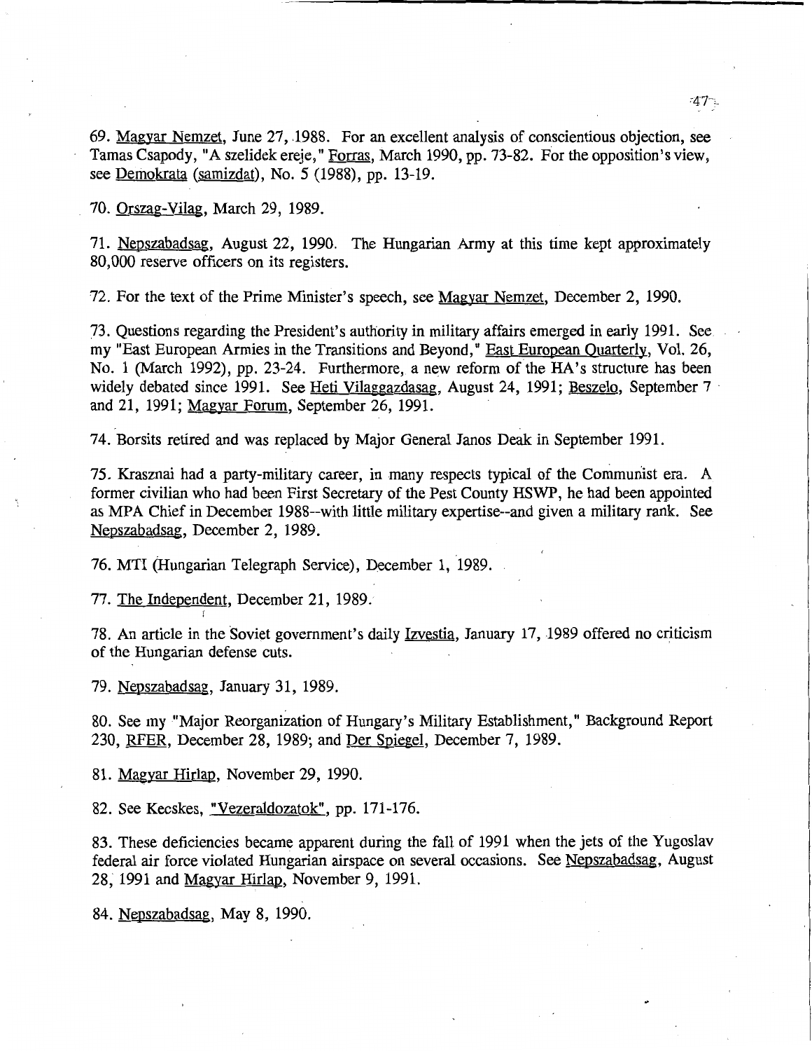69. Magyar Nemzet, June 27, 1988. For an excellent analysis of conscientious objection, see Tamas Csapody, "A szelidek ereje," Forras, March 1990, pp. 73-82. For the opposition's view, see Demokrata (samizdat), No. 5 (1988), pp. 13-19.

70. Orszag-Vilag, March 29, 1989.

71. Nepszabadsag, August 22, 1990. The Hungarian Army at this time kept approximately 80,000 reserve officers on its registers.

72. For the text of the Prime Minister's speech, see Magyar Nemzet, December 2, 1990.

73. Questions regarding the President's authority in military affairs emerged in early 1991. See my "East European Armies in the Transitions and Beyond," East European Quarterly, Vol. 26, No. 1 (March 1992), pp. 23-24. Furthermore, a new reform of the HA's structure has been widely debated since 1991. See Heti Vilaggazdasag, August 24, 1991; Beszelo, September 7 and 21, 1991; Magyar Forum, September 26, 1991.

74. Borsits retired and was replaced by Major General Janos Deak in September 1991.

75. Krasznai had a party-military career, in many respects typical of the Communist era. A former civilian who had been First Secretary of the Pest County HSWP, he had been appointed as MPA Chief in December 1988--with little military expertise--and given a military rank. See Nepszabadsag, December 2, 1989.

76. MTI (Hungarian Telegraph Service), December 1, 1989.

77. The Independent, December 21, 1989.

78. An article in the Soviet government's daily Izvestia, January 17, 1989 offered no criticism of the Hungarian defense cuts.

79. Nepszabadsag, January 31, 1989.

80. See my "Major Reorganization of Hungary's Military Establishment," Background Report 230, RFER, December 28, 1989; and Der Spiegel, December 7, 1989.

81. Magyar Hirlap, November 29, 1990.

82. See Kecskes, "Vezeraldozatok", pp. 171-176.

83. These deficiencies became apparent during the fall of 1991 when the jets of the Yugoslav federal air force violated Hungarian airspace on several occasions. See Nepszabadsag, August 28, 1991 and Magyar Hirlap, November 9, 1991.

84. Nepszabadsag, May 8, 1990.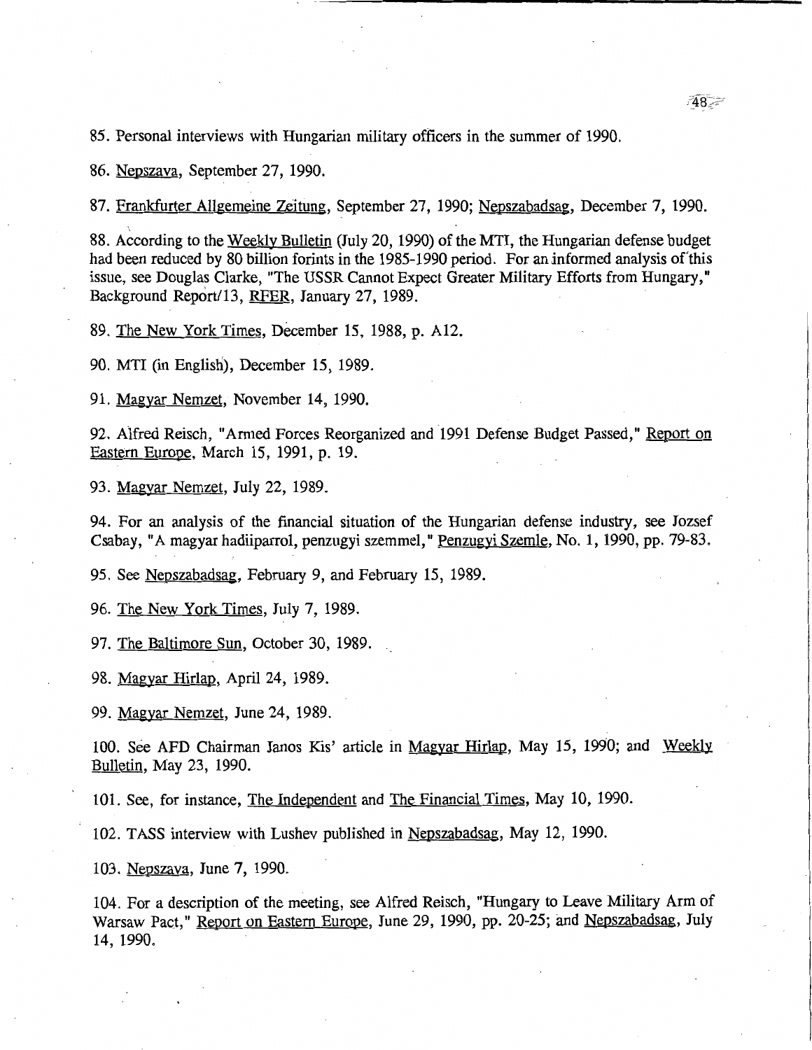85. Personal interviews with Hungarian military officers in the summer of 1990.

86. Nepszava, September 27, 1990.

87. Frankfurter Allgemeine Zeitung, September 27, 1990; Nepszabadsag, December 7, 1990.

88. According to the Weekly Bulletin (July 20, 1990) of the MTI, the Hungarian defense budget had been reduced by 80 billion forints in the 1985-1990 period. For an informed analysis of this issue, see Douglas Clarke, "The USSR Cannot Expect Greater Military Efforts from Hungary," Background Report/13, RFER, January 27, 1989.

89. The New York Times, December 15, 1988, p. A12.

90. MTI (in English), December 15, 1989.

91. Magyar Nemzet, November 14, 1990.

92. Alfred Reisch, "Armed Forces Reorganized and 1991 Defense Budget Passed," Report on Eastern Europe, March 15, 1991, p. 19.

93. Magyar Nemzet, July 22, 1989.

94. For an analysis of the financial situation of the Hungarian defense industry, see Jozsef Csabay, "A magyar hadiiparrol, penzugyi szemmel," Penzugyi Szemle, No. 1, 1990, pp. 79-83.

95. See Nepszabadsag, February 9, and February 15, 1989.

96. The New York Times, July 7, 1989.

97. The Baltimore Sun, October 30, 1989.

98. Magyar Hirlap, April 24, 1989.

99. Magyar Nemzet, June 24, 1989.

100. See AFD Chairman Janos Kis' article in Magyar Hirlap, May 15, 1990; and Weekly Bulletin, May 23, 1990.

101. See, for instance, The Independent and The Financial Times, May 10, 1990.

102. TASS interview with Lushev published in Nepszabadsag, May 12, 1990.

103. Nepszava, June 7, 1990.

104. For a description of the meeting, see Alfred Reisch, "Hungary to Leave Military Arm of Warsaw Pact," Report on Eastern Europe, June 29, 1990, pp. 20-25; and Nepszabadsag, July 14, 1990.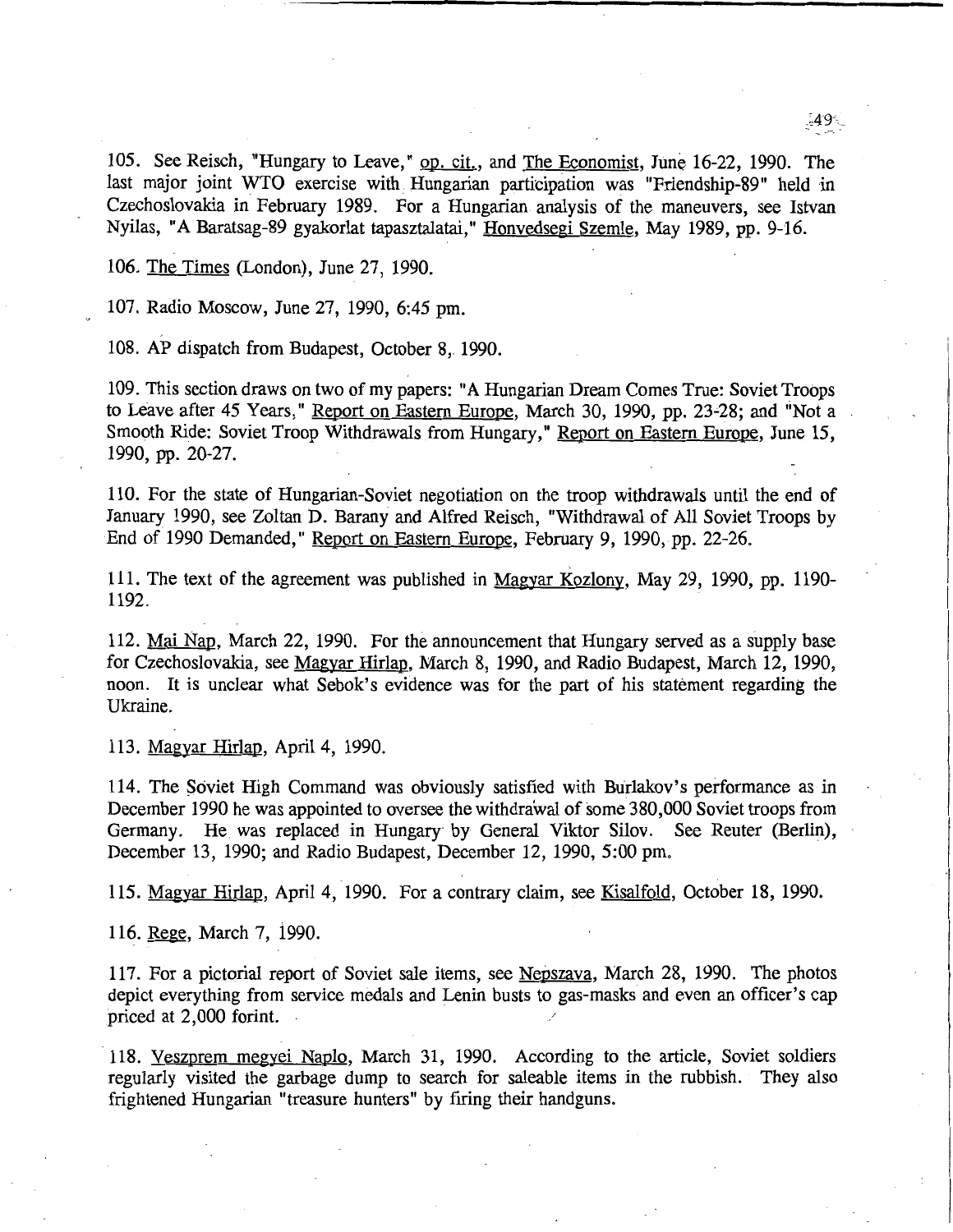105. See Reisch, "Hungary to Leave," op. cit., and The Economist, June 16-22, 1990. The last major joint WTO exercise with Hungarian participation was "Friendship-89" held in Czechoslovakia in February 1989. For a Hungarian analysis of the maneuvers, see Istvan Nyilas, "A Baratsag-89 gyakorlat tapasztalatai," Honvedsegi Szemle, May 1989, pp. 9-16.

106. The Times (London), June 27, 1990.

107. Radio Moscow, June 27, 1990, 6:45 pm.

108. AP dispatch from Budapest, October 8, 1990.

109. This section draws on two of my papers: "A Hungarian Dream Comes True: Soviet Troops to Leave after 45 Years," Report on Eastern Europe, March 30, 1990, pp. 23-28; and "Not a Smooth Ride: Soviet Troop Withdrawals from Hungary," Report on Eastern Europe, June 15, 1990, pp. 20-27.

110. For the state of Hungarian-Soviet negotiation on the troop withdrawals until the end of January 1990, see Zoltan D. Barany and Alfred Reisch, "Withdrawal of All Soviet Troops by End of 1990 Demanded," Report on Eastern Europe, February 9, 1990, pp. 22-26.

111. The text of the agreement was published in Magyar Kozlony, May 29, 1990, pp. 1190-1192.

112. Mai Nap, March 22, 1990. For the announcement that Hungary served as a supply base for Czechoslovakia, see Magyar Hirlap, March 8, 1990, and Radio Budapest, March 12, 1990, noon. It is unclear what Sebok's evidence was for the part of his statement regarding the Ukraine.

113. Magyar Hirlap, April 4, 1990.

114. The Soviet High Command was obviously satisfied with Burlakov's performance as in December 1990 he was appointed to oversee the withdrawal of some 380,000 Soviet troops from Germany. He was replaced in Hungary by General Viktor Silov. See Reuter (Berlin), December 13, 1990; and Radio Budapest, December 12, 1990, 5:00 pm.

115. Magyar Hirlap, April 4, 1990. For a contrary claim, see Kisalfold, October 18, 1990.

116. Rege, March 7, 1990.

117. For a pictorial report of Soviet sale items, see Nepszava, March 28, 1990. The photos depict everything from service medals and Lenin busts to gas-masks and even an officer's cap priced at 2,000 forint.

118. Veszprem megyei Naplo, March 31, 1990. According to the article, Soviet soldiers regularly visited the garbage dump to search for saleable items in the rubbish. They also frightened Hungarian "treasure hunters" by firing their handguns.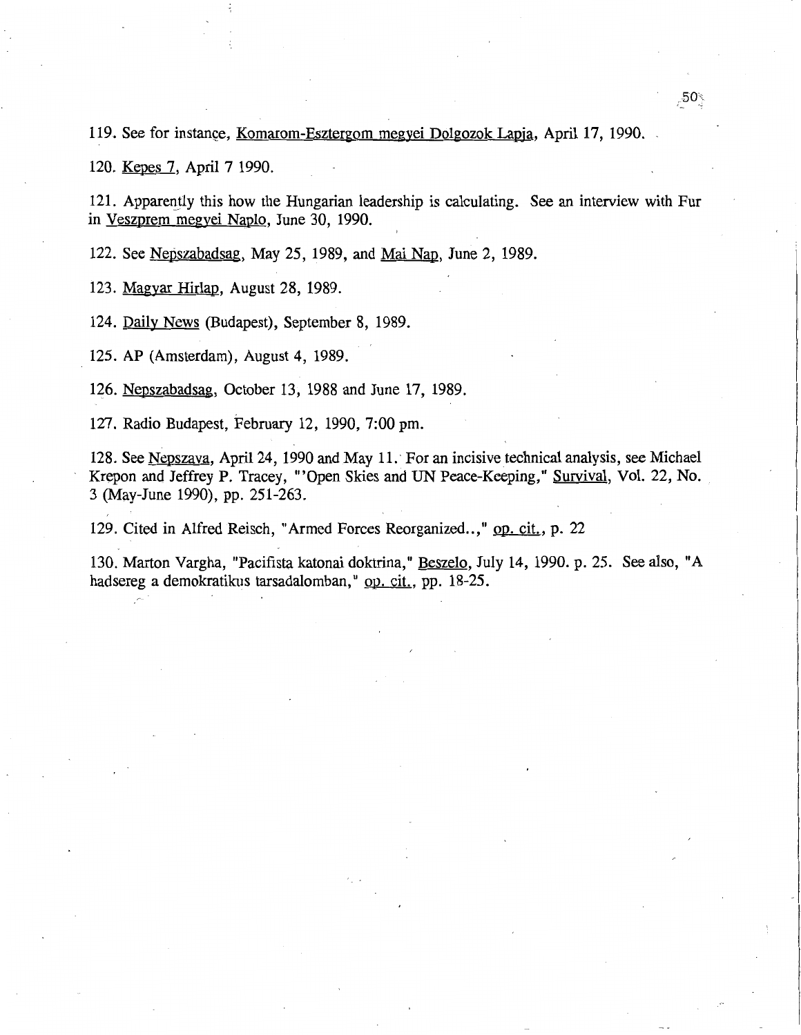119. See for instance, Komarom-Esztergom megyei Dolgozok Lapja, April 17, 1990.

120. Kepes 7, April 7 1990.

121. Apparently this how the Hungarian leadership is calculating. See an interview with Fur in Veszprem megyei Naplo, June 30, 1990.

122. See Nepszabadsag, May 25, 1989, and Mai Nap, June 2, 1989.

123. Magyar Hirlap, August 28, 1989.

124. Daily News (Budapest), September 8, 1989.

125. AP (Amsterdam), August 4, 1989.

126. Nepszabadsag, October 13, 1988 and June 17, 1989.

127. Radio Budapest, February 12, 1990, 7:00 pm.

128. See Nepszava, April 24, 1990 and May 11. For an incisive technical analysis, see Michael Krepon and Jeffrey P. Tracey, "'Open Skies and UN Peace-Keeping," Survival, Vol. 22, No. 3 (May-June 1990), pp. 251-263.

129. Cited in Alfred Reisch, "Armed Forces Reorganized..," op. cit., p. 22

130. Marton Vargha, "Pacifista katonai doktrina," Beszelo, July 14, 1990. p. 25. See also, "A hadsereg a demokratikus tarsadalomban," op. cit., pp. 18-25.